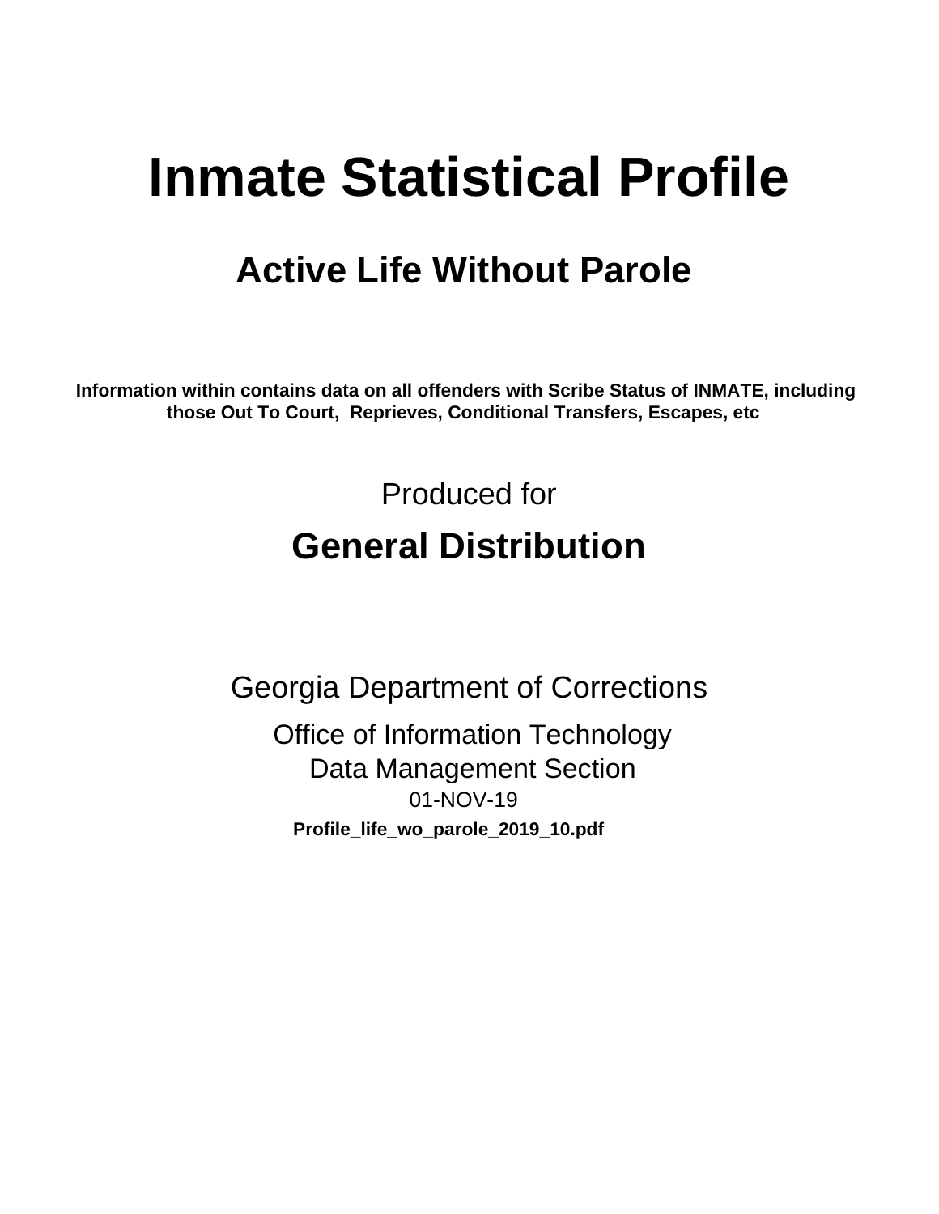# Inmate Statistical Profile

## Active Life Without Parole

**Information within contains data on all offenders with Scribe Status of INMATE, including those Out To Court, Reprieves, Conditional Transfers, Escapes, etc**

Produced for

## General Distribution

Georgia Department of Corrections

Office of Information Technology

Data Management Section

01-NOV-19

**Profile_life_wo_parole_2019_10.pdf**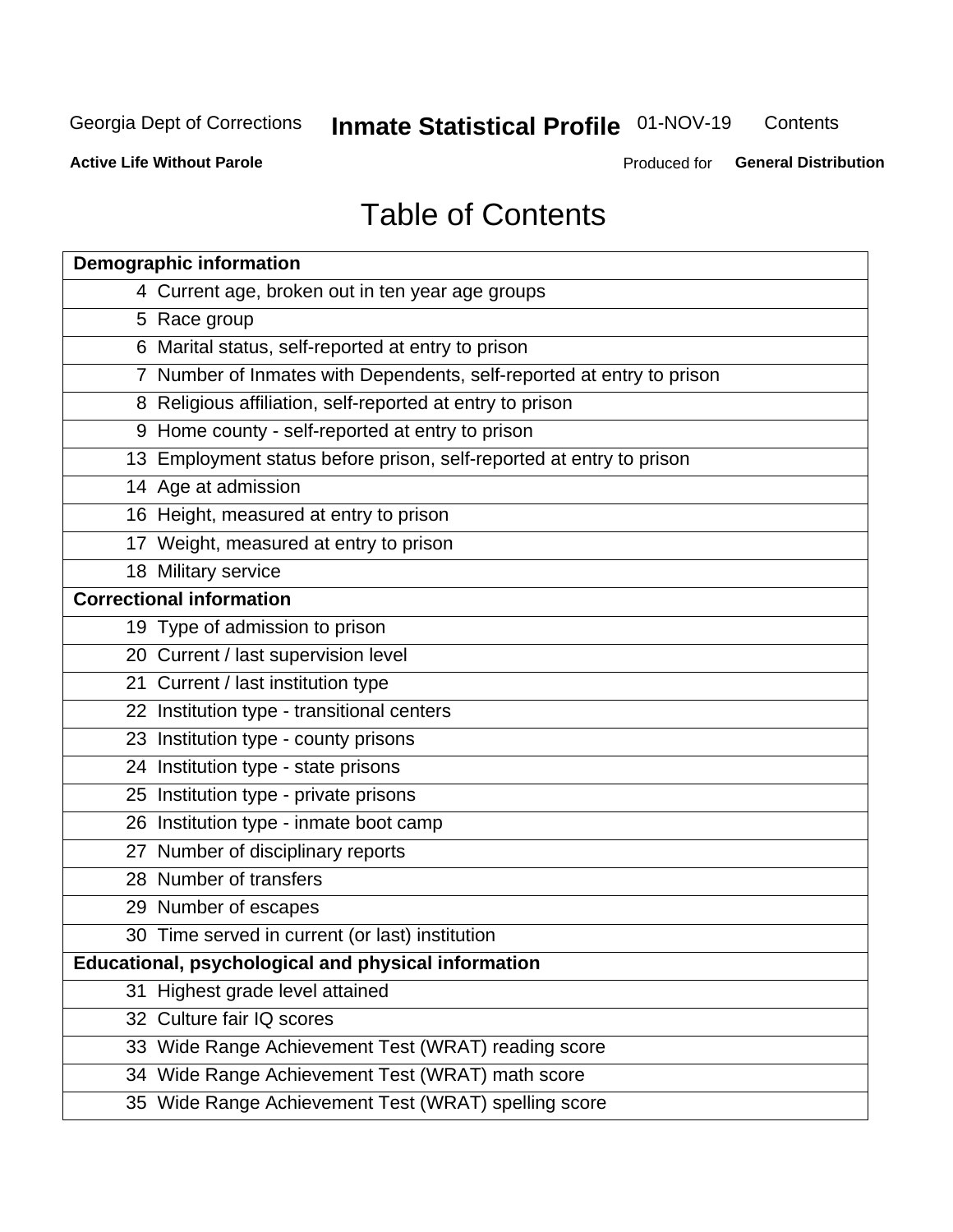# Table of Contents

| Demographic information | |
|---|---|
| 4 | Current age, broken out in ten year age groups |
| 5 | Race group |
| 6 | Marital status, self-reported at entry to prison |
| 7 | Number of Inmates with Dependents, self-reported at entry to prison |
| 8 | Religious affiliation, self-reported at entry to prison |
| 9 | Home county - self-reported at entry to prison |
| 13 | Employment status before prison, self-reported at entry to prison |
| 14 | Age at admission |
| 16 | Height, measured at entry to prison |
| 17 | Weight, measured at entry to prison |
| 18 | Military service |
| **Correctional information** | |
| 19 | Type of admission to prison |
| 20 | Current / last supervision level |
| 21 | Current / last institution type |
| 22 | Institution type - transitional centers |
| 23 | Institution type - county prisons |
| 24 | Institution type - state prisons |
| 25 | Institution type - private prisons |
| 26 | Institution type - inmate boot camp |
| 27 | Number of disciplinary reports |
| 28 | Number of transfers |
| 29 | Number of escapes |
| 30 | Time served in current (or last) institution |
| **Educational, psychological and physical information** | |
| 31 | Highest grade level attained |
| 32 | Culture fair IQ scores |
| 33 | Wide Range Achievement Test (WRAT) reading score |
| 34 | Wide Range Achievement Test (WRAT) math score |
| 35 | Wide Range Achievement Test (WRAT) spelling score |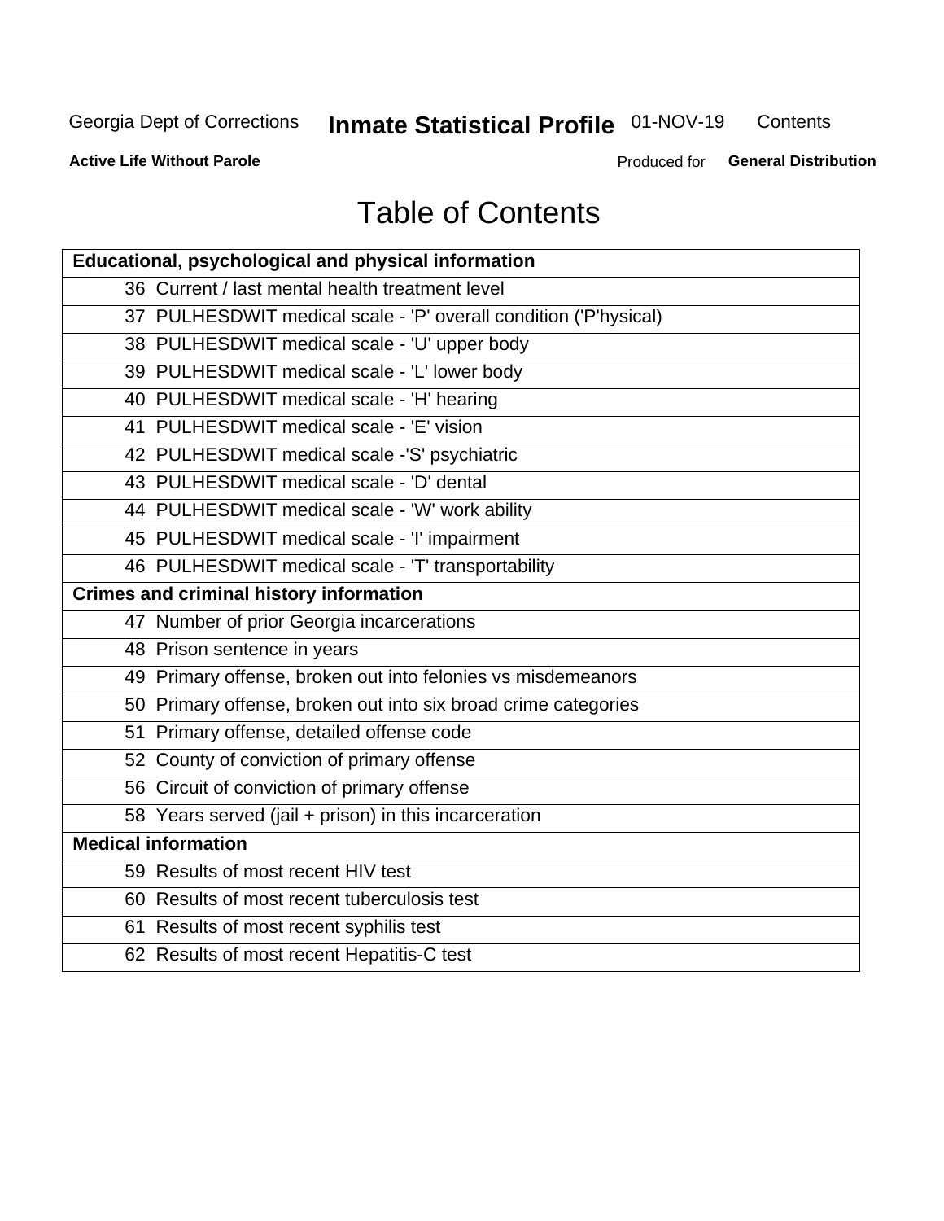Georgia Dept of Corrections **Inmate Statistical Profile** 01-NOV-19 Contents

**Active Life Without Parole** Produced for **General Distribution**

# Table of Contents

| **Educational, psychological and physical information** |
|---|
| 36 Current / last mental health treatment level |
| 37 PULHESDWIT medical scale - 'P' overall condition ('P'hysical) |
| 38 PULHESDWIT medical scale - 'U' upper body |
| 39 PULHESDWIT medical scale - 'L' lower body |
| 40 PULHESDWIT medical scale - 'H' hearing |
| 41 PULHESDWIT medical scale - 'E' vision |
| 42 PULHESDWIT medical scale -'S' psychiatric |
| 43 PULHESDWIT medical scale - 'D' dental |
| 44 PULHESDWIT medical scale - 'W' work ability |
| 45 PULHESDWIT medical scale - 'I' impairment |
| 46 PULHESDWIT medical scale - 'T' transportability |
| **Crimes and criminal history information** |
| 47 Number of prior Georgia incarcerations |
| 48 Prison sentence in years |
| 49 Primary offense, broken out into felonies vs misdemeanors |
| 50 Primary offense, broken out into six broad crime categories |
| 51 Primary offense, detailed offense code |
| 52 County of conviction of primary offense |
| 56 Circuit of conviction of primary offense |
| 58 Years served (jail + prison) in this incarceration |
| **Medical information** |
| 59 Results of most recent HIV test |
| 60 Results of most recent tuberculosis test |
| 61 Results of most recent syphilis test |
| 62 Results of most recent Hepatitis-C test |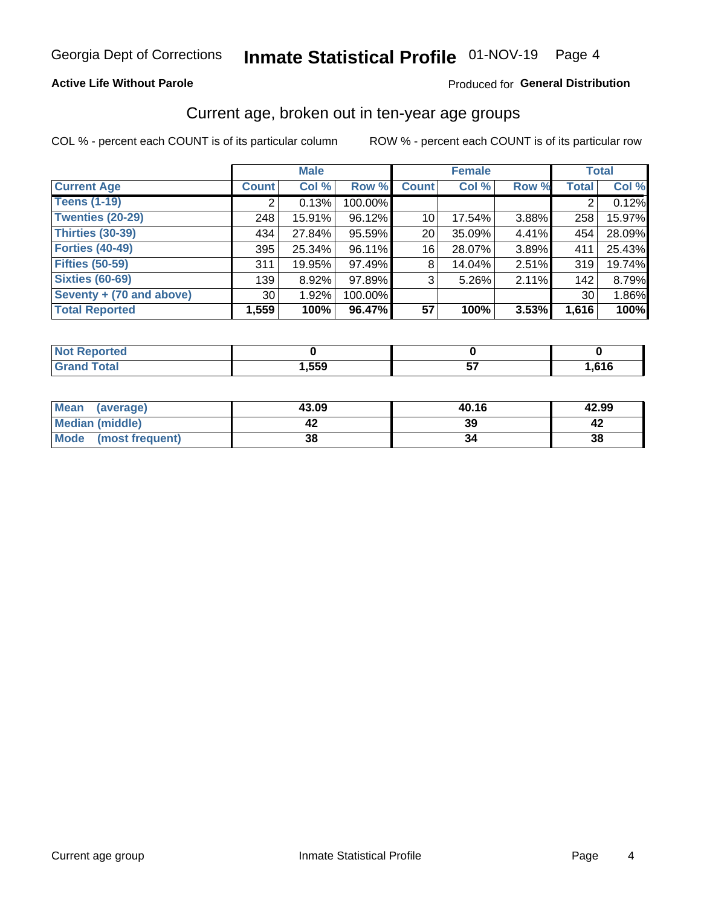# Georgia Dept of Corrections — Inmate Statistical Profile 01-NOV-19

**Active Life Without Parole** — Produced for **General Distribution**

## Current age, broken out in ten-year age groups

COL % - percent each COUNT is of its particular column

ROW % - percent each COUNT is of its particular row

| | Male | | | Female | | | Total | |
|---|---|---|---|---|---|---|---|---|
| **Current Age** | **Count** | **Col %** | **Row %** | **Count** | **Col %** | **Row %** | **Total** | **Col %** |
| Teens (1-19) | 2 | 0.13% | 100.00% | | | | 2 | 0.12% |
| Twenties (20-29) | 248 | 15.91% | 96.12% | 10 | 17.54% | 3.88% | 258 | 15.97% |
| Thirties (30-39) | 434 | 27.84% | 95.59% | 20 | 35.09% | 4.41% | 454 | 28.09% |
| Forties (40-49) | 395 | 25.34% | 96.11% | 16 | 28.07% | 3.89% | 411 | 25.43% |
| Fifties (50-59) | 311 | 19.95% | 97.49% | 8 | 14.04% | 2.51% | 319 | 19.74% |
| Sixties (60-69) | 139 | 8.92% | 97.89% | 3 | 5.26% | 2.11% | 142 | 8.79% |
| Seventy + (70 and above) | 30 | 1.92% | 100.00% | | | | 30 | 1.86% |
| **Total Reported** | **1,559** | **100%** | **96.47%** | **57** | **100%** | **3.53%** | **1,616** | **100%** |

| | Male | Female | Total |
|---|---|---|---|
| Not Reported | 0 | 0 | 0 |
| Grand Total | 1,559 | 57 | 1,616 |

| | Male | Female | Total |
|---|---|---|---|
| Mean (average) | 43.09 | 40.16 | 42.99 |
| Median (middle) | 42 | 39 | 42 |
| Mode (most frequent) | 38 | 34 | 38 |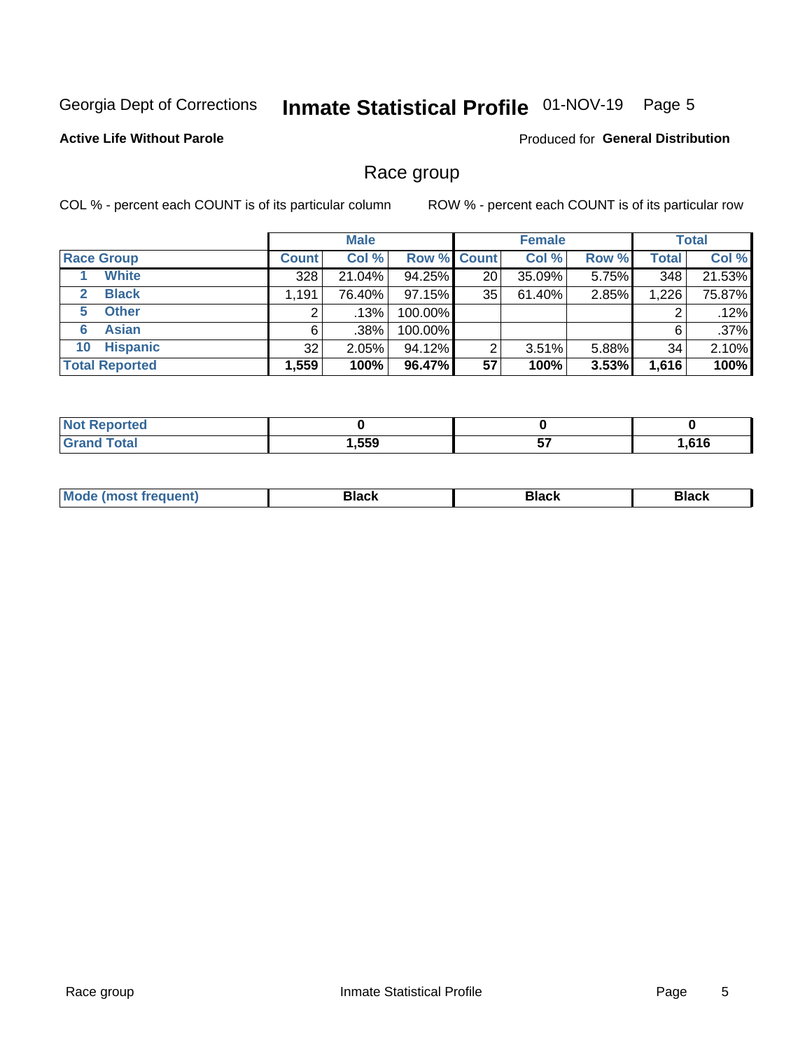Georgia Dept of Corrections **Inmate Statistical Profile** 01-NOV-19 Page 5

**Active Life Without Parole**

Produced for **General Distribution**

## Race group

COL % - percent each COUNT is of its particular column ROW % - percent each COUNT is of its particular row

| | | Male | | | Female | | | Total | |
|---|---|---|---|---|---|---|---|---|---|
| Race Group | | Count | Col % | Row % | Count | Col % | Row % | Total | Col % |
| 1 | White | 328 | 21.04% | 94.25% | 20 | 35.09% | 5.75% | 348 | 21.53% |
| 2 | Black | 1,191 | 76.40% | 97.15% | 35 | 61.40% | 2.85% | 1,226 | 75.87% |
| 5 | Other | 2 | .13% | 100.00% | | | | 2 | .12% |
| 6 | Asian | 6 | .38% | 100.00% | | | | 6 | .37% |
| 10 | Hispanic | 32 | 2.05% | 94.12% | 2 | 3.51% | 5.88% | 34 | 2.10% |
| **Total Reported** | | **1,559** | **100%** | **96.47%** | **57** | **100%** | **3.53%** | **1,616** | **100%** |

| | Male | Female | Total |
|---|---|---|---|
| Not Reported | **0** | **0** | **0** |
| Grand Total | **1,559** | **57** | **1,616** |

| | Male | Female | Total |
|---|---|---|---|
| Mode (most frequent) | **Black** | **Black** | **Black** |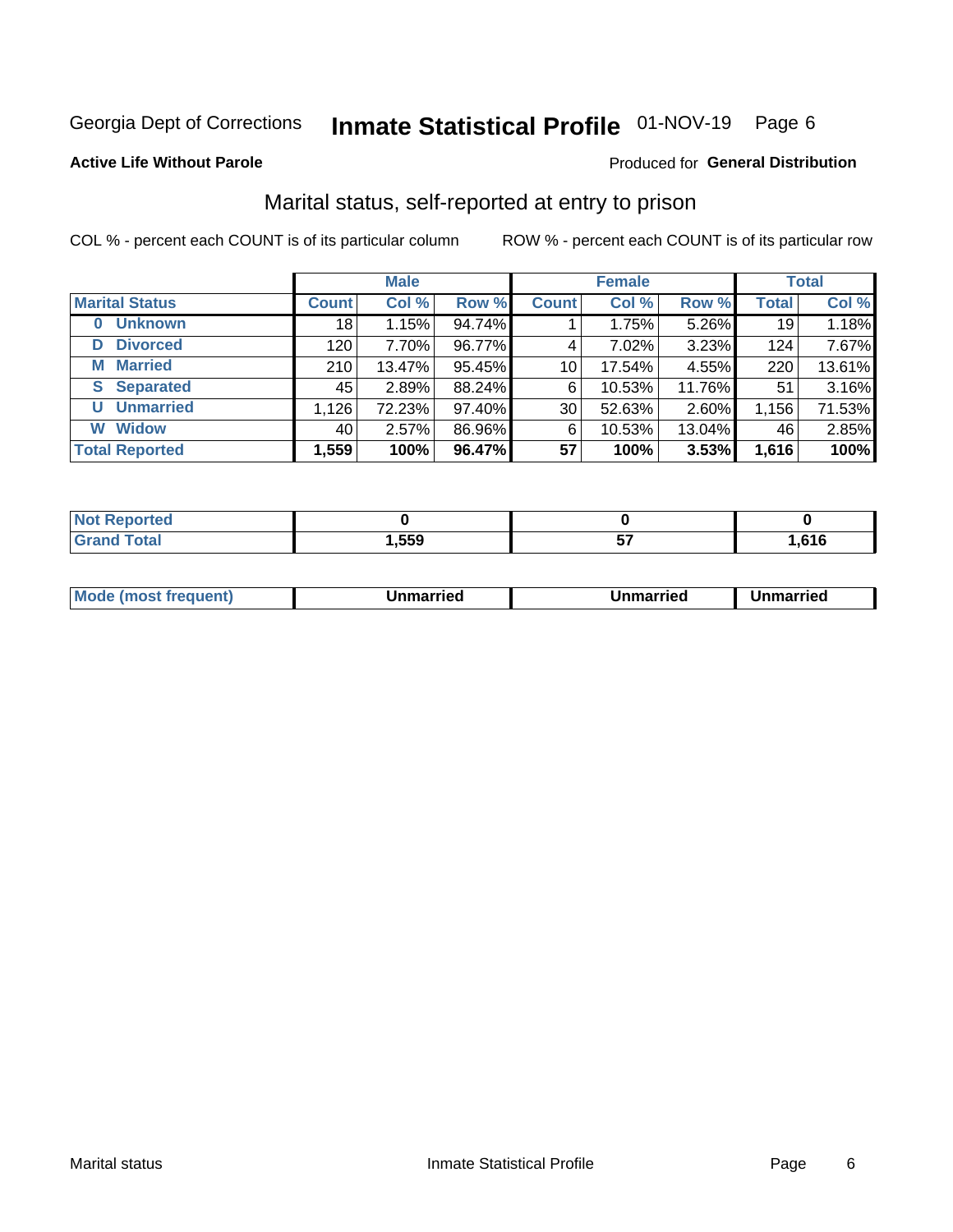Georgia Dept of Corrections **Inmate Statistical Profile** 01-NOV-19

**Active Life Without Parole**

Produced for **General Distribution**

## Marital status, self-reported at entry to prison

COL % - percent each COUNT is of its particular column

ROW % - percent each COUNT is of its particular row

| | Male | | | Female | | | Total | |
|---|---|---|---|---|---|---|---|---|
| **Marital Status** | **Count** | **Col %** | **Row %** | **Count** | **Col %** | **Row %** | **Total** | **Col %** |
| **0 Unknown** | 18 | 1.15% | 94.74% | 1 | 1.75% | 5.26% | 19 | 1.18% |
| **D Divorced** | 120 | 7.70% | 96.77% | 4 | 7.02% | 3.23% | 124 | 7.67% |
| **M Married** | 210 | 13.47% | 95.45% | 10 | 17.54% | 4.55% | 220 | 13.61% |
| **S Separated** | 45 | 2.89% | 88.24% | 6 | 10.53% | 11.76% | 51 | 3.16% |
| **U Unmarried** | 1,126 | 72.23% | 97.40% | 30 | 52.63% | 2.60% | 1,156 | 71.53% |
| **W Widow** | 40 | 2.57% | 86.96% | 6 | 10.53% | 13.04% | 46 | 2.85% |
| **Total Reported** | **1,559** | **100%** | **96.47%** | **57** | **100%** | **3.53%** | **1,616** | **100%** |

| | Male | Female | Total |
|---|---|---|---|
| **Not Reported** | **0** | **0** | **0** |
| **Grand Total** | **1,559** | **57** | **1,616** |

| | Male | Female | Total |
|---|---|---|---|
| **Mode (most frequent)** | **Unmarried** | **Unmarried** | **Unmarried** |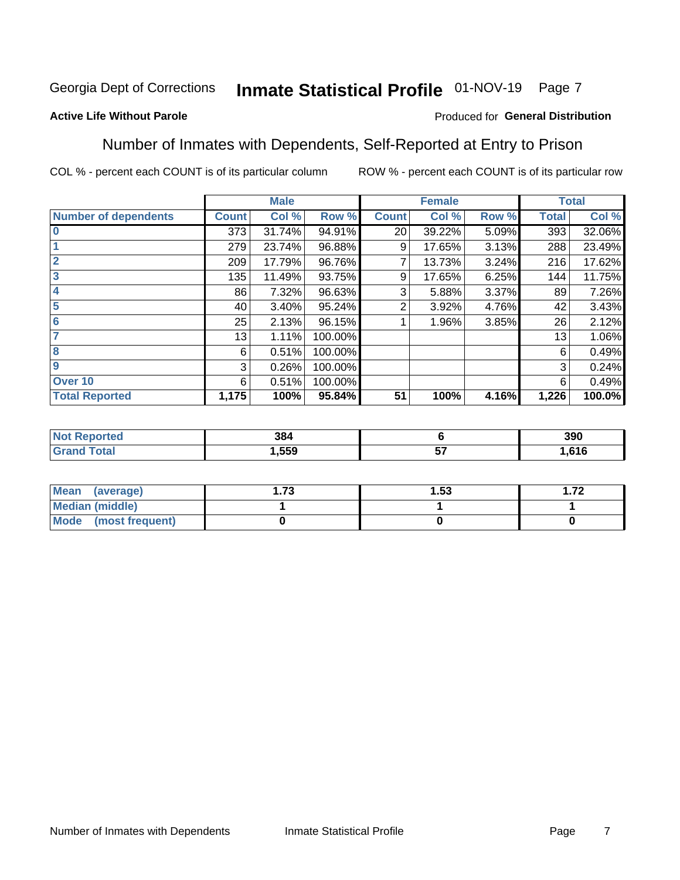Georgia Dept of Corrections **Inmate Statistical Profile** 01-NOV-19

**Active Life Without Parole**

Produced for **General Distribution**

## Number of Inmates with Dependents, Self-Reported at Entry to Prison

COL % - percent each COUNT is of its particular column

ROW % - percent each COUNT is of its particular row

| | Male | | | Female | | | Total | |
|---|---|---|---|---|---|---|---|---|
| **Number of dependents** | **Count** | **Col %** | **Row %** | **Count** | **Col %** | **Row %** | **Total** | **Col %** |
| **0** | 373 | 31.74% | 94.91% | 20 | 39.22% | 5.09% | 393 | 32.06% |
| **1** | 279 | 23.74% | 96.88% | 9 | 17.65% | 3.13% | 288 | 23.49% |
| **2** | 209 | 17.79% | 96.76% | 7 | 13.73% | 3.24% | 216 | 17.62% |
| **3** | 135 | 11.49% | 93.75% | 9 | 17.65% | 6.25% | 144 | 11.75% |
| **4** | 86 | 7.32% | 96.63% | 3 | 5.88% | 3.37% | 89 | 7.26% |
| **5** | 40 | 3.40% | 95.24% | 2 | 3.92% | 4.76% | 42 | 3.43% |
| **6** | 25 | 2.13% | 96.15% | 1 | 1.96% | 3.85% | 26 | 2.12% |
| **7** | 13 | 1.11% | 100.00% | | | | 13 | 1.06% |
| **8** | 6 | 0.51% | 100.00% | | | | 6 | 0.49% |
| **9** | 3 | 0.26% | 100.00% | | | | 3 | 0.24% |
| **Over 10** | 6 | 0.51% | 100.00% | | | | 6 | 0.49% |
| **Total Reported** | **1,175** | **100%** | **95.84%** | **51** | **100%** | **4.16%** | **1,226** | **100.0%** |

| | Male | Female | Total |
|---|---|---|---|
| **Not Reported** | **384** | **6** | **390** |
| **Grand Total** | **1,559** | **57** | **1,616** |

| | Male | Female | Total |
|---|---|---|---|
| **Mean (average)** | **1.73** | **1.53** | **1.72** |
| **Median (middle)** | **1** | **1** | **1** |
| **Mode (most frequent)** | **0** | **0** | **0** |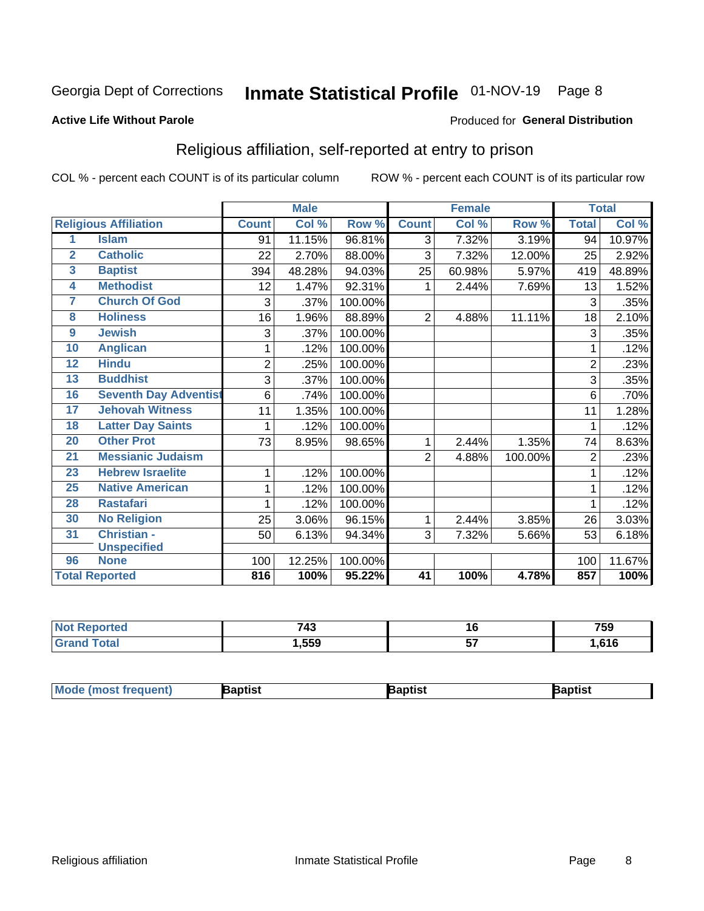Georgia Dept of Corrections **Inmate Statistical Profile** 01-NOV-19 Page 8

**Active Life Without Parole**

Produced for **General Distribution**

## Religious affiliation, self-reported at entry to prison

COL % - percent each COUNT is of its particular column ROW % - percent each COUNT is of its particular row

| Religious Affiliation | | Male | | | Female | | | Total | |
|---|---|---|---|---|---|---|---|---|---|
| | | Count | Col % | Row % | Count | Col % | Row % | Total | Col % |
| 1 | Islam | 91 | 11.15% | 96.81% | 3 | 7.32% | 3.19% | 94 | 10.97% |
| 2 | Catholic | 22 | 2.70% | 88.00% | 3 | 7.32% | 12.00% | 25 | 2.92% |
| 3 | Baptist | 394 | 48.28% | 94.03% | 25 | 60.98% | 5.97% | 419 | 48.89% |
| 4 | Methodist | 12 | 1.47% | 92.31% | 1 | 2.44% | 7.69% | 13 | 1.52% |
| 7 | Church Of God | 3 | .37% | 100.00% | | | | 3 | .35% |
| 8 | Holiness | 16 | 1.96% | 88.89% | 2 | 4.88% | 11.11% | 18 | 2.10% |
| 9 | Jewish | 3 | .37% | 100.00% | | | | 3 | .35% |
| 10 | Anglican | 1 | .12% | 100.00% | | | | 1 | .12% |
| 12 | Hindu | 2 | .25% | 100.00% | | | | 2 | .23% |
| 13 | Buddhist | 3 | .37% | 100.00% | | | | 3 | .35% |
| 16 | Seventh Day Adventist | 6 | .74% | 100.00% | | | | 6 | .70% |
| 17 | Jehovah Witness | 11 | 1.35% | 100.00% | | | | 11 | 1.28% |
| 18 | Latter Day Saints | 1 | .12% | 100.00% | | | | 1 | .12% |
| 20 | Other Prot | 73 | 8.95% | 98.65% | 1 | 2.44% | 1.35% | 74 | 8.63% |
| 21 | Messianic Judaism | | | | 2 | 4.88% | 100.00% | 2 | .23% |
| 23 | Hebrew Israelite | 1 | .12% | 100.00% | | | | 1 | .12% |
| 25 | Native American | 1 | .12% | 100.00% | | | | 1 | .12% |
| 28 | Rastafari | 1 | .12% | 100.00% | | | | 1 | .12% |
| 30 | No Religion | 25 | 3.06% | 96.15% | 1 | 2.44% | 3.85% | 26 | 3.03% |
| 31 | Christian - Unspecified | 50 | 6.13% | 94.34% | 3 | 7.32% | 5.66% | 53 | 6.18% |
| 96 | None | 100 | 12.25% | 100.00% | | | | 100 | 11.67% |
| Total Reported | | 816 | 100% | 95.22% | 41 | 100% | 4.78% | 857 | 100% |

| | Male | Female | Total |
|---|---|---|---|
| Not Reported | 743 | 16 | 759 |
| Grand Total | 1,559 | 57 | 1,616 |

| | Male | Female | Total |
|---|---|---|---|
| Mode (most frequent) | Baptist | Baptist | Baptist |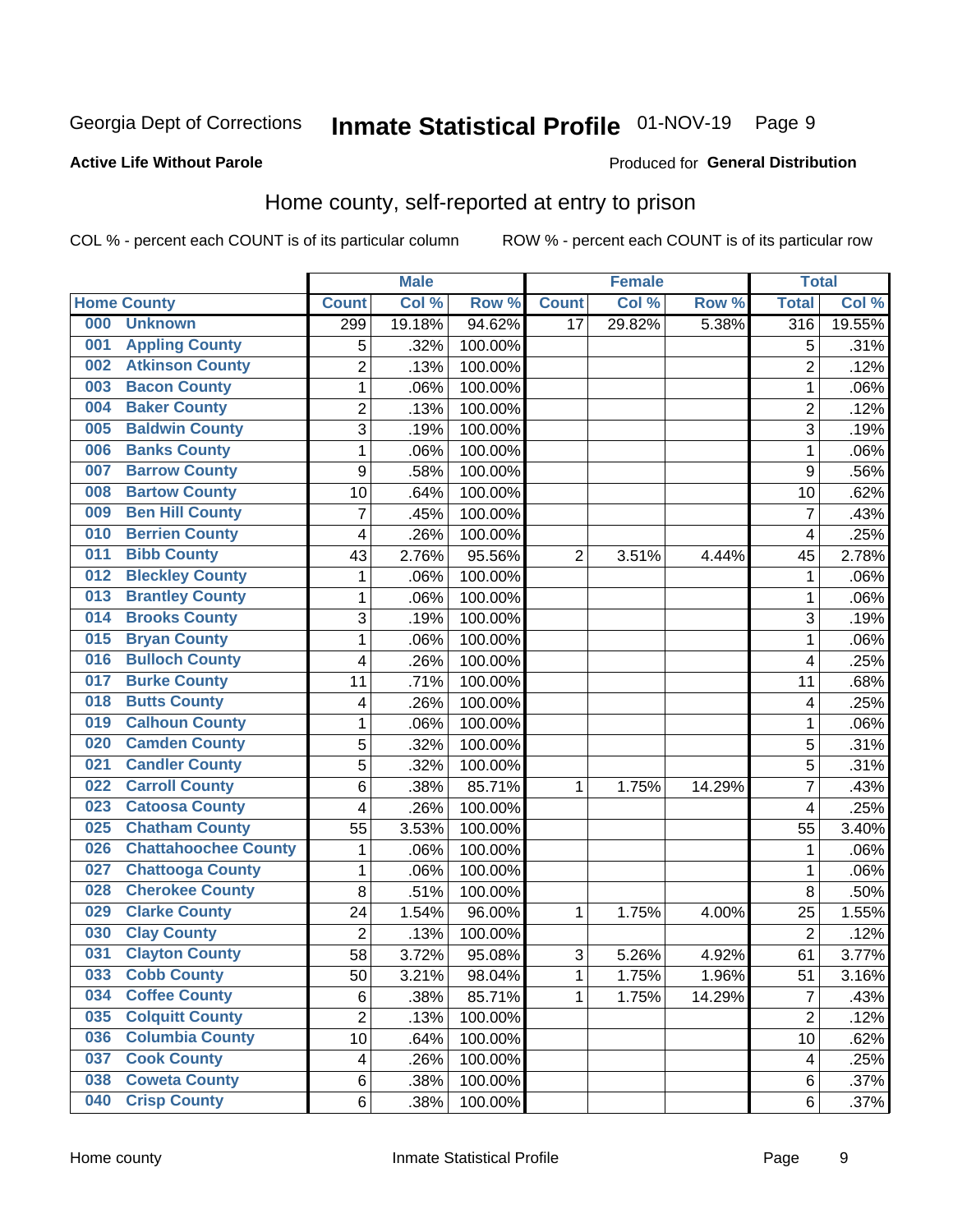Georgia Dept of Corrections **Inmate Statistical Profile** 01-NOV-19

**Active Life Without Parole**

Produced for **General Distribution**

## Home county, self-reported at entry to prison

COL % - percent each COUNT is of its particular column    ROW % - percent each COUNT is of its particular row

| Home County | | Male | | | Female | | | Total | |
|---|---|---|---|---|---|---|---|---|---|
| | | Count | Col % | Row % | Count | Col % | Row % | Total | Col % |
| 000 | Unknown | 299 | 19.18% | 94.62% | 17 | 29.82% | 5.38% | 316 | 19.55% |
| 001 | Appling County | 5 | .32% | 100.00% | | | | 5 | .31% |
| 002 | Atkinson County | 2 | .13% | 100.00% | | | | 2 | .12% |
| 003 | Bacon County | 1 | .06% | 100.00% | | | | 1 | .06% |
| 004 | Baker County | 2 | .13% | 100.00% | | | | 2 | .12% |
| 005 | Baldwin County | 3 | .19% | 100.00% | | | | 3 | .19% |
| 006 | Banks County | 1 | .06% | 100.00% | | | | 1 | .06% |
| 007 | Barrow County | 9 | .58% | 100.00% | | | | 9 | .56% |
| 008 | Bartow County | 10 | .64% | 100.00% | | | | 10 | .62% |
| 009 | Ben Hill County | 7 | .45% | 100.00% | | | | 7 | .43% |
| 010 | Berrien County | 4 | .26% | 100.00% | | | | 4 | .25% |
| 011 | Bibb County | 43 | 2.76% | 95.56% | 2 | 3.51% | 4.44% | 45 | 2.78% |
| 012 | Bleckley County | 1 | .06% | 100.00% | | | | 1 | .06% |
| 013 | Brantley County | 1 | .06% | 100.00% | | | | 1 | .06% |
| 014 | Brooks County | 3 | .19% | 100.00% | | | | 3 | .19% |
| 015 | Bryan County | 1 | .06% | 100.00% | | | | 1 | .06% |
| 016 | Bulloch County | 4 | .26% | 100.00% | | | | 4 | .25% |
| 017 | Burke County | 11 | .71% | 100.00% | | | | 11 | .68% |
| 018 | Butts County | 4 | .26% | 100.00% | | | | 4 | .25% |
| 019 | Calhoun County | 1 | .06% | 100.00% | | | | 1 | .06% |
| 020 | Camden County | 5 | .32% | 100.00% | | | | 5 | .31% |
| 021 | Candler County | 5 | .32% | 100.00% | | | | 5 | .31% |
| 022 | Carroll County | 6 | .38% | 85.71% | 1 | 1.75% | 14.29% | 7 | .43% |
| 023 | Catoosa County | 4 | .26% | 100.00% | | | | 4 | .25% |
| 025 | Chatham County | 55 | 3.53% | 100.00% | | | | 55 | 3.40% |
| 026 | Chattahoochee County | 1 | .06% | 100.00% | | | | 1 | .06% |
| 027 | Chattooga County | 1 | .06% | 100.00% | | | | 1 | .06% |
| 028 | Cherokee County | 8 | .51% | 100.00% | | | | 8 | .50% |
| 029 | Clarke County | 24 | 1.54% | 96.00% | 1 | 1.75% | 4.00% | 25 | 1.55% |
| 030 | Clay County | 2 | .13% | 100.00% | | | | 2 | .12% |
| 031 | Clayton County | 58 | 3.72% | 95.08% | 3 | 5.26% | 4.92% | 61 | 3.77% |
| 033 | Cobb County | 50 | 3.21% | 98.04% | 1 | 1.75% | 1.96% | 51 | 3.16% |
| 034 | Coffee County | 6 | .38% | 85.71% | 1 | 1.75% | 14.29% | 7 | .43% |
| 035 | Colquitt County | 2 | .13% | 100.00% | | | | 2 | .12% |
| 036 | Columbia County | 10 | .64% | 100.00% | | | | 10 | .62% |
| 037 | Cook County | 4 | .26% | 100.00% | | | | 4 | .25% |
| 038 | Coweta County | 6 | .38% | 100.00% | | | | 6 | .37% |
| 040 | Crisp County | 6 | .38% | 100.00% | | | | 6 | .37% |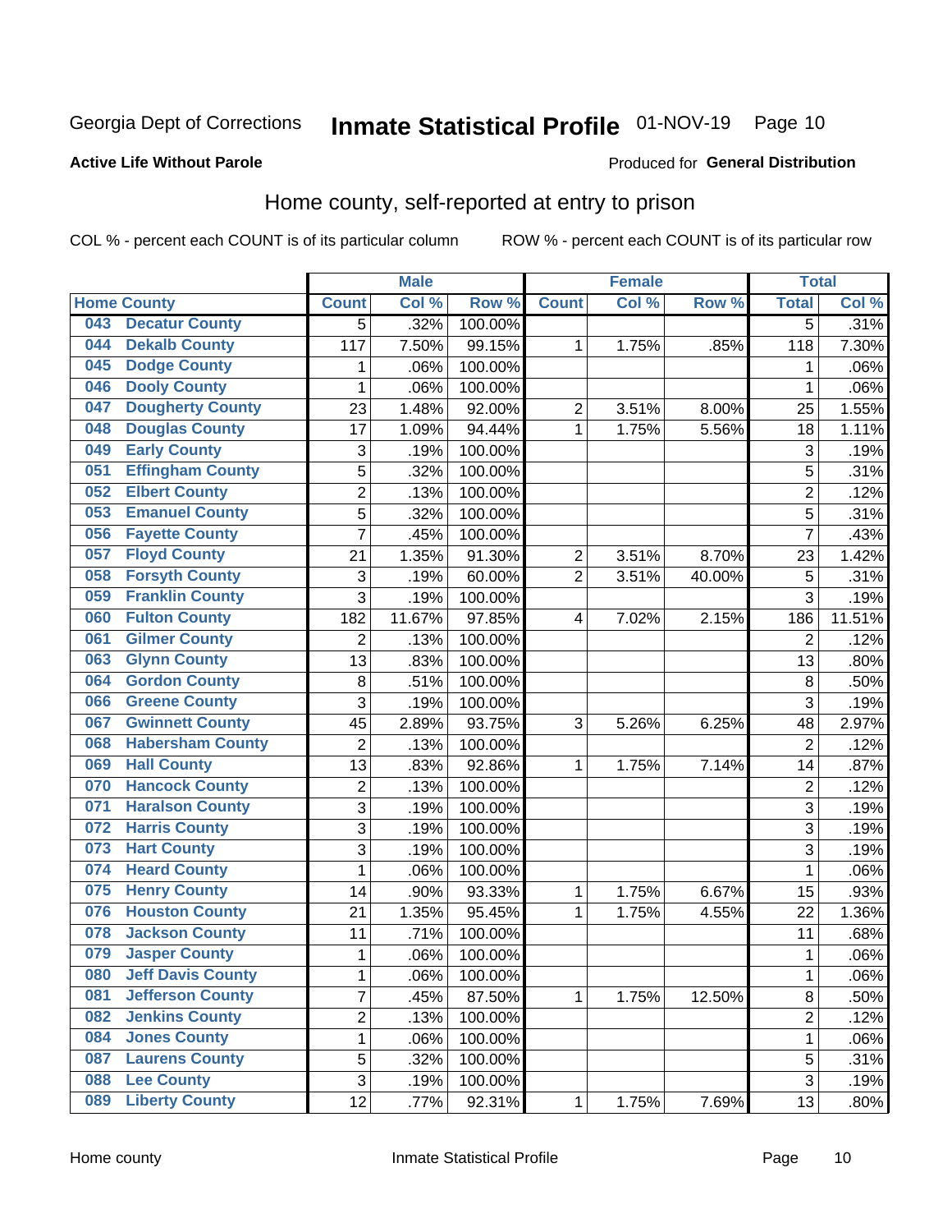Georgia Dept of Corrections **Inmate Statistical Profile** 01-NOV-19

**Active Life Without Parole**

Produced for **General Distribution**

## Home county, self-reported at entry to prison

COL % - percent each COUNT is of its particular column ROW % - percent each COUNT is of its particular row

| Home County | | Male | | | Female | | | Total | |
|---|---|---|---|---|---|---|---|---|---|
| | | Count | Col % | Row % | Count | Col % | Row % | Total | Col % |
| 043 | Decatur County | 5 | .32% | 100.00% | | | | 5 | .31% |
| 044 | Dekalb County | 117 | 7.50% | 99.15% | 1 | 1.75% | .85% | 118 | 7.30% |
| 045 | Dodge County | 1 | .06% | 100.00% | | | | 1 | .06% |
| 046 | Dooly County | 1 | .06% | 100.00% | | | | 1 | .06% |
| 047 | Dougherty County | 23 | 1.48% | 92.00% | 2 | 3.51% | 8.00% | 25 | 1.55% |
| 048 | Douglas County | 17 | 1.09% | 94.44% | 1 | 1.75% | 5.56% | 18 | 1.11% |
| 049 | Early County | 3 | .19% | 100.00% | | | | 3 | .19% |
| 051 | Effingham County | 5 | .32% | 100.00% | | | | 5 | .31% |
| 052 | Elbert County | 2 | .13% | 100.00% | | | | 2 | .12% |
| 053 | Emanuel County | 5 | .32% | 100.00% | | | | 5 | .31% |
| 056 | Fayette County | 7 | .45% | 100.00% | | | | 7 | .43% |
| 057 | Floyd County | 21 | 1.35% | 91.30% | 2 | 3.51% | 8.70% | 23 | 1.42% |
| 058 | Forsyth County | 3 | .19% | 60.00% | 2 | 3.51% | 40.00% | 5 | .31% |
| 059 | Franklin County | 3 | .19% | 100.00% | | | | 3 | .19% |
| 060 | Fulton County | 182 | 11.67% | 97.85% | 4 | 7.02% | 2.15% | 186 | 11.51% |
| 061 | Gilmer County | 2 | .13% | 100.00% | | | | 2 | .12% |
| 063 | Glynn County | 13 | .83% | 100.00% | | | | 13 | .80% |
| 064 | Gordon County | 8 | .51% | 100.00% | | | | 8 | .50% |
| 066 | Greene County | 3 | .19% | 100.00% | | | | 3 | .19% |
| 067 | Gwinnett County | 45 | 2.89% | 93.75% | 3 | 5.26% | 6.25% | 48 | 2.97% |
| 068 | Habersham County | 2 | .13% | 100.00% | | | | 2 | .12% |
| 069 | Hall County | 13 | .83% | 92.86% | 1 | 1.75% | 7.14% | 14 | .87% |
| 070 | Hancock County | 2 | .13% | 100.00% | | | | 2 | .12% |
| 071 | Haralson County | 3 | .19% | 100.00% | | | | 3 | .19% |
| 072 | Harris County | 3 | .19% | 100.00% | | | | 3 | .19% |
| 073 | Hart County | 3 | .19% | 100.00% | | | | 3 | .19% |
| 074 | Heard County | 1 | .06% | 100.00% | | | | 1 | .06% |
| 075 | Henry County | 14 | .90% | 93.33% | 1 | 1.75% | 6.67% | 15 | .93% |
| 076 | Houston County | 21 | 1.35% | 95.45% | 1 | 1.75% | 4.55% | 22 | 1.36% |
| 078 | Jackson County | 11 | .71% | 100.00% | | | | 11 | .68% |
| 079 | Jasper County | 1 | .06% | 100.00% | | | | 1 | .06% |
| 080 | Jeff Davis County | 1 | .06% | 100.00% | | | | 1 | .06% |
| 081 | Jefferson County | 7 | .45% | 87.50% | 1 | 1.75% | 12.50% | 8 | .50% |
| 082 | Jenkins County | 2 | .13% | 100.00% | | | | 2 | .12% |
| 084 | Jones County | 1 | .06% | 100.00% | | | | 1 | .06% |
| 087 | Laurens County | 5 | .32% | 100.00% | | | | 5 | .31% |
| 088 | Lee County | 3 | .19% | 100.00% | | | | 3 | .19% |
| 089 | Liberty County | 12 | .77% | 92.31% | 1 | 1.75% | 7.69% | 13 | .80% |

Home county Inmate Statistical Profile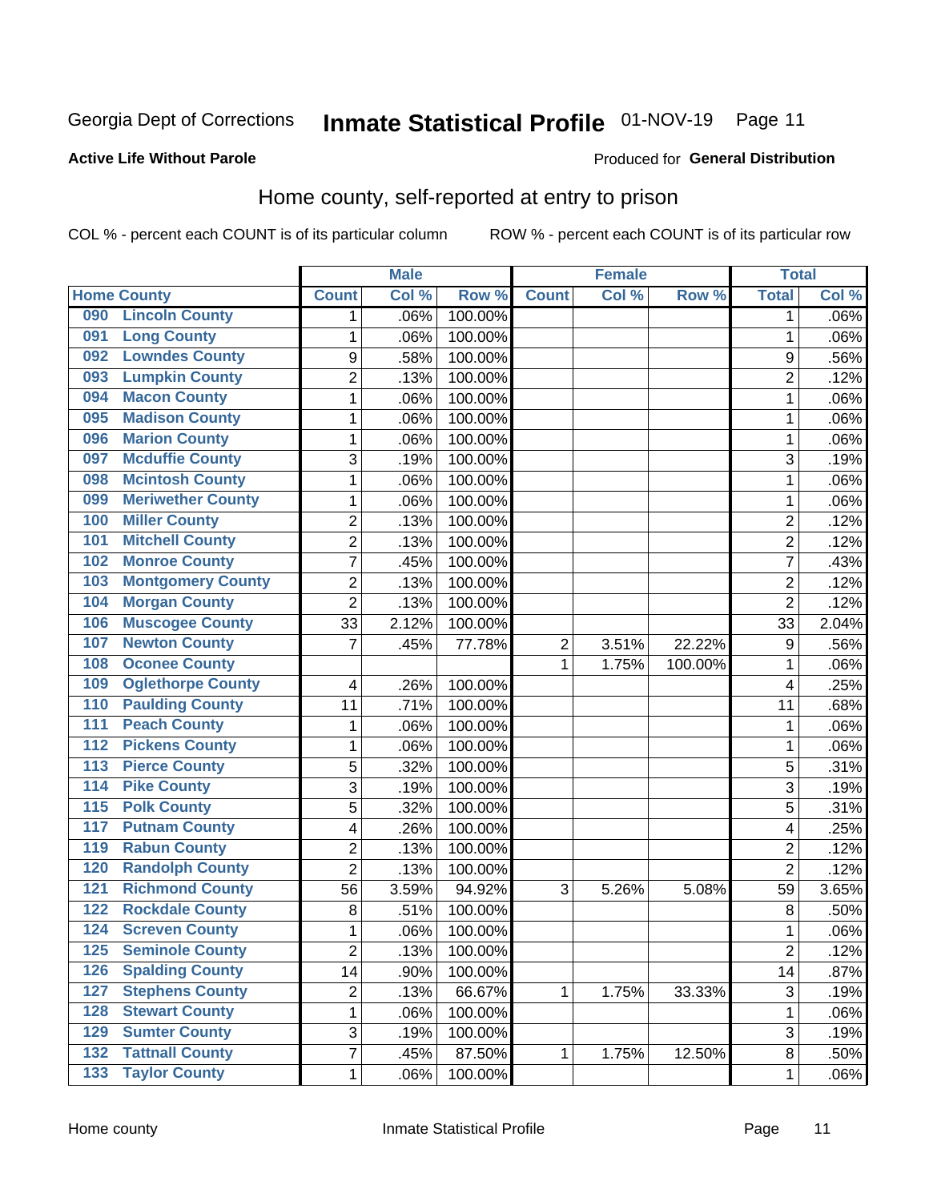Georgia Dept of Corrections **Inmate Statistical Profile** 01-NOV-19

**Active Life Without Parole**

Produced for **General Distribution**

## Home county, self-reported at entry to prison

COL % - percent each COUNT is of its particular column     ROW % - percent each COUNT is of its particular row

| Home County | | Male | | | Female | | | Total | |
|---|---|---|---|---|---|---|---|---|---|
| | | Count | Col % | Row % | Count | Col % | Row % | Total | Col % |
| 090 | Lincoln County | 1 | .06% | 100.00% | | | | 1 | .06% |
| 091 | Long County | 1 | .06% | 100.00% | | | | 1 | .06% |
| 092 | Lowndes County | 9 | .58% | 100.00% | | | | 9 | .56% |
| 093 | Lumpkin County | 2 | .13% | 100.00% | | | | 2 | .12% |
| 094 | Macon County | 1 | .06% | 100.00% | | | | 1 | .06% |
| 095 | Madison County | 1 | .06% | 100.00% | | | | 1 | .06% |
| 096 | Marion County | 1 | .06% | 100.00% | | | | 1 | .06% |
| 097 | Mcduffie County | 3 | .19% | 100.00% | | | | 3 | .19% |
| 098 | Mcintosh County | 1 | .06% | 100.00% | | | | 1 | .06% |
| 099 | Meriwether County | 1 | .06% | 100.00% | | | | 1 | .06% |
| 100 | Miller County | 2 | .13% | 100.00% | | | | 2 | .12% |
| 101 | Mitchell County | 2 | .13% | 100.00% | | | | 2 | .12% |
| 102 | Monroe County | 7 | .45% | 100.00% | | | | 7 | .43% |
| 103 | Montgomery County | 2 | .13% | 100.00% | | | | 2 | .12% |
| 104 | Morgan County | 2 | .13% | 100.00% | | | | 2 | .12% |
| 106 | Muscogee County | 33 | 2.12% | 100.00% | | | | 33 | 2.04% |
| 107 | Newton County | 7 | .45% | 77.78% | 2 | 3.51% | 22.22% | 9 | .56% |
| 108 | Oconee County | | | | 1 | 1.75% | 100.00% | 1 | .06% |
| 109 | Oglethorpe County | 4 | .26% | 100.00% | | | | 4 | .25% |
| 110 | Paulding County | 11 | .71% | 100.00% | | | | 11 | .68% |
| 111 | Peach County | 1 | .06% | 100.00% | | | | 1 | .06% |
| 112 | Pickens County | 1 | .06% | 100.00% | | | | 1 | .06% |
| 113 | Pierce County | 5 | .32% | 100.00% | | | | 5 | .31% |
| 114 | Pike County | 3 | .19% | 100.00% | | | | 3 | .19% |
| 115 | Polk County | 5 | .32% | 100.00% | | | | 5 | .31% |
| 117 | Putnam County | 4 | .26% | 100.00% | | | | 4 | .25% |
| 119 | Rabun County | 2 | .13% | 100.00% | | | | 2 | .12% |
| 120 | Randolph County | 2 | .13% | 100.00% | | | | 2 | .12% |
| 121 | Richmond County | 56 | 3.59% | 94.92% | 3 | 5.26% | 5.08% | 59 | 3.65% |
| 122 | Rockdale County | 8 | .51% | 100.00% | | | | 8 | .50% |
| 124 | Screven County | 1 | .06% | 100.00% | | | | 1 | .06% |
| 125 | Seminole County | 2 | .13% | 100.00% | | | | 2 | .12% |
| 126 | Spalding County | 14 | .90% | 100.00% | | | | 14 | .87% |
| 127 | Stephens County | 2 | .13% | 66.67% | 1 | 1.75% | 33.33% | 3 | .19% |
| 128 | Stewart County | 1 | .06% | 100.00% | | | | 1 | .06% |
| 129 | Sumter County | 3 | .19% | 100.00% | | | | 3 | .19% |
| 132 | Tattnall County | 7 | .45% | 87.50% | 1 | 1.75% | 12.50% | 8 | .50% |
| 133 | Taylor County | 1 | .06% | 100.00% | | | | 1 | .06% |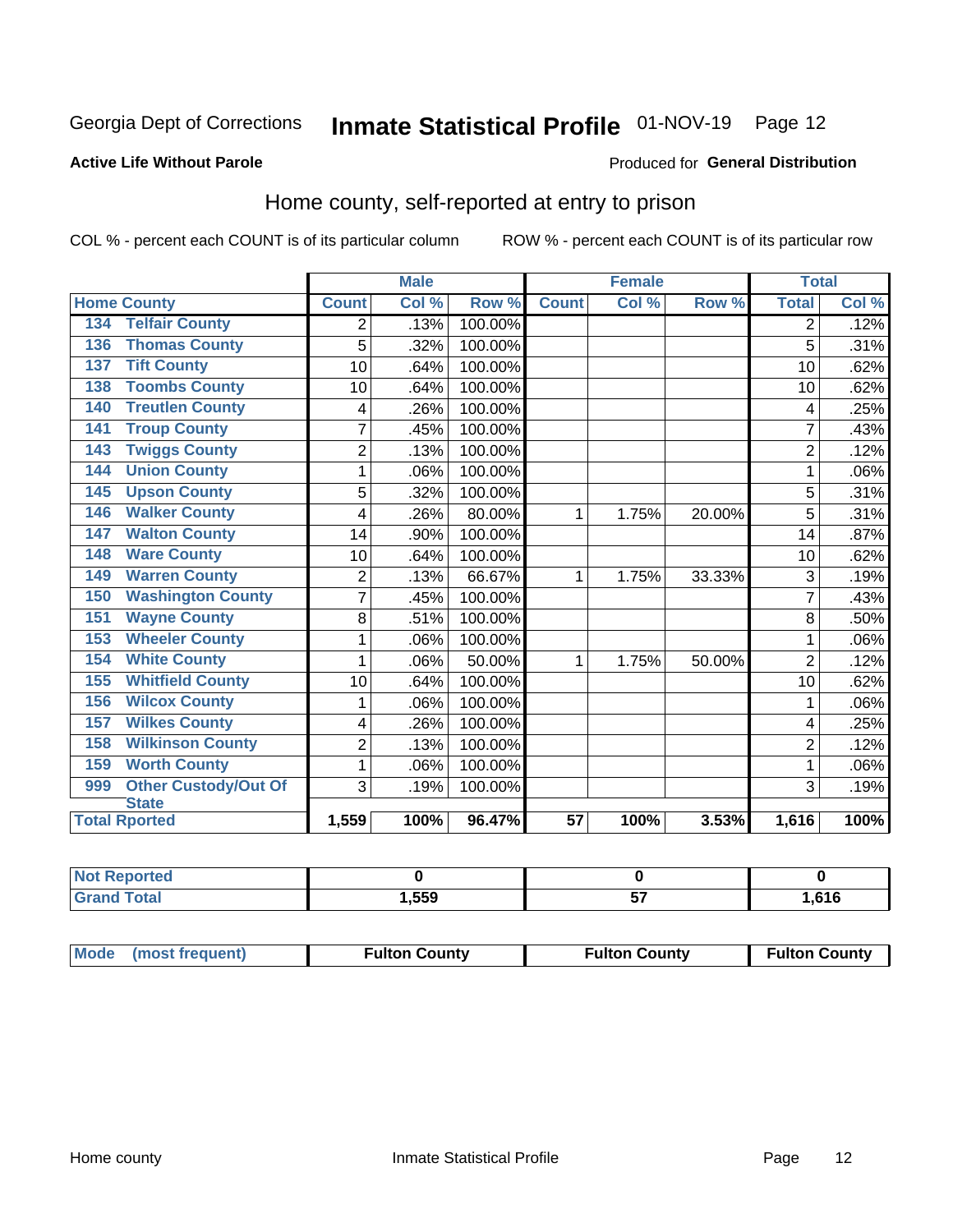Georgia Dept of Corrections **Inmate Statistical Profile** 01-NOV-19

**Active Life Without Parole**

Produced for **General Distribution**

## Home county, self-reported at entry to prison

COL % - percent each COUNT is of its particular column ROW % - percent each COUNT is of its particular row

| Home County | | Male | | | Female | | | Total | |
|---|---|---|---|---|---|---|---|---|---|
| | | Count | Col % | Row % | Count | Col % | Row % | Total | Col % |
| 134 | Telfair County | 2 | .13% | 100.00% | | | | 2 | .12% |
| 136 | Thomas County | 5 | .32% | 100.00% | | | | 5 | .31% |
| 137 | Tift County | 10 | .64% | 100.00% | | | | 10 | .62% |
| 138 | Toombs County | 10 | .64% | 100.00% | | | | 10 | .62% |
| 140 | Treutlen County | 4 | .26% | 100.00% | | | | 4 | .25% |
| 141 | Troup County | 7 | .45% | 100.00% | | | | 7 | .43% |
| 143 | Twiggs County | 2 | .13% | 100.00% | | | | 2 | .12% |
| 144 | Union County | 1 | .06% | 100.00% | | | | 1 | .06% |
| 145 | Upson County | 5 | .32% | 100.00% | | | | 5 | .31% |
| 146 | Walker County | 4 | .26% | 80.00% | 1 | 1.75% | 20.00% | 5 | .31% |
| 147 | Walton County | 14 | .90% | 100.00% | | | | 14 | .87% |
| 148 | Ware County | 10 | .64% | 100.00% | | | | 10 | .62% |
| 149 | Warren County | 2 | .13% | 66.67% | 1 | 1.75% | 33.33% | 3 | .19% |
| 150 | Washington County | 7 | .45% | 100.00% | | | | 7 | .43% |
| 151 | Wayne County | 8 | .51% | 100.00% | | | | 8 | .50% |
| 153 | Wheeler County | 1 | .06% | 100.00% | | | | 1 | .06% |
| 154 | White County | 1 | .06% | 50.00% | 1 | 1.75% | 50.00% | 2 | .12% |
| 155 | Whitfield County | 10 | .64% | 100.00% | | | | 10 | .62% |
| 156 | Wilcox County | 1 | .06% | 100.00% | | | | 1 | .06% |
| 157 | Wilkes County | 4 | .26% | 100.00% | | | | 4 | .25% |
| 158 | Wilkinson County | 2 | .13% | 100.00% | | | | 2 | .12% |
| 159 | Worth County | 1 | .06% | 100.00% | | | | 1 | .06% |
| 999 | Other Custody/Out Of State | 3 | .19% | 100.00% | | | | 3 | .19% |
| Total Rported | | 1,559 | 100% | 96.47% | 57 | 100% | 3.53% | 1,616 | 100% |

| | Male | Female | Total |
|---|---|---|---|
| Not Reported | 0 | 0 | 0 |
| Grand Total | 1,559 | 57 | 1,616 |

| | Male | Female | Total |
|---|---|---|---|
| Mode (most frequent) | Fulton County | Fulton County | Fulton County |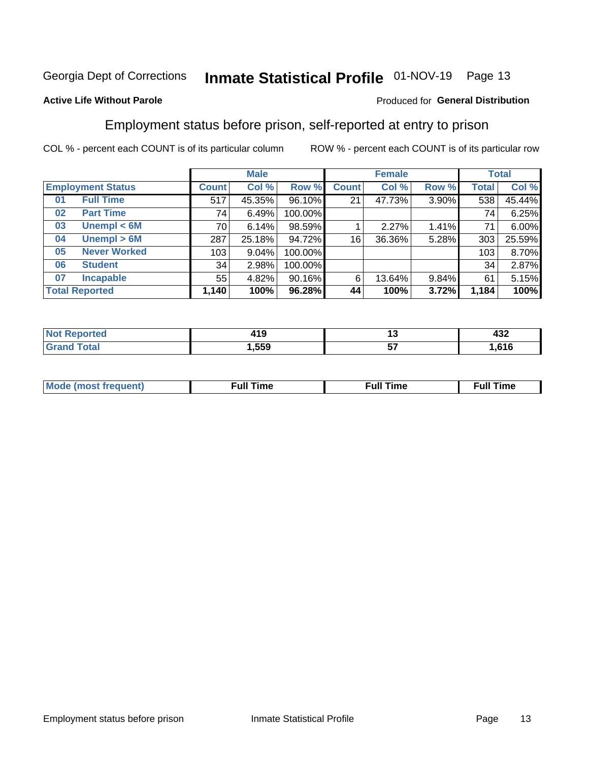Georgia Dept of Corrections **Inmate Statistical Profile** 01-NOV-19 Page 13

**Active Life Without Parole**

Produced for **General Distribution**

## Employment status before prison, self-reported at entry to prison

COL % - percent each COUNT is of its particular column ROW % - percent each COUNT is of its particular row

| Employment Status | | Male | | | Female | | | Total | |
|---|---|---|---|---|---|---|---|---|---|
| | | Count | Col % | Row % | Count | Col % | Row % | Total | Col % |
| 01 | Full Time | 517 | 45.35% | 96.10% | 21 | 47.73% | 3.90% | 538 | 45.44% |
| 02 | Part Time | 74 | 6.49% | 100.00% | | | | 74 | 6.25% |
| 03 | Unempl < 6M | 70 | 6.14% | 98.59% | 1 | 2.27% | 1.41% | 71 | 6.00% |
| 04 | Unempl > 6M | 287 | 25.18% | 94.72% | 16 | 36.36% | 5.28% | 303 | 25.59% |
| 05 | Never Worked | 103 | 9.04% | 100.00% | | | | 103 | 8.70% |
| 06 | Student | 34 | 2.98% | 100.00% | | | | 34 | 2.87% |
| 07 | Incapable | 55 | 4.82% | 90.16% | 6 | 13.64% | 9.84% | 61 | 5.15% |
| **Total Reported** | | **1,140** | **100%** | **96.28%** | **44** | **100%** | **3.72%** | **1,184** | **100%** |

| | Male | Female | Total |
|---|---|---|---|
| Not Reported | **419** | **13** | **432** |
| Grand Total | **1,559** | **57** | **1,616** |

| | Male | Female | Total |
|---|---|---|---|
| Mode (most frequent) | **Full Time** | **Full Time** | **Full Time** |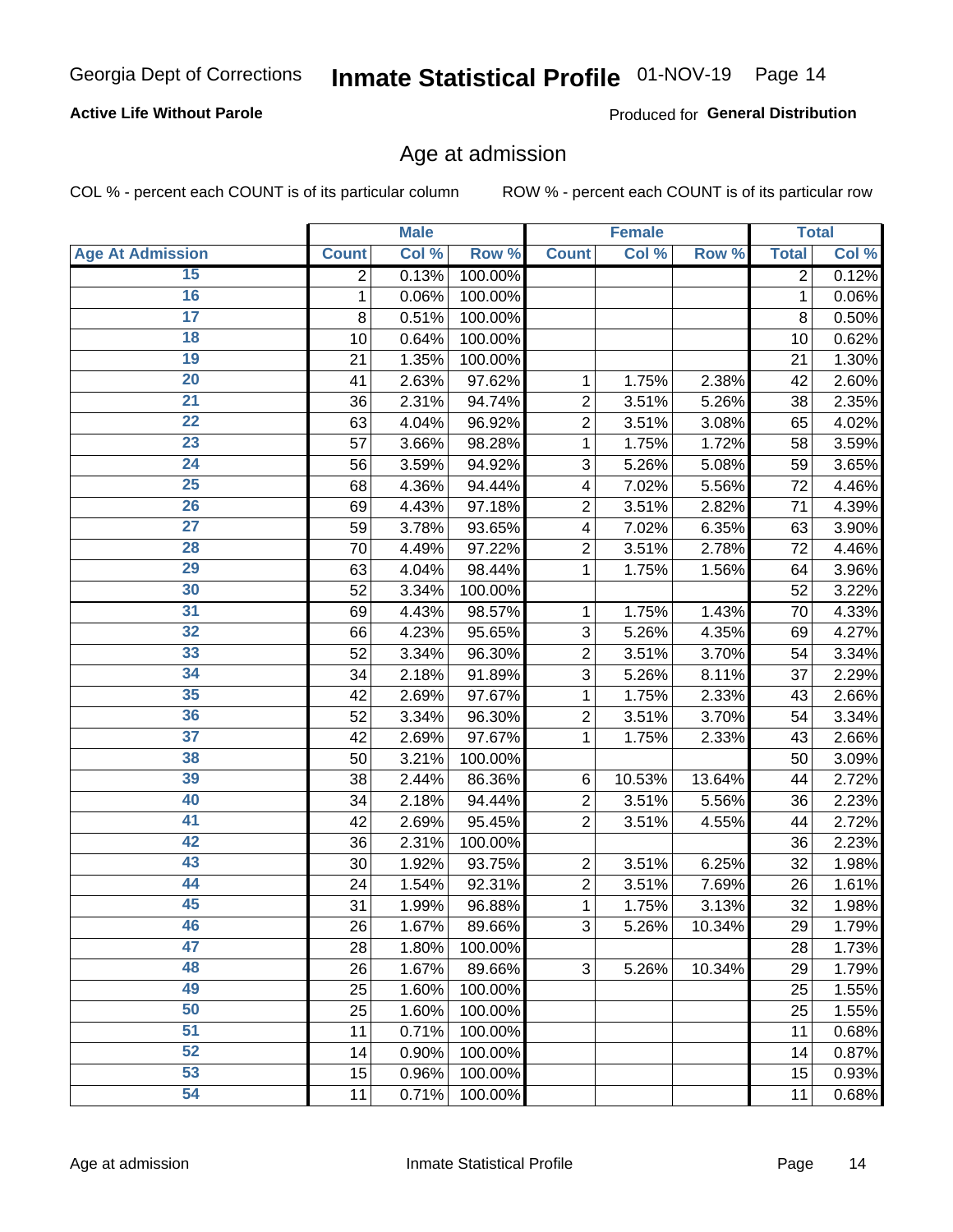Georgia Dept of Corrections **Inmate Statistical Profile** 01-NOV-19

**Active Life Without Parole**

Produced for **General Distribution**

## Age at admission

COL % - percent each COUNT is of its particular column ROW % - percent each COUNT is of its particular row

| Age At Admission | Male | | | Female | | | Total | |
|---|---|---|---|---|---|---|---|---|
| | Count | Col % | Row % | Count | Col % | Row % | Total | Col % |
| 15 | 2 | 0.13% | 100.00% | | | | 2 | 0.12% |
| 16 | 1 | 0.06% | 100.00% | | | | 1 | 0.06% |
| 17 | 8 | 0.51% | 100.00% | | | | 8 | 0.50% |
| 18 | 10 | 0.64% | 100.00% | | | | 10 | 0.62% |
| 19 | 21 | 1.35% | 100.00% | | | | 21 | 1.30% |
| 20 | 41 | 2.63% | 97.62% | 1 | 1.75% | 2.38% | 42 | 2.60% |
| 21 | 36 | 2.31% | 94.74% | 2 | 3.51% | 5.26% | 38 | 2.35% |
| 22 | 63 | 4.04% | 96.92% | 2 | 3.51% | 3.08% | 65 | 4.02% |
| 23 | 57 | 3.66% | 98.28% | 1 | 1.75% | 1.72% | 58 | 3.59% |
| 24 | 56 | 3.59% | 94.92% | 3 | 5.26% | 5.08% | 59 | 3.65% |
| 25 | 68 | 4.36% | 94.44% | 4 | 7.02% | 5.56% | 72 | 4.46% |
| 26 | 69 | 4.43% | 97.18% | 2 | 3.51% | 2.82% | 71 | 4.39% |
| 27 | 59 | 3.78% | 93.65% | 4 | 7.02% | 6.35% | 63 | 3.90% |
| 28 | 70 | 4.49% | 97.22% | 2 | 3.51% | 2.78% | 72 | 4.46% |
| 29 | 63 | 4.04% | 98.44% | 1 | 1.75% | 1.56% | 64 | 3.96% |
| 30 | 52 | 3.34% | 100.00% | | | | 52 | 3.22% |
| 31 | 69 | 4.43% | 98.57% | 1 | 1.75% | 1.43% | 70 | 4.33% |
| 32 | 66 | 4.23% | 95.65% | 3 | 5.26% | 4.35% | 69 | 4.27% |
| 33 | 52 | 3.34% | 96.30% | 2 | 3.51% | 3.70% | 54 | 3.34% |
| 34 | 34 | 2.18% | 91.89% | 3 | 5.26% | 8.11% | 37 | 2.29% |
| 35 | 42 | 2.69% | 97.67% | 1 | 1.75% | 2.33% | 43 | 2.66% |
| 36 | 52 | 3.34% | 96.30% | 2 | 3.51% | 3.70% | 54 | 3.34% |
| 37 | 42 | 2.69% | 97.67% | 1 | 1.75% | 2.33% | 43 | 2.66% |
| 38 | 50 | 3.21% | 100.00% | | | | 50 | 3.09% |
| 39 | 38 | 2.44% | 86.36% | 6 | 10.53% | 13.64% | 44 | 2.72% |
| 40 | 34 | 2.18% | 94.44% | 2 | 3.51% | 5.56% | 36 | 2.23% |
| 41 | 42 | 2.69% | 95.45% | 2 | 3.51% | 4.55% | 44 | 2.72% |
| 42 | 36 | 2.31% | 100.00% | | | | 36 | 2.23% |
| 43 | 30 | 1.92% | 93.75% | 2 | 3.51% | 6.25% | 32 | 1.98% |
| 44 | 24 | 1.54% | 92.31% | 2 | 3.51% | 7.69% | 26 | 1.61% |
| 45 | 31 | 1.99% | 96.88% | 1 | 1.75% | 3.13% | 32 | 1.98% |
| 46 | 26 | 1.67% | 89.66% | 3 | 5.26% | 10.34% | 29 | 1.79% |
| 47 | 28 | 1.80% | 100.00% | | | | 28 | 1.73% |
| 48 | 26 | 1.67% | 89.66% | 3 | 5.26% | 10.34% | 29 | 1.79% |
| 49 | 25 | 1.60% | 100.00% | | | | 25 | 1.55% |
| 50 | 25 | 1.60% | 100.00% | | | | 25 | 1.55% |
| 51 | 11 | 0.71% | 100.00% | | | | 11 | 0.68% |
| 52 | 14 | 0.90% | 100.00% | | | | 14 | 0.87% |
| 53 | 15 | 0.96% | 100.00% | | | | 15 | 0.93% |
| 54 | 11 | 0.71% | 100.00% | | | | 11 | 0.68% |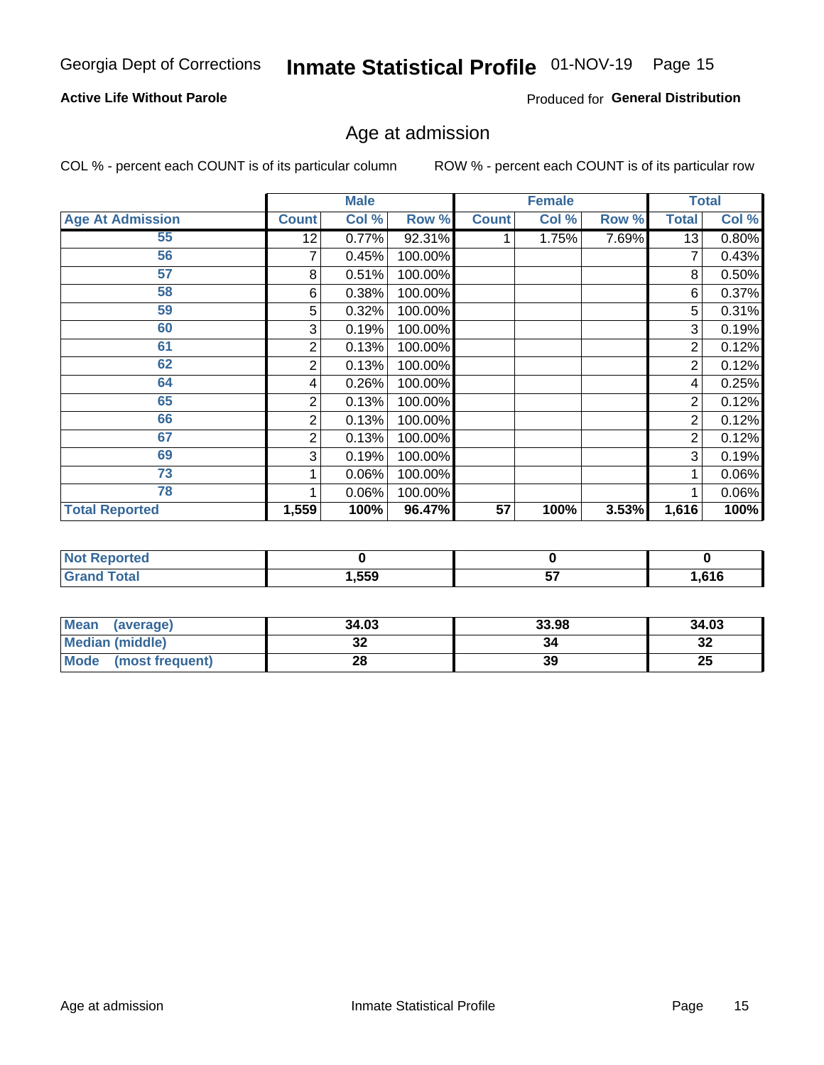Georgia Dept of Corrections **Inmate Statistical Profile** 01-NOV-19 Page 15

**Active Life Without Parole**

Produced for **General Distribution**

## Age at admission

COL % - percent each COUNT is of its particular column    ROW % - percent each COUNT is of its particular row

| | Male | | | Female | | | Total | |
|---|---|---|---|---|---|---|---|---|
| **Age At Admission** | **Count** | **Col %** | **Row %** | **Count** | **Col %** | **Row %** | **Total** | **Col %** |
| 55 | 12 | 0.77% | 92.31% | 1 | 1.75% | 7.69% | 13 | 0.80% |
| 56 | 7 | 0.45% | 100.00% | | | | 7 | 0.43% |
| 57 | 8 | 0.51% | 100.00% | | | | 8 | 0.50% |
| 58 | 6 | 0.38% | 100.00% | | | | 6 | 0.37% |
| 59 | 5 | 0.32% | 100.00% | | | | 5 | 0.31% |
| 60 | 3 | 0.19% | 100.00% | | | | 3 | 0.19% |
| 61 | 2 | 0.13% | 100.00% | | | | 2 | 0.12% |
| 62 | 2 | 0.13% | 100.00% | | | | 2 | 0.12% |
| 64 | 4 | 0.26% | 100.00% | | | | 4 | 0.25% |
| 65 | 2 | 0.13% | 100.00% | | | | 2 | 0.12% |
| 66 | 2 | 0.13% | 100.00% | | | | 2 | 0.12% |
| 67 | 2 | 0.13% | 100.00% | | | | 2 | 0.12% |
| 69 | 3 | 0.19% | 100.00% | | | | 3 | 0.19% |
| 73 | 1 | 0.06% | 100.00% | | | | 1 | 0.06% |
| 78 | 1 | 0.06% | 100.00% | | | | 1 | 0.06% |
| **Total Reported** | **1,559** | **100%** | **96.47%** | **57** | **100%** | **3.53%** | **1,616** | **100%** |

| | Male | Female | Total |
|---|---|---|---|
| **Not Reported** | **0** | **0** | **0** |
| **Grand Total** | **1,559** | **57** | **1,616** |

| | Male | Female | Total |
|---|---|---|---|
| **Mean (average)** | **34.03** | **33.98** | **34.03** |
| **Median (middle)** | **32** | **34** | **32** |
| **Mode (most frequent)** | **28** | **39** | **25** |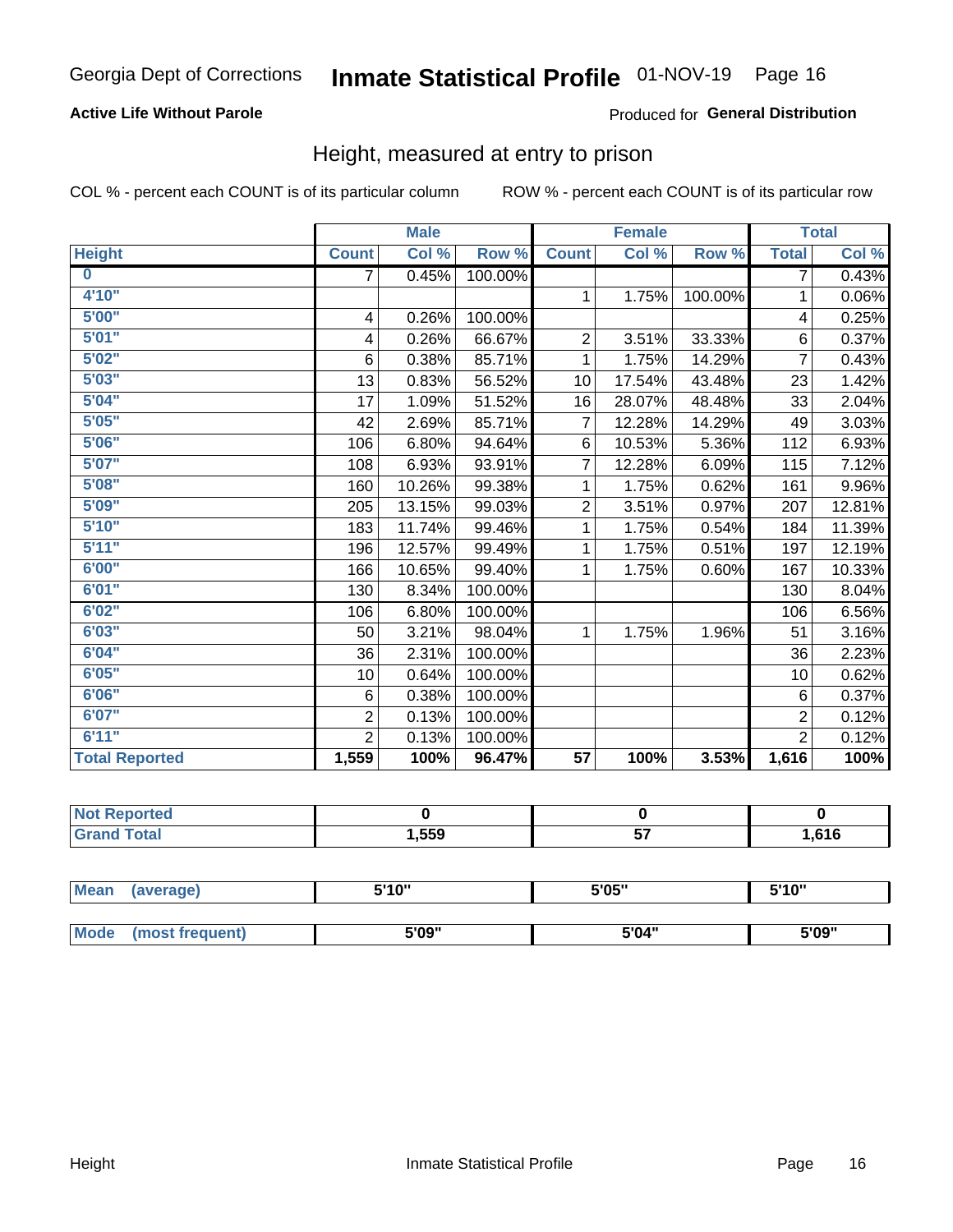Georgia Dept of Corrections **Inmate Statistical Profile** 01-NOV-19

**Active Life Without Parole**

Produced for **General Distribution**

## Height, measured at entry to prison

COL % - percent each COUNT is of its particular column

ROW % - percent each COUNT is of its particular row

| | Male | | | Female | | | Total | |
|---|---|---|---|---|---|---|---|---|
| **Height** | **Count** | **Col %** | **Row %** | **Count** | **Col %** | **Row %** | **Total** | **Col %** |
| **0** | 7 | 0.45% | 100.00% | | | | 7 | 0.43% |
| **4'10"** | | | | 1 | 1.75% | 100.00% | 1 | 0.06% |
| **5'00"** | 4 | 0.26% | 100.00% | | | | 4 | 0.25% |
| **5'01"** | 4 | 0.26% | 66.67% | 2 | 3.51% | 33.33% | 6 | 0.37% |
| **5'02"** | 6 | 0.38% | 85.71% | 1 | 1.75% | 14.29% | 7 | 0.43% |
| **5'03"** | 13 | 0.83% | 56.52% | 10 | 17.54% | 43.48% | 23 | 1.42% |
| **5'04"** | 17 | 1.09% | 51.52% | 16 | 28.07% | 48.48% | 33 | 2.04% |
| **5'05"** | 42 | 2.69% | 85.71% | 7 | 12.28% | 14.29% | 49 | 3.03% |
| **5'06"** | 106 | 6.80% | 94.64% | 6 | 10.53% | 5.36% | 112 | 6.93% |
| **5'07"** | 108 | 6.93% | 93.91% | 7 | 12.28% | 6.09% | 115 | 7.12% |
| **5'08"** | 160 | 10.26% | 99.38% | 1 | 1.75% | 0.62% | 161 | 9.96% |
| **5'09"** | 205 | 13.15% | 99.03% | 2 | 3.51% | 0.97% | 207 | 12.81% |
| **5'10"** | 183 | 11.74% | 99.46% | 1 | 1.75% | 0.54% | 184 | 11.39% |
| **5'11"** | 196 | 12.57% | 99.49% | 1 | 1.75% | 0.51% | 197 | 12.19% |
| **6'00"** | 166 | 10.65% | 99.40% | 1 | 1.75% | 0.60% | 167 | 10.33% |
| **6'01"** | 130 | 8.34% | 100.00% | | | | 130 | 8.04% |
| **6'02"** | 106 | 6.80% | 100.00% | | | | 106 | 6.56% |
| **6'03"** | 50 | 3.21% | 98.04% | 1 | 1.75% | 1.96% | 51 | 3.16% |
| **6'04"** | 36 | 2.31% | 100.00% | | | | 36 | 2.23% |
| **6'05"** | 10 | 0.64% | 100.00% | | | | 10 | 0.62% |
| **6'06"** | 6 | 0.38% | 100.00% | | | | 6 | 0.37% |
| **6'07"** | 2 | 0.13% | 100.00% | | | | 2 | 0.12% |
| **6'11"** | 2 | 0.13% | 100.00% | | | | 2 | 0.12% |
| **Total Reported** | **1,559** | **100%** | **96.47%** | **57** | **100%** | **3.53%** | **1,616** | **100%** |

| | Male | Female | Total |
|---|---|---|---|
| **Not Reported** | **0** | **0** | **0** |
| **Grand Total** | **1,559** | **57** | **1,616** |

| | Male | Female | Total |
|---|---|---|---|
| **Mean (average)** | **5'10"** | **5'05"** | **5'10"** |
| **Mode (most frequent)** | **5'09"** | **5'04"** | **5'09"** |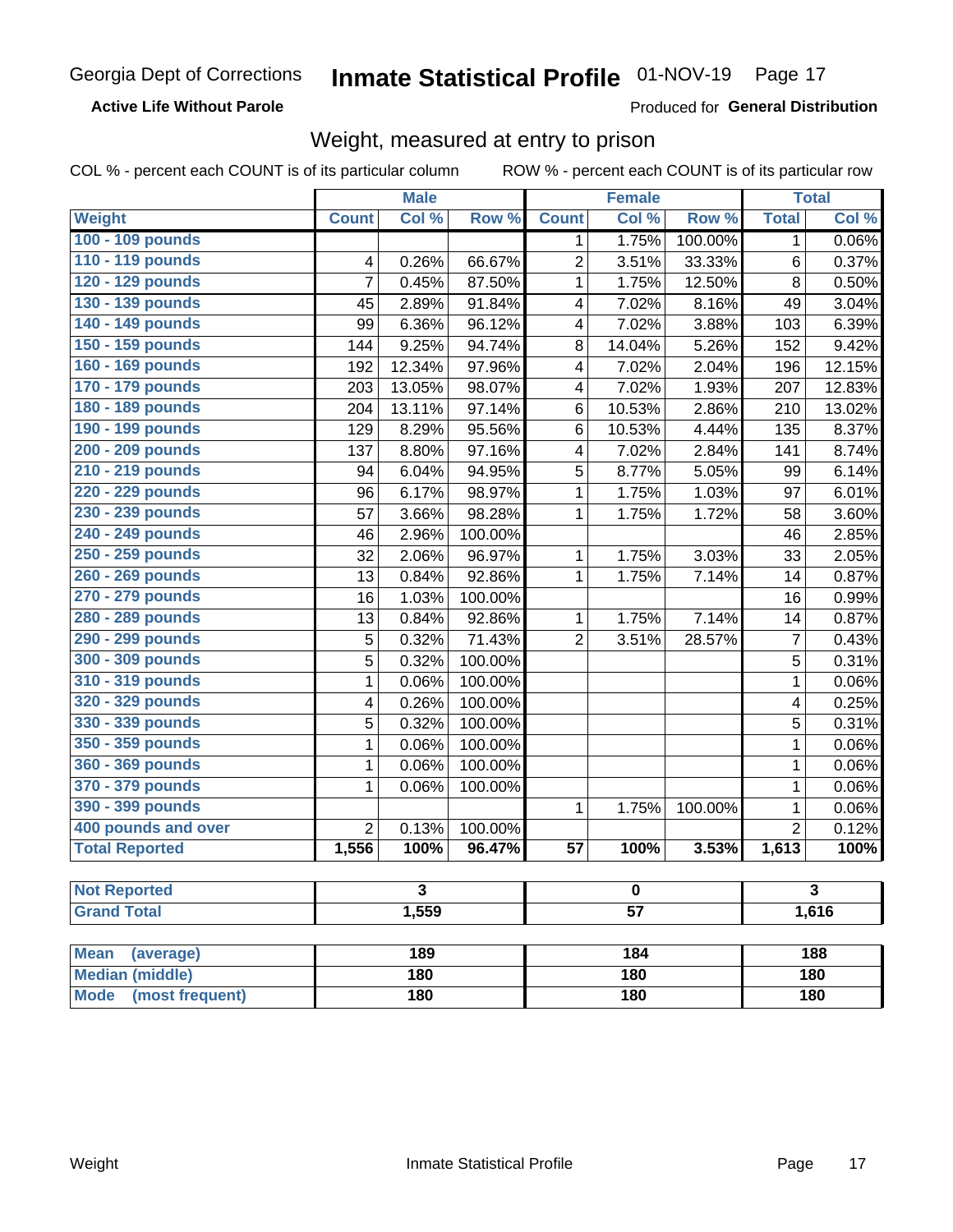Georgia Dept of Corrections **Inmate Statistical Profile** 01-NOV-19 Page 17

**Active Life Without Parole**

Produced for **General Distribution**

## Weight, measured at entry to prison

COL % - percent each COUNT is of its particular column ROW % - percent each COUNT is of its particular row

| | Male | | | Female | | | Total | |
|---|---|---|---|---|---|---|---|---|
| **Weight** | **Count** | **Col %** | **Row %** | **Count** | **Col %** | **Row %** | **Total** | **Col %** |
| **100 - 109 pounds** | | | | 1 | 1.75% | 100.00% | 1 | 0.06% |
| **110 - 119 pounds** | 4 | 0.26% | 66.67% | 2 | 3.51% | 33.33% | 6 | 0.37% |
| **120 - 129 pounds** | 7 | 0.45% | 87.50% | 1 | 1.75% | 12.50% | 8 | 0.50% |
| **130 - 139 pounds** | 45 | 2.89% | 91.84% | 4 | 7.02% | 8.16% | 49 | 3.04% |
| **140 - 149 pounds** | 99 | 6.36% | 96.12% | 4 | 7.02% | 3.88% | 103 | 6.39% |
| **150 - 159 pounds** | 144 | 9.25% | 94.74% | 8 | 14.04% | 5.26% | 152 | 9.42% |
| **160 - 169 pounds** | 192 | 12.34% | 97.96% | 4 | 7.02% | 2.04% | 196 | 12.15% |
| **170 - 179 pounds** | 203 | 13.05% | 98.07% | 4 | 7.02% | 1.93% | 207 | 12.83% |
| **180 - 189 pounds** | 204 | 13.11% | 97.14% | 6 | 10.53% | 2.86% | 210 | 13.02% |
| **190 - 199 pounds** | 129 | 8.29% | 95.56% | 6 | 10.53% | 4.44% | 135 | 8.37% |
| **200 - 209 pounds** | 137 | 8.80% | 97.16% | 4 | 7.02% | 2.84% | 141 | 8.74% |
| **210 - 219 pounds** | 94 | 6.04% | 94.95% | 5 | 8.77% | 5.05% | 99 | 6.14% |
| **220 - 229 pounds** | 96 | 6.17% | 98.97% | 1 | 1.75% | 1.03% | 97 | 6.01% |
| **230 - 239 pounds** | 57 | 3.66% | 98.28% | 1 | 1.75% | 1.72% | 58 | 3.60% |
| **240 - 249 pounds** | 46 | 2.96% | 100.00% | | | | 46 | 2.85% |
| **250 - 259 pounds** | 32 | 2.06% | 96.97% | 1 | 1.75% | 3.03% | 33 | 2.05% |
| **260 - 269 pounds** | 13 | 0.84% | 92.86% | 1 | 1.75% | 7.14% | 14 | 0.87% |
| **270 - 279 pounds** | 16 | 1.03% | 100.00% | | | | 16 | 0.99% |
| **280 - 289 pounds** | 13 | 0.84% | 92.86% | 1 | 1.75% | 7.14% | 14 | 0.87% |
| **290 - 299 pounds** | 5 | 0.32% | 71.43% | 2 | 3.51% | 28.57% | 7 | 0.43% |
| **300 - 309 pounds** | 5 | 0.32% | 100.00% | | | | 5 | 0.31% |
| **310 - 319 pounds** | 1 | 0.06% | 100.00% | | | | 1 | 0.06% |
| **320 - 329 pounds** | 4 | 0.26% | 100.00% | | | | 4 | 0.25% |
| **330 - 339 pounds** | 5 | 0.32% | 100.00% | | | | 5 | 0.31% |
| **350 - 359 pounds** | 1 | 0.06% | 100.00% | | | | 1 | 0.06% |
| **360 - 369 pounds** | 1 | 0.06% | 100.00% | | | | 1 | 0.06% |
| **370 - 379 pounds** | 1 | 0.06% | 100.00% | | | | 1 | 0.06% |
| **390 - 399 pounds** | | | | 1 | 1.75% | 100.00% | 1 | 0.06% |
| **400 pounds and over** | 2 | 0.13% | 100.00% | | | | 2 | 0.12% |
| **Total Reported** | **1,556** | **100%** | **96.47%** | **57** | **100%** | **3.53%** | **1,613** | **100%** |

| | Male | Female | Total |
|---|---|---|---|
| **Not Reported** | 3 | 0 | 3 |
| **Grand Total** | 1,559 | 57 | 1,616 |

| | Male | Female | Total |
|---|---|---|---|
| **Mean (average)** | 189 | 184 | 188 |
| **Median (middle)** | 180 | 180 | 180 |
| **Mode (most frequent)** | 180 | 180 | 180 |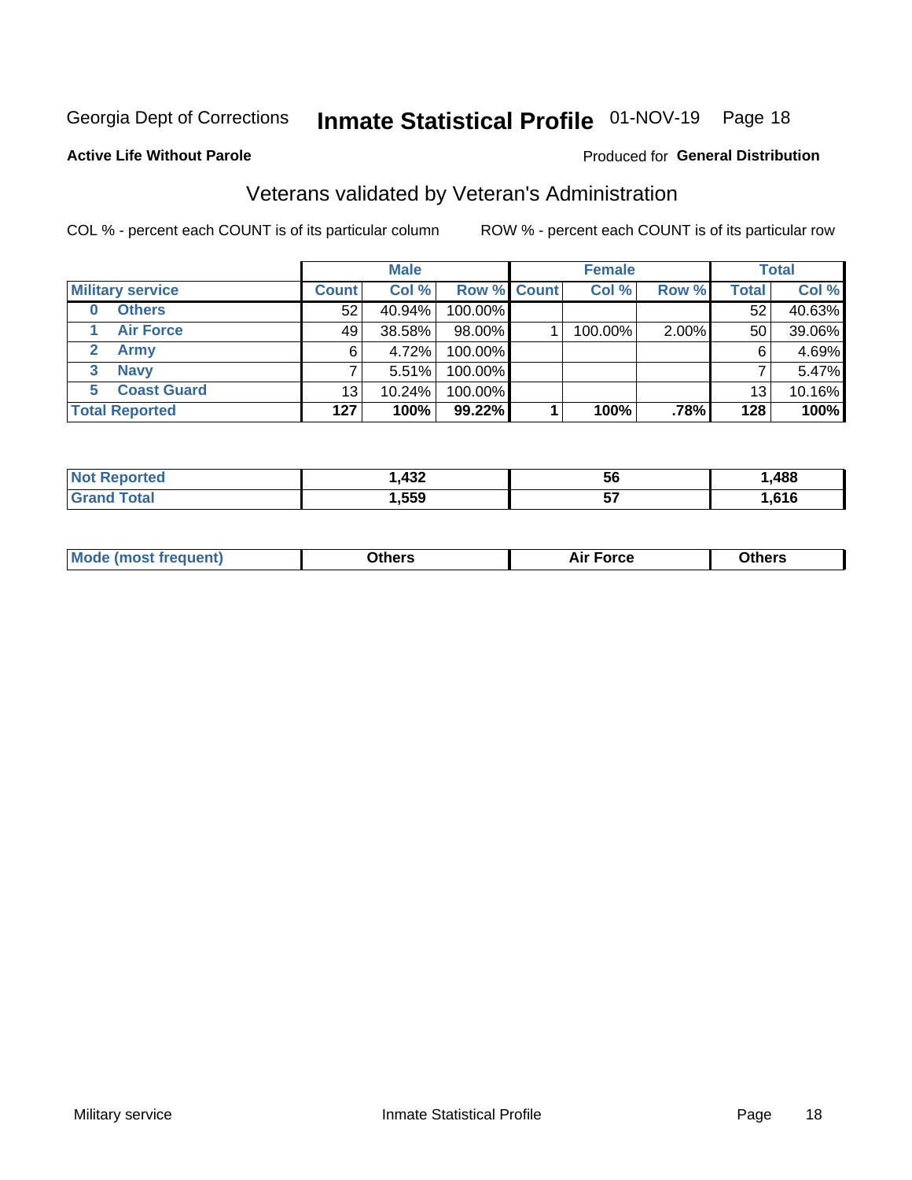Georgia Dept of Corrections **Inmate Statistical Profile** 01-NOV-19 Page 18

**Active Life Without Parole**

Produced for **General Distribution**

## Veterans validated by Veteran's Administration

COL % - percent each COUNT is of its particular column

ROW % - percent each COUNT is of its particular row

| | Male | | | Female | | | Total | |
|---|---|---|---|---|---|---|---|---|
| **Military service** | **Count** | **Col %** | **Row %** | **Count** | **Col %** | **Row %** | **Total** | **Col %** |
| **0 Others** | 52 | 40.94% | 100.00% | | | | 52 | 40.63% |
| **1 Air Force** | 49 | 38.58% | 98.00% | 1 | 100.00% | 2.00% | 50 | 39.06% |
| **2 Army** | 6 | 4.72% | 100.00% | | | | 6 | 4.69% |
| **3 Navy** | 7 | 5.51% | 100.00% | | | | 7 | 5.47% |
| **5 Coast Guard** | 13 | 10.24% | 100.00% | | | | 13 | 10.16% |
| **Total Reported** | **127** | **100%** | **99.22%** | **1** | **100%** | **.78%** | **128** | **100%** |

| | Male | Female | Total |
|---|---|---|---|
| **Not Reported** | **1,432** | **56** | **1,488** |
| **Grand Total** | **1,559** | **57** | **1,616** |

| | Male | Female | Total |
|---|---|---|---|
| **Mode (most frequent)** | **Others** | **Air Force** | **Others** |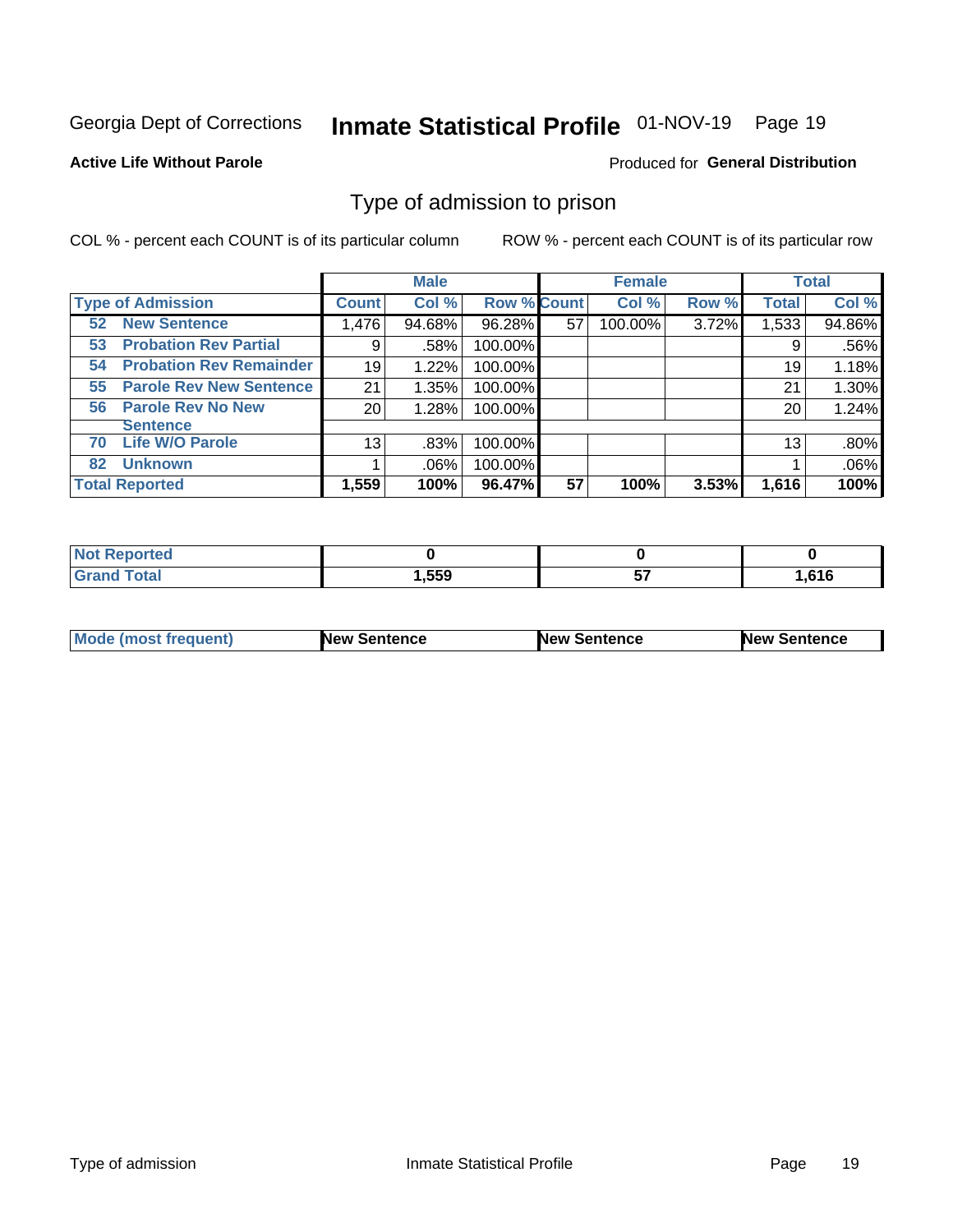Georgia Dept of Corrections **Inmate Statistical Profile** 01-NOV-19 Page 19

**Active Life Without Parole**

Produced for **General Distribution**

## Type of admission to prison

COL % - percent each COUNT is of its particular column

ROW % - percent each COUNT is of its particular row

| | Male | | | Female | | | Total | |
|---|---|---|---|---|---|---|---|---|
| **Type of Admission** | **Count** | **Col %** | **Row %** | **Count** | **Col %** | **Row %** | **Total** | **Col %** |
| 52 New Sentence | 1,476 | 94.68% | 96.28% | 57 | 100.00% | 3.72% | 1,533 | 94.86% |
| 53 Probation Rev Partial | 9 | .58% | 100.00% | | | | 9 | .56% |
| 54 Probation Rev Remainder | 19 | 1.22% | 100.00% | | | | 19 | 1.18% |
| 55 Parole Rev New Sentence | 21 | 1.35% | 100.00% | | | | 21 | 1.30% |
| 56 Parole Rev No New Sentence | 20 | 1.28% | 100.00% | | | | 20 | 1.24% |
| 70 Life W/O Parole | 13 | .83% | 100.00% | | | | 13 | .80% |
| 82 Unknown | 1 | .06% | 100.00% | | | | 1 | .06% |
| **Total Reported** | **1,559** | **100%** | **96.47%** | **57** | **100%** | **3.53%** | **1,616** | **100%** |

| | Male | Female | Total |
|---|---|---|---|
| Not Reported | 0 | 0 | 0 |
| Grand Total | 1,559 | 57 | 1,616 |

| | Male | Female | Total |
|---|---|---|---|
| Mode (most frequent) | New Sentence | New Sentence | New Sentence |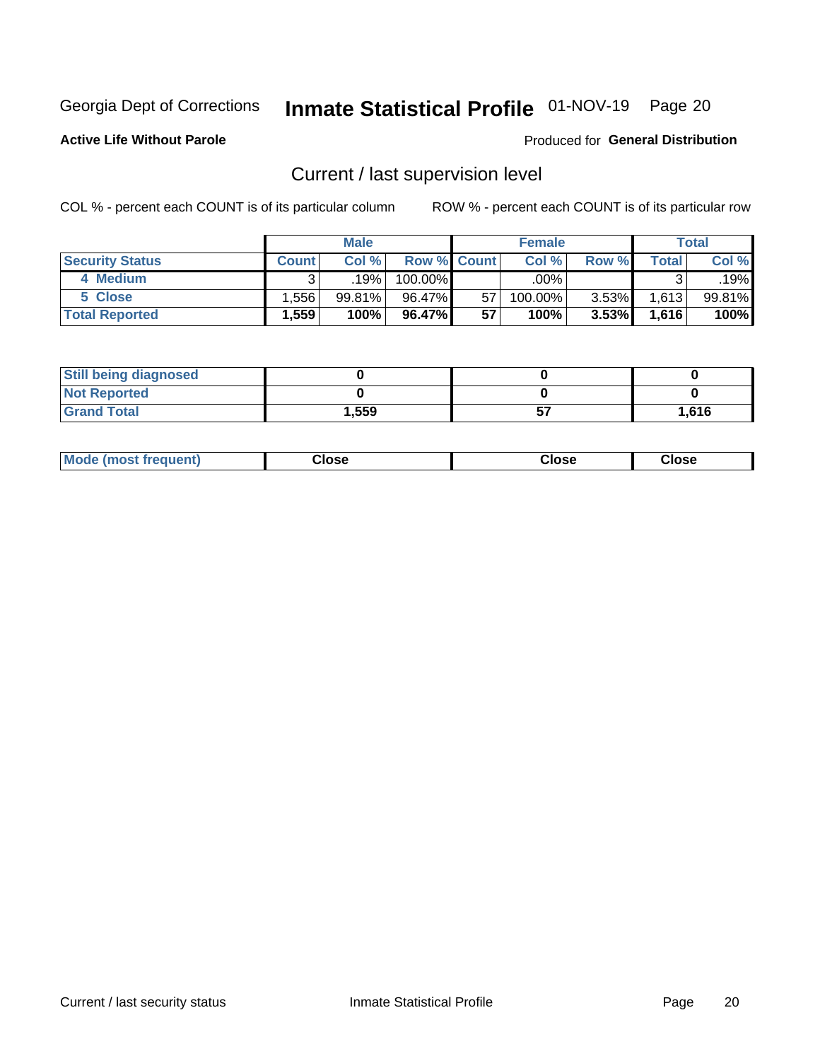Georgia Dept of Corrections **Inmate Statistical Profile** 01-NOV-19

**Active Life Without Parole**

Produced for **General Distribution**

## Current / last supervision level

COL % - percent each COUNT is of its particular column

ROW % - percent each COUNT is of its particular row

| | Male | | | Female | | | Total | |
|---|---|---|---|---|---|---|---|---|
| **Security Status** | **Count** | **Col %** | **Row %** | **Count** | **Col %** | **Row %** | **Total** | **Col %** |
| **4 Medium** | 3 | .19% | 100.00% | | .00% | | 3 | .19% |
| **5 Close** | 1,556 | 99.81% | 96.47% | 57 | 100.00% | 3.53% | 1,613 | 99.81% |
| **Total Reported** | **1,559** | **100%** | **96.47%** | **57** | **100%** | **3.53%** | **1,616** | **100%** |

| | Male | Female | Total |
|---|---|---|---|
| **Still being diagnosed** | **0** | **0** | **0** |
| **Not Reported** | **0** | **0** | **0** |
| **Grand Total** | **1,559** | **57** | **1,616** |

| | Male | Female | Total |
|---|---|---|---|
| **Mode (most frequent)** | **Close** | **Close** | **Close** |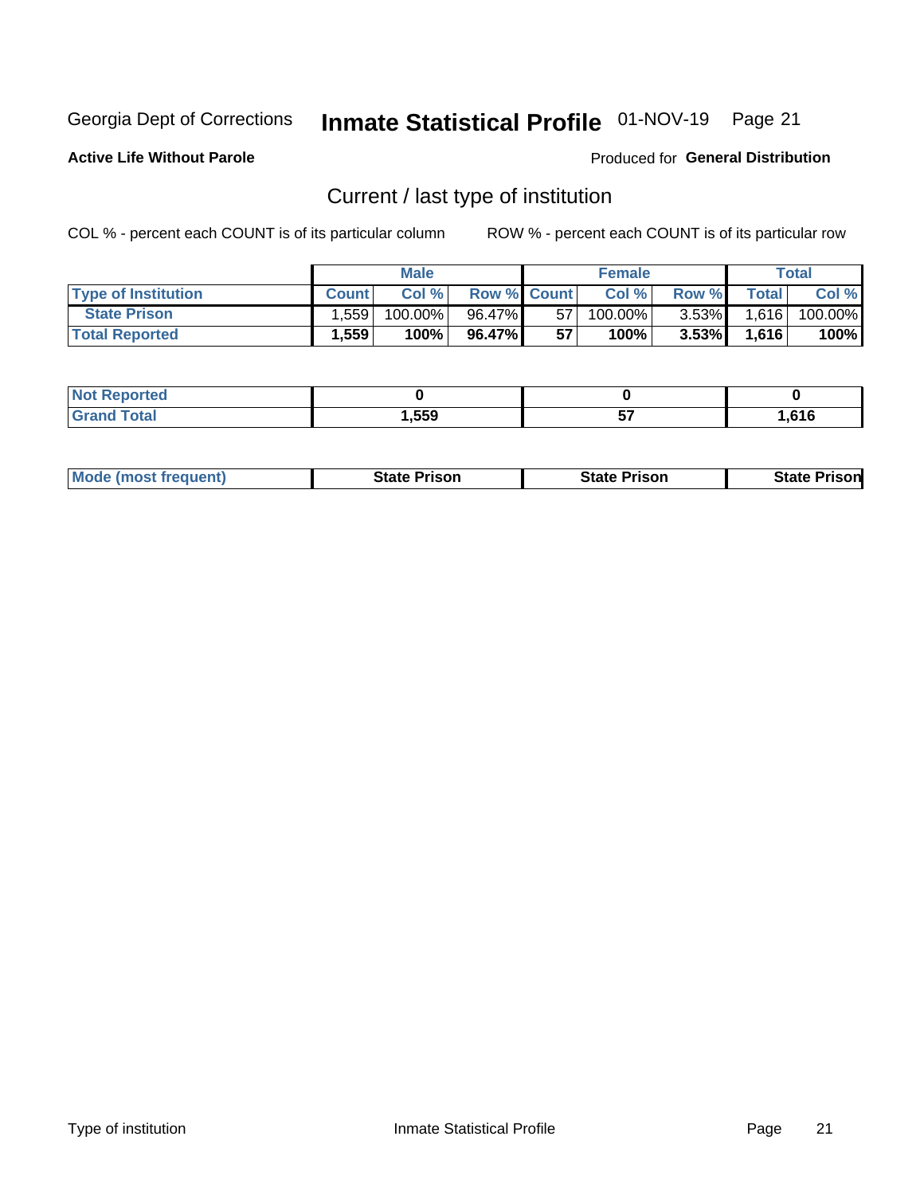Georgia Dept of Corrections **Inmate Statistical Profile** 01-NOV-19

**Active Life Without Parole**

Produced for **General Distribution**

## Current / last type of institution

COL % - percent each COUNT is of its particular column ROW % - percent each COUNT is of its particular row

| | Male | | | Female | | | Total | |
|---|---|---|---|---|---|---|---|---|
| **Type of Institution** | **Count** | **Col %** | **Row %** | **Count** | **Col %** | **Row %** | **Total** | **Col %** |
| State Prison | 1,559 | 100.00% | 96.47% | 57 | 100.00% | 3.53% | 1,616 | 100.00% |
| **Total Reported** | **1,559** | **100%** | **96.47%** | **57** | **100%** | **3.53%** | **1,616** | **100%** |

| | Male | Female | Total |
|---|---|---|---|
| **Not Reported** | **0** | **0** | **0** |
| **Grand Total** | **1,559** | **57** | **1,616** |

| | Male | Female | Total |
|---|---|---|---|
| **Mode (most frequent)** | **State Prison** | **State Prison** | **State Prison** |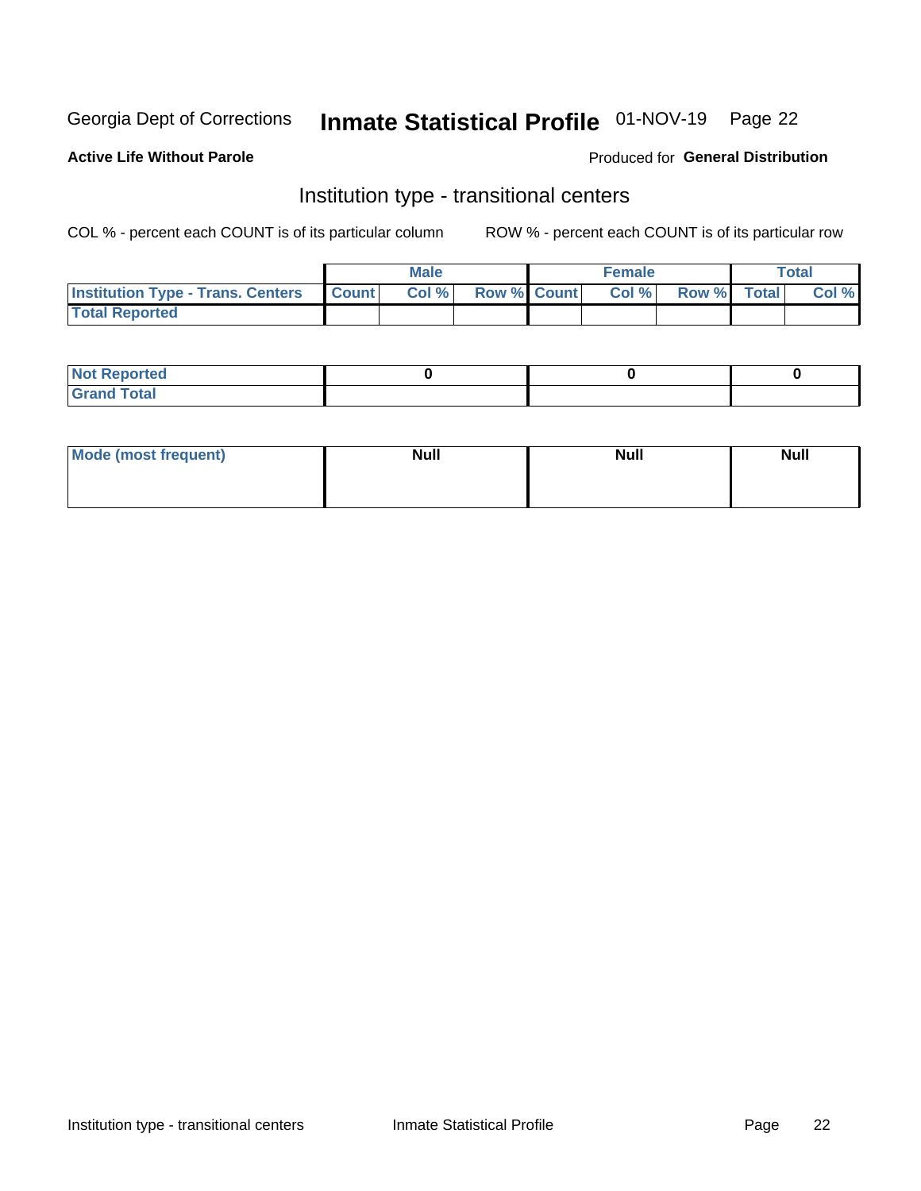Georgia Dept of Corrections **Inmate Statistical Profile** 01-NOV-19 Page 22

**Active Life Without Parole**

Produced for **General Distribution**

## Institution type - transitional centers

COL % - percent each COUNT is of its particular column

ROW % - percent each COUNT is of its particular row

| | Male | | | Female | | | Total | |
|---|---|---|---|---|---|---|---|---|
| Institution Type - Trans. Centers | Count | Col % | Row % | Count | Col % | Row % | Total | Col % |
| Total Reported | | | | | | | | |

| | Male | Female | Total |
|---|---|---|---|
| Not Reported | 0 | 0 | 0 |
| Grand Total | | | |

| | Male | Female | Total |
|---|---|---|---|
| Mode (most frequent) | Null | Null | Null |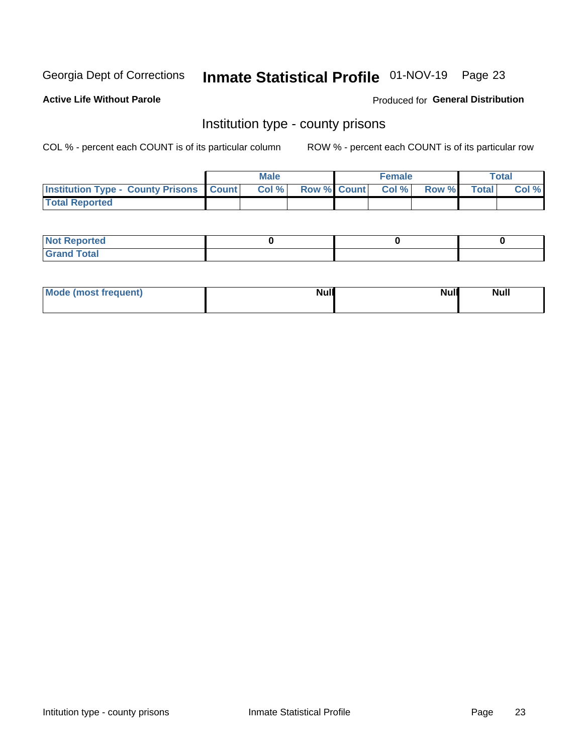Georgia Dept of Corrections **Inmate Statistical Profile** 01-NOV-19

**Active Life Without Parole**

Produced for **General Distribution**

## Institution type - county prisons

COL % - percent each COUNT is of its particular column ROW % - percent each COUNT is of its particular row

| | Male | | | Female | | | Total | |
|---|---|---|---|---|---|---|---|---|
| **Institution Type - County Prisons** | **Count** | **Col %** | **Row %** | **Count** | **Col %** | **Row %** | **Total** | **Col %** |
| **Total Reported** | | | | | | | | |

| | Male | Female | Total |
|---|---|---|---|
| **Not Reported** | **0** | **0** | **0** |
| **Grand Total** | | | |

| | Male | Female | Total |
|---|---|---|---|
| **Mode (most frequent)** | **Null** | **Null** | **Null** |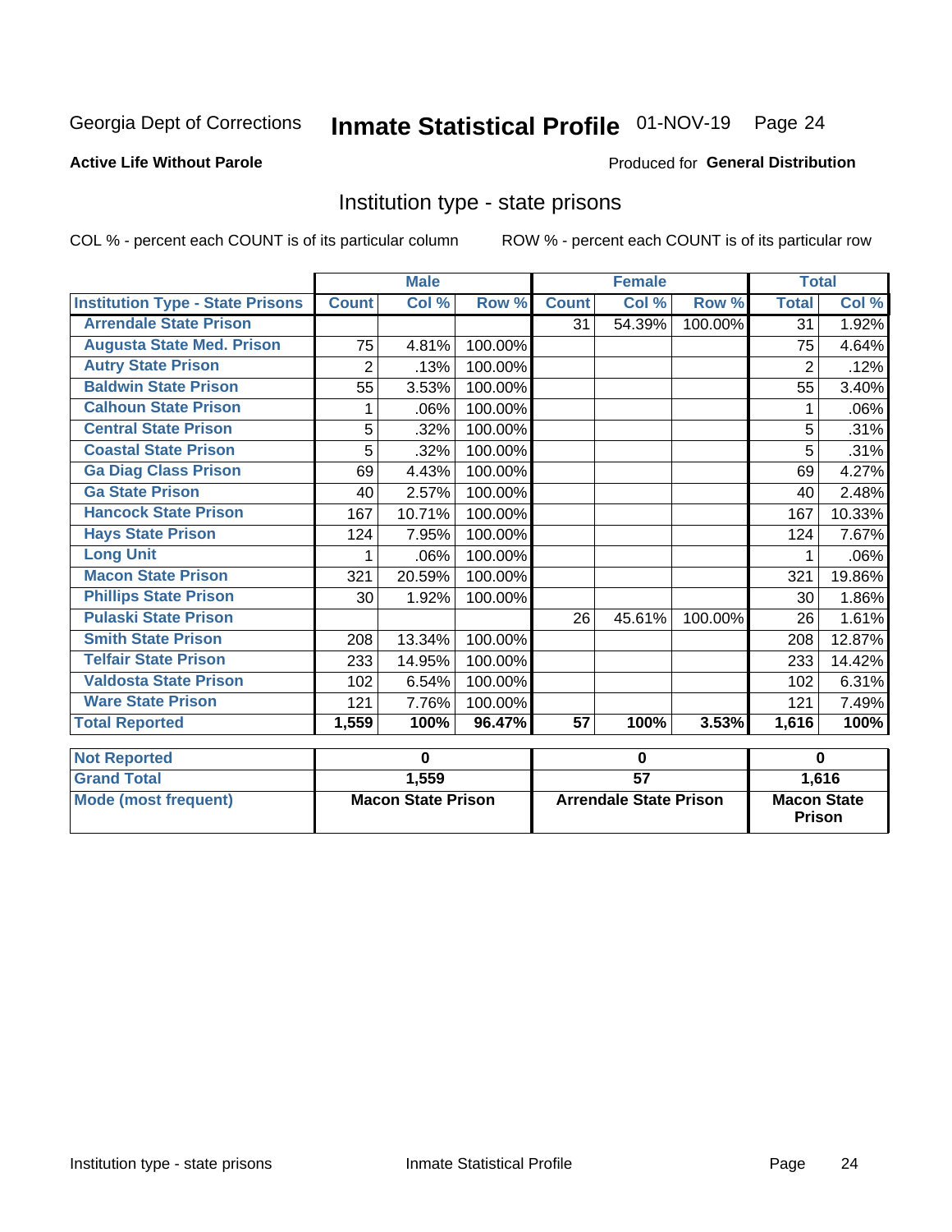Georgia Dept of Corrections **Inmate Statistical Profile** 01-NOV-19 Page 24

**Active Life Without Parole**

Produced for **General Distribution**

## Institution type - state prisons

COL % - percent each COUNT is of its particular column ROW % - percent each COUNT is of its particular row

| | Male | | | Female | | | Total | |
|---|---|---|---|---|---|---|---|---|
| **Institution Type - State Prisons** | **Count** | **Col %** | **Row %** | **Count** | **Col %** | **Row %** | **Total** | **Col %** |
| Arrendale State Prison | | | | 31 | 54.39% | 100.00% | 31 | 1.92% |
| Augusta State Med. Prison | 75 | 4.81% | 100.00% | | | | 75 | 4.64% |
| Autry State Prison | 2 | .13% | 100.00% | | | | 2 | .12% |
| Baldwin State Prison | 55 | 3.53% | 100.00% | | | | 55 | 3.40% |
| Calhoun State Prison | 1 | .06% | 100.00% | | | | 1 | .06% |
| Central State Prison | 5 | .32% | 100.00% | | | | 5 | .31% |
| Coastal State Prison | 5 | .32% | 100.00% | | | | 5 | .31% |
| Ga Diag Class Prison | 69 | 4.43% | 100.00% | | | | 69 | 4.27% |
| Ga State Prison | 40 | 2.57% | 100.00% | | | | 40 | 2.48% |
| Hancock State Prison | 167 | 10.71% | 100.00% | | | | 167 | 10.33% |
| Hays State Prison | 124 | 7.95% | 100.00% | | | | 124 | 7.67% |
| Long Unit | 1 | .06% | 100.00% | | | | 1 | .06% |
| Macon State Prison | 321 | 20.59% | 100.00% | | | | 321 | 19.86% |
| Phillips State Prison | 30 | 1.92% | 100.00% | | | | 30 | 1.86% |
| Pulaski State Prison | | | | 26 | 45.61% | 100.00% | 26 | 1.61% |
| Smith State Prison | 208 | 13.34% | 100.00% | | | | 208 | 12.87% |
| Telfair State Prison | 233 | 14.95% | 100.00% | | | | 233 | 14.42% |
| Valdosta State Prison | 102 | 6.54% | 100.00% | | | | 102 | 6.31% |
| Ware State Prison | 121 | 7.76% | 100.00% | | | | 121 | 7.49% |
| **Total Reported** | **1,559** | **100%** | **96.47%** | **57** | **100%** | **3.53%** | **1,616** | **100%** |

| | Male | Female | Total |
|---|---|---|---|
| **Not Reported** | **0** | **0** | **0** |
| **Grand Total** | **1,559** | **57** | **1,616** |
| **Mode (most frequent)** | **Macon State Prison** | **Arrendale State Prison** | **Macon State Prison** |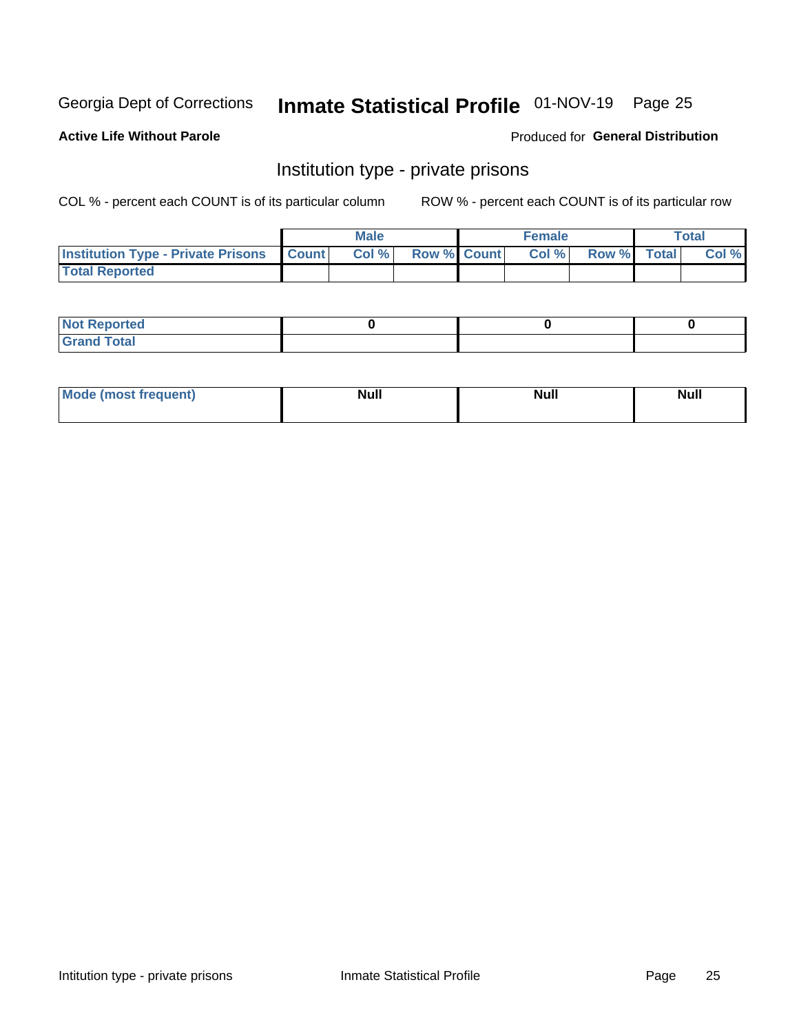Georgia Dept of Corrections **Inmate Statistical Profile** 01-NOV-19 Page 25

**Active Life Without Parole**

Produced for **General Distribution**

## Institution type - private prisons

COL % - percent each COUNT is of its particular column ROW % - percent each COUNT is of its particular row

| | Male | | | Female | | | Total | |
|---|---|---|---|---|---|---|---|---|
| **Institution Type - Private Prisons** | **Count** | **Col %** | **Row %** | **Count** | **Col %** | **Row %** | **Total** | **Col %** |
| **Total Reported** | | | | | | | | |

| | | | |
|---|---|---|---|
| **Not Reported** | 0 | 0 | 0 |
| **Grand Total** | | | |

| | | | |
|---|---|---|---|
| **Mode (most frequent)** | Null | Null | Null |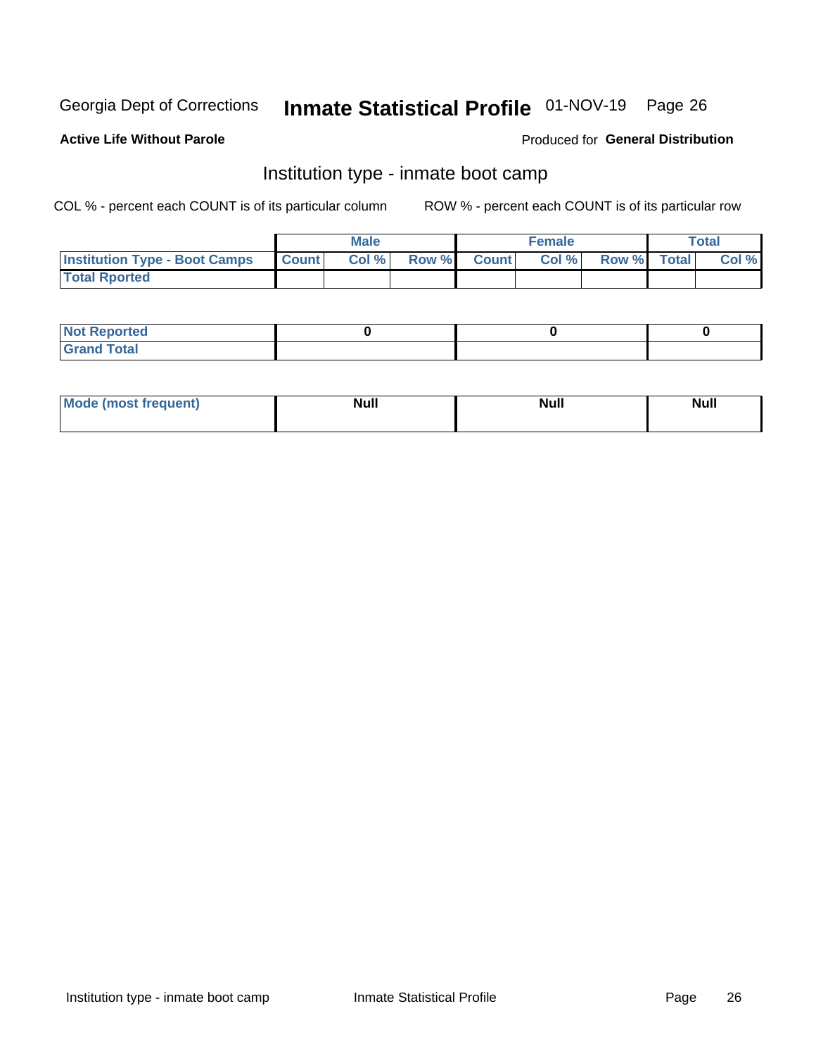Georgia Dept of Corrections **Inmate Statistical Profile** 01-NOV-19

**Active Life Without Parole**

Produced for **General Distribution**

## Institution type - inmate boot camp

COL % - percent each COUNT is of its particular column

ROW % - percent each COUNT is of its particular row

| | Male | | | Female | | | Total | |
|---|---|---|---|---|---|---|---|---|
| Institution Type - Boot Camps | Count | Col % | Row % | Count | Col % | Row % | Total | Col % |
| Total Rported | | | | | | | | |

| | Male | Female | Total |
|---|---|---|---|
| Not Reported | 0 | 0 | 0 |
| Grand Total | | | |

| | Male | Female | Total |
|---|---|---|---|
| Mode (most frequent) | Null | Null | Null |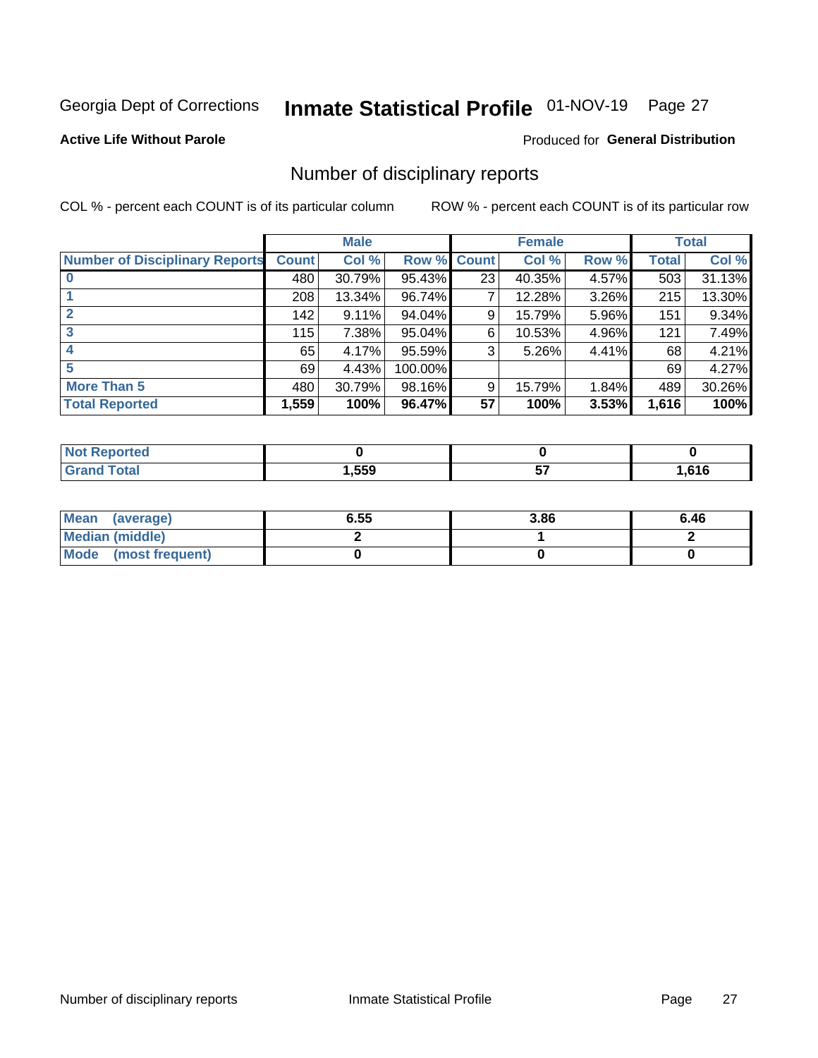Georgia Dept of Corrections **Inmate Statistical Profile** 01-NOV-19 Page 27

**Active Life Without Parole**

Produced for **General Distribution**

## Number of disciplinary reports

COL % - percent each COUNT is of its particular column

ROW % - percent each COUNT is of its particular row

| | Male | | | Female | | | Total | |
|---|---|---|---|---|---|---|---|---|
| **Number of Disciplinary Reports** | **Count** | **Col %** | **Row %** | **Count** | **Col %** | **Row %** | **Total** | **Col %** |
| **0** | 480 | 30.79% | 95.43% | 23 | 40.35% | 4.57% | 503 | 31.13% |
| **1** | 208 | 13.34% | 96.74% | 7 | 12.28% | 3.26% | 215 | 13.30% |
| **2** | 142 | 9.11% | 94.04% | 9 | 15.79% | 5.96% | 151 | 9.34% |
| **3** | 115 | 7.38% | 95.04% | 6 | 10.53% | 4.96% | 121 | 7.49% |
| **4** | 65 | 4.17% | 95.59% | 3 | 5.26% | 4.41% | 68 | 4.21% |
| **5** | 69 | 4.43% | 100.00% | | | | 69 | 4.27% |
| **More Than 5** | 480 | 30.79% | 98.16% | 9 | 15.79% | 1.84% | 489 | 30.26% |
| **Total Reported** | **1,559** | **100%** | **96.47%** | **57** | **100%** | **3.53%** | **1,616** | **100%** |

| | Male | Female | Total |
|---|---|---|---|
| **Not Reported** | **0** | **0** | **0** |
| **Grand Total** | **1,559** | **57** | **1,616** |

| | Male | Female | Total |
|---|---|---|---|
| **Mean (average)** | **6.55** | **3.86** | **6.46** |
| **Median (middle)** | **2** | **1** | **2** |
| **Mode (most frequent)** | **0** | **0** | **0** |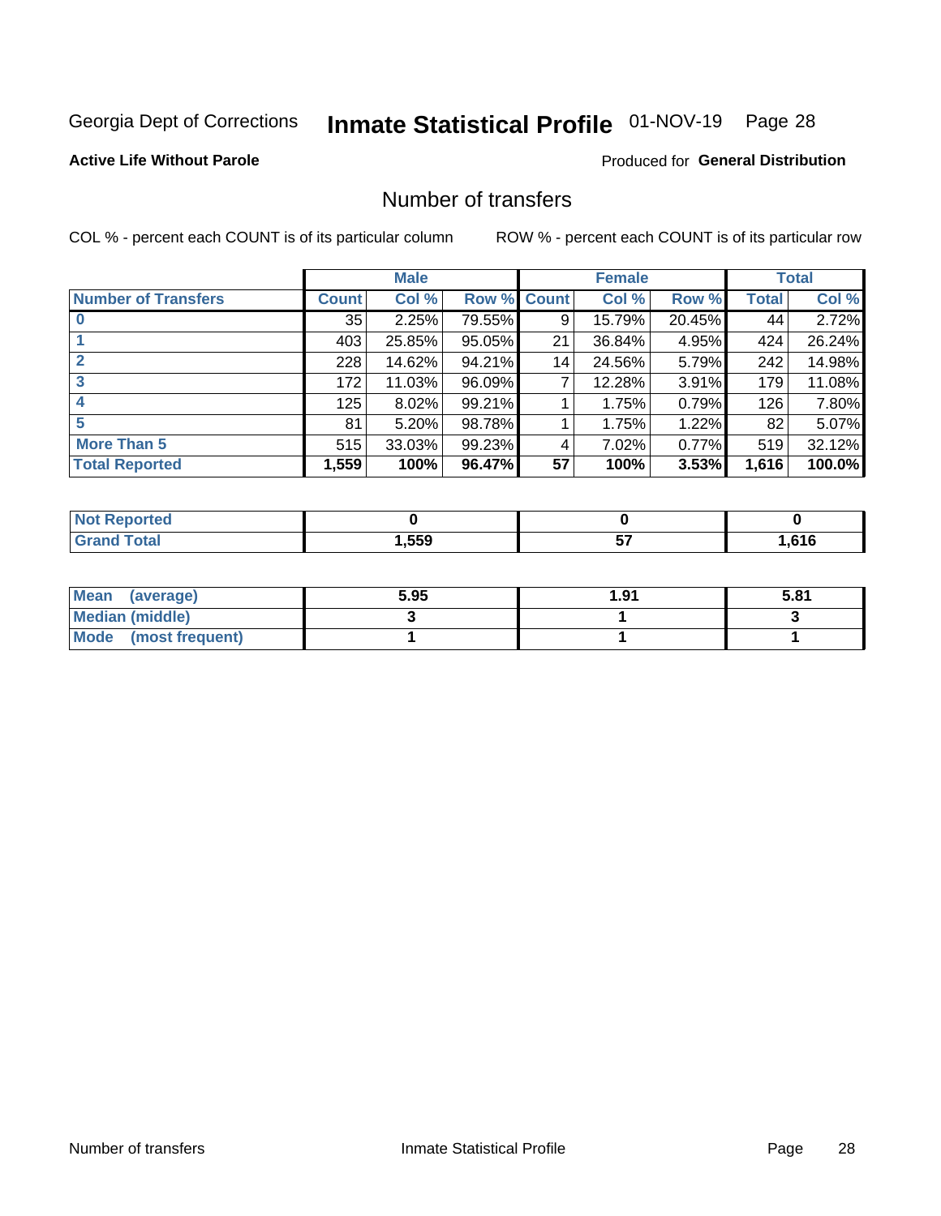Georgia Dept of Corrections **Inmate Statistical Profile** 01-NOV-19 Page 28

**Active Life Without Parole**

Produced for **General Distribution**

## Number of transfers

COL % - percent each COUNT is of its particular column    ROW % - percent each COUNT is of its particular row

| | Male | | | Female | | | Total | |
|---|---|---|---|---|---|---|---|---|
| **Number of Transfers** | **Count** | **Col %** | **Row %** | **Count** | **Col %** | **Row %** | **Total** | **Col %** |
| **0** | 35 | 2.25% | 79.55% | 9 | 15.79% | 20.45% | 44 | 2.72% |
| **1** | 403 | 25.85% | 95.05% | 21 | 36.84% | 4.95% | 424 | 26.24% |
| **2** | 228 | 14.62% | 94.21% | 14 | 24.56% | 5.79% | 242 | 14.98% |
| **3** | 172 | 11.03% | 96.09% | 7 | 12.28% | 3.91% | 179 | 11.08% |
| **4** | 125 | 8.02% | 99.21% | 1 | 1.75% | 0.79% | 126 | 7.80% |
| **5** | 81 | 5.20% | 98.78% | 1 | 1.75% | 1.22% | 82 | 5.07% |
| **More Than 5** | 515 | 33.03% | 99.23% | 4 | 7.02% | 0.77% | 519 | 32.12% |
| **Total Reported** | **1,559** | **100%** | **96.47%** | **57** | **100%** | **3.53%** | **1,616** | **100.0%** |

| | Male | Female | Total |
|---|---|---|---|
| **Not Reported** | **0** | **0** | **0** |
| **Grand Total** | **1,559** | **57** | **1,616** |

| | Male | Female | Total |
|---|---|---|---|
| **Mean (average)** | **5.95** | **1.91** | **5.81** |
| **Median (middle)** | **3** | **1** | **3** |
| **Mode (most frequent)** | **1** | **1** | **1** |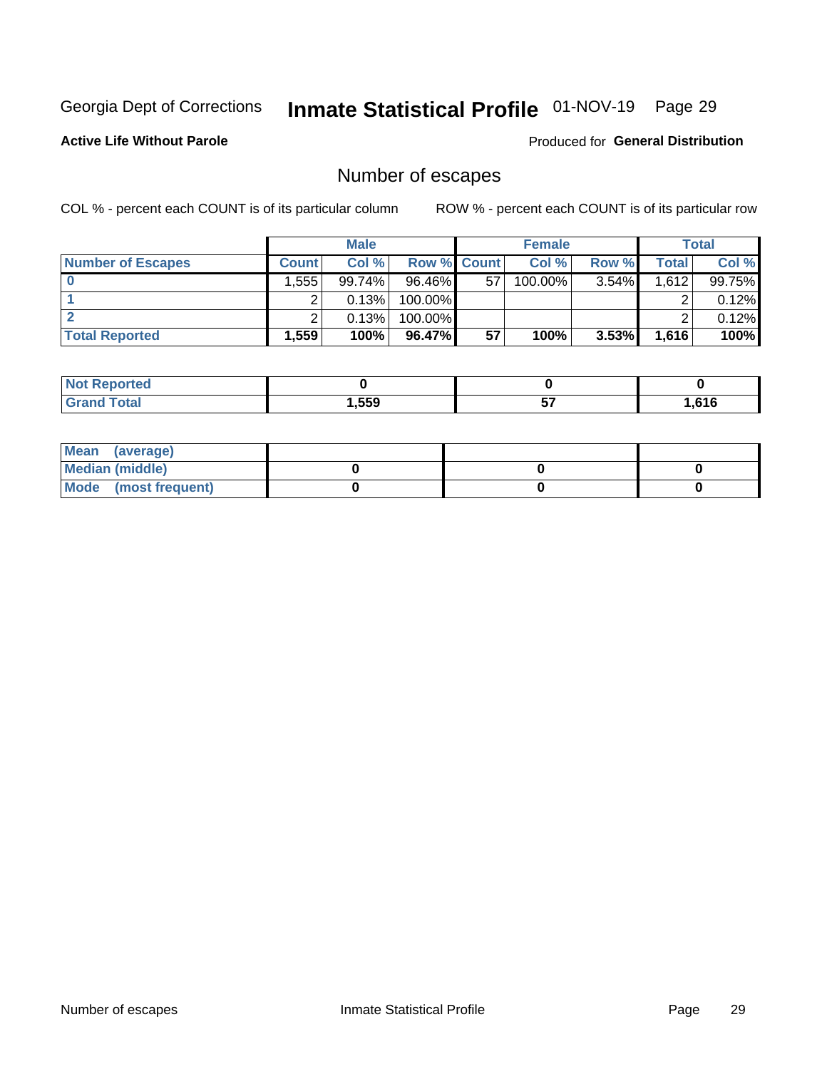Georgia Dept of Corrections **Inmate Statistical Profile** 01-NOV-19

**Active Life Without Parole** Produced for **General Distribution**

## Number of escapes

COL % - percent each COUNT is of its particular column ROW % - percent each COUNT is of its particular row

| | Male | | | Female | | | Total | |
|---|---|---|---|---|---|---|---|---|
| **Number of Escapes** | **Count** | **Col %** | **Row %** | **Count** | **Col %** | **Row %** | **Total** | **Col %** |
| **0** | 1,555 | 99.74% | 96.46% | 57 | 100.00% | 3.54% | 1,612 | 99.75% |
| **1** | 2 | 0.13% | 100.00% | | | | 2 | 0.12% |
| **2** | 2 | 0.13% | 100.00% | | | | 2 | 0.12% |
| **Total Reported** | **1,559** | **100%** | **96.47%** | **57** | **100%** | **3.53%** | **1,616** | **100%** |

| | Male | Female | Total |
|---|---|---|---|
| **Not Reported** | **0** | **0** | **0** |
| **Grand Total** | **1,559** | **57** | **1,616** |

| | Male | Female | Total |
|---|---|---|---|
| **Mean (average)** | | | |
| **Median (middle)** | **0** | **0** | **0** |
| **Mode (most frequent)** | **0** | **0** | **0** |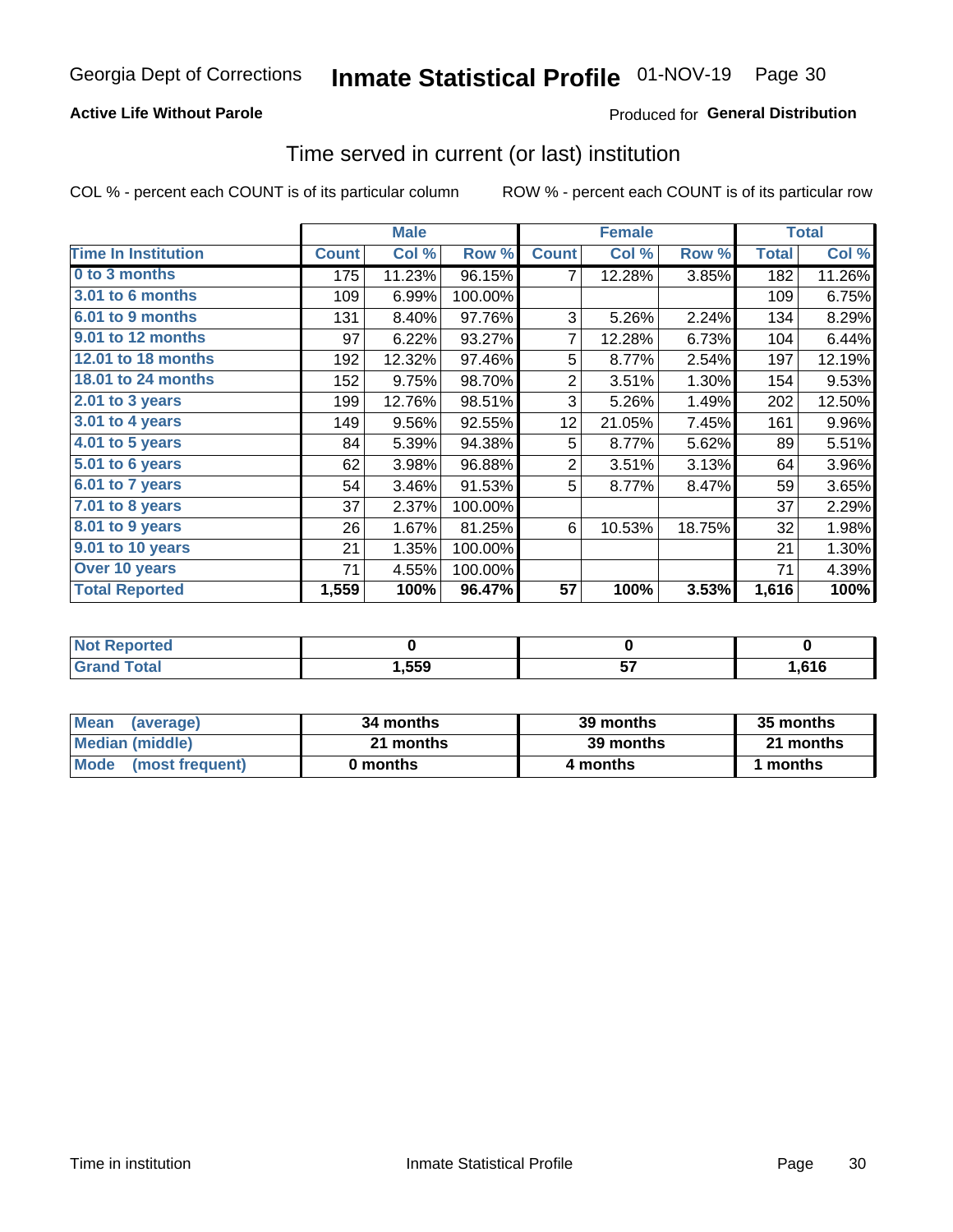Georgia Dept of Corrections **Inmate Statistical Profile** 01-NOV-19

**Active Life Without Parole**

Produced for **General Distribution**

## Time served in current (or last) institution

COL % - percent each COUNT is of its particular column

ROW % - percent each COUNT is of its particular row

| | Male | | | Female | | | Total | |
|---|---|---|---|---|---|---|---|---|
| **Time In Institution** | **Count** | **Col %** | **Row %** | **Count** | **Col %** | **Row %** | **Total** | **Col %** |
| 0 to 3 months | 175 | 11.23% | 96.15% | 7 | 12.28% | 3.85% | 182 | 11.26% |
| 3.01 to 6 months | 109 | 6.99% | 100.00% | | | | 109 | 6.75% |
| 6.01 to 9 months | 131 | 8.40% | 97.76% | 3 | 5.26% | 2.24% | 134 | 8.29% |
| 9.01 to 12 months | 97 | 6.22% | 93.27% | 7 | 12.28% | 6.73% | 104 | 6.44% |
| 12.01 to 18 months | 192 | 12.32% | 97.46% | 5 | 8.77% | 2.54% | 197 | 12.19% |
| 18.01 to 24 months | 152 | 9.75% | 98.70% | 2 | 3.51% | 1.30% | 154 | 9.53% |
| 2.01 to 3 years | 199 | 12.76% | 98.51% | 3 | 5.26% | 1.49% | 202 | 12.50% |
| 3.01 to 4 years | 149 | 9.56% | 92.55% | 12 | 21.05% | 7.45% | 161 | 9.96% |
| 4.01 to 5 years | 84 | 5.39% | 94.38% | 5 | 8.77% | 5.62% | 89 | 5.51% |
| 5.01 to 6 years | 62 | 3.98% | 96.88% | 2 | 3.51% | 3.13% | 64 | 3.96% |
| 6.01 to 7 years | 54 | 3.46% | 91.53% | 5 | 8.77% | 8.47% | 59 | 3.65% |
| 7.01 to 8 years | 37 | 2.37% | 100.00% | | | | 37 | 2.29% |
| 8.01 to 9 years | 26 | 1.67% | 81.25% | 6 | 10.53% | 18.75% | 32 | 1.98% |
| 9.01 to 10 years | 21 | 1.35% | 100.00% | | | | 21 | 1.30% |
| Over 10 years | 71 | 4.55% | 100.00% | | | | 71 | 4.39% |
| **Total Reported** | **1,559** | **100%** | **96.47%** | **57** | **100%** | **3.53%** | **1,616** | **100%** |

| | Male | Female | Total |
|---|---|---|---|
| Not Reported | 0 | 0 | 0 |
| Grand Total | 1,559 | 57 | 1,616 |

| | Male | Female | Total |
|---|---|---|---|
| Mean (average) | 34 months | 39 months | 35 months |
| Median (middle) | 21 months | 39 months | 21 months |
| Mode (most frequent) | 0 months | 4 months | 1 months |

Time in institution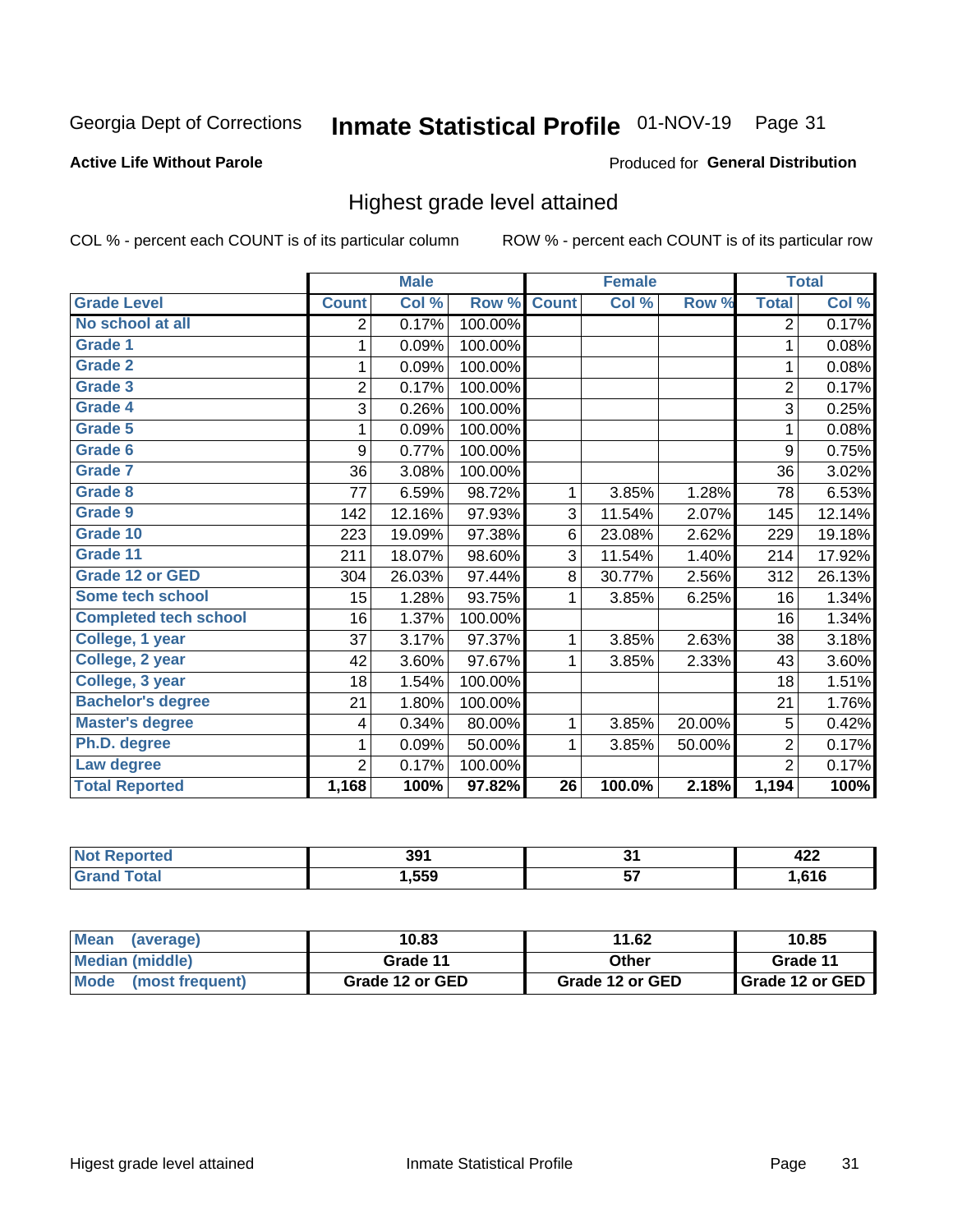Georgia Dept of Corrections **Inmate Statistical Profile** 01-NOV-19

**Active Life Without Parole**

Produced for **General Distribution**

## Highest grade level attained

COL % - percent each COUNT is of its particular column    ROW % - percent each COUNT is of its particular row

| | Male | | | Female | | | Total | |
|---|---|---|---|---|---|---|---|---|
| **Grade Level** | **Count** | **Col %** | **Row %** | **Count** | **Col %** | **Row %** | **Total** | **Col %** |
| No school at all | 2 | 0.17% | 100.00% | | | | 2 | 0.17% |
| Grade 1 | 1 | 0.09% | 100.00% | | | | 1 | 0.08% |
| Grade 2 | 1 | 0.09% | 100.00% | | | | 1 | 0.08% |
| Grade 3 | 2 | 0.17% | 100.00% | | | | 2 | 0.17% |
| Grade 4 | 3 | 0.26% | 100.00% | | | | 3 | 0.25% |
| Grade 5 | 1 | 0.09% | 100.00% | | | | 1 | 0.08% |
| Grade 6 | 9 | 0.77% | 100.00% | | | | 9 | 0.75% |
| Grade 7 | 36 | 3.08% | 100.00% | | | | 36 | 3.02% |
| Grade 8 | 77 | 6.59% | 98.72% | 1 | 3.85% | 1.28% | 78 | 6.53% |
| Grade 9 | 142 | 12.16% | 97.93% | 3 | 11.54% | 2.07% | 145 | 12.14% |
| Grade 10 | 223 | 19.09% | 97.38% | 6 | 23.08% | 2.62% | 229 | 19.18% |
| Grade 11 | 211 | 18.07% | 98.60% | 3 | 11.54% | 1.40% | 214 | 17.92% |
| Grade 12 or GED | 304 | 26.03% | 97.44% | 8 | 30.77% | 2.56% | 312 | 26.13% |
| Some tech school | 15 | 1.28% | 93.75% | 1 | 3.85% | 6.25% | 16 | 1.34% |
| Completed tech school | 16 | 1.37% | 100.00% | | | | 16 | 1.34% |
| College, 1 year | 37 | 3.17% | 97.37% | 1 | 3.85% | 2.63% | 38 | 3.18% |
| College, 2 year | 42 | 3.60% | 97.67% | 1 | 3.85% | 2.33% | 43 | 3.60% |
| College, 3 year | 18 | 1.54% | 100.00% | | | | 18 | 1.51% |
| Bachelor's degree | 21 | 1.80% | 100.00% | | | | 21 | 1.76% |
| Master's degree | 4 | 0.34% | 80.00% | 1 | 3.85% | 20.00% | 5 | 0.42% |
| Ph.D. degree | 1 | 0.09% | 50.00% | 1 | 3.85% | 50.00% | 2 | 0.17% |
| Law degree | 2 | 0.17% | 100.00% | | | | 2 | 0.17% |
| **Total Reported** | **1,168** | **100%** | **97.82%** | **26** | **100.0%** | **2.18%** | **1,194** | **100%** |

| | Male | Female | Total |
|---|---|---|---|
| Not Reported | 391 | 31 | 422 |
| Grand Total | 1,559 | 57 | 1,616 |

| | Male | Female | Total |
|---|---|---|---|
| Mean (average) | 10.83 | 11.62 | 10.85 |
| Median (middle) | Grade 11 | Other | Grade 11 |
| Mode (most frequent) | Grade 12 or GED | Grade 12 or GED | Grade 12 or GED |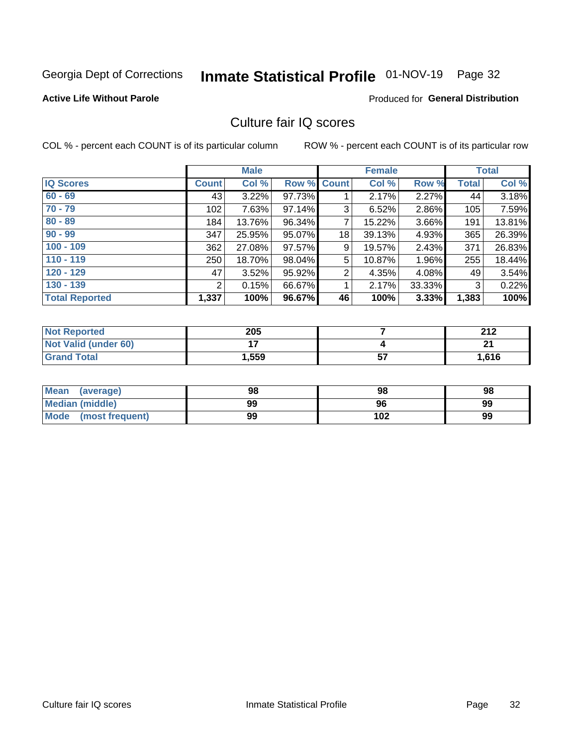Georgia Dept of Corrections **Inmate Statistical Profile** 01-NOV-19 Page 32

**Active Life Without Parole**

Produced for **General Distribution**

## Culture fair IQ scores

COL % - percent each COUNT is of its particular column

ROW % - percent each COUNT is of its particular row

| | Male | | | Female | | | Total | |
|---|---|---|---|---|---|---|---|---|
| **IQ Scores** | **Count** | **Col %** | **Row %** | **Count** | **Col %** | **Row %** | **Total** | **Col %** |
| 60 - 69 | 43 | 3.22% | 97.73% | 1 | 2.17% | 2.27% | 44 | 3.18% |
| 70 - 79 | 102 | 7.63% | 97.14% | 3 | 6.52% | 2.86% | 105 | 7.59% |
| 80 - 89 | 184 | 13.76% | 96.34% | 7 | 15.22% | 3.66% | 191 | 13.81% |
| 90 - 99 | 347 | 25.95% | 95.07% | 18 | 39.13% | 4.93% | 365 | 26.39% |
| 100 - 109 | 362 | 27.08% | 97.57% | 9 | 19.57% | 2.43% | 371 | 26.83% |
| 110 - 119 | 250 | 18.70% | 98.04% | 5 | 10.87% | 1.96% | 255 | 18.44% |
| 120 - 129 | 47 | 3.52% | 95.92% | 2 | 4.35% | 4.08% | 49 | 3.54% |
| 130 - 139 | 2 | 0.15% | 66.67% | 1 | 2.17% | 33.33% | 3 | 0.22% |
| **Total Reported** | **1,337** | **100%** | **96.67%** | **46** | **100%** | **3.33%** | **1,383** | **100%** |

| | Male | Female | Total |
|---|---|---|---|
| Not Reported | 205 | 7 | 212 |
| Not Valid (under 60) | 17 | 4 | 21 |
| Grand Total | 1,559 | 57 | 1,616 |

| | Male | Female | Total |
|---|---|---|---|
| Mean (average) | 98 | 98 | 98 |
| Median (middle) | 99 | 96 | 99 |
| Mode (most frequent) | 99 | 102 | 99 |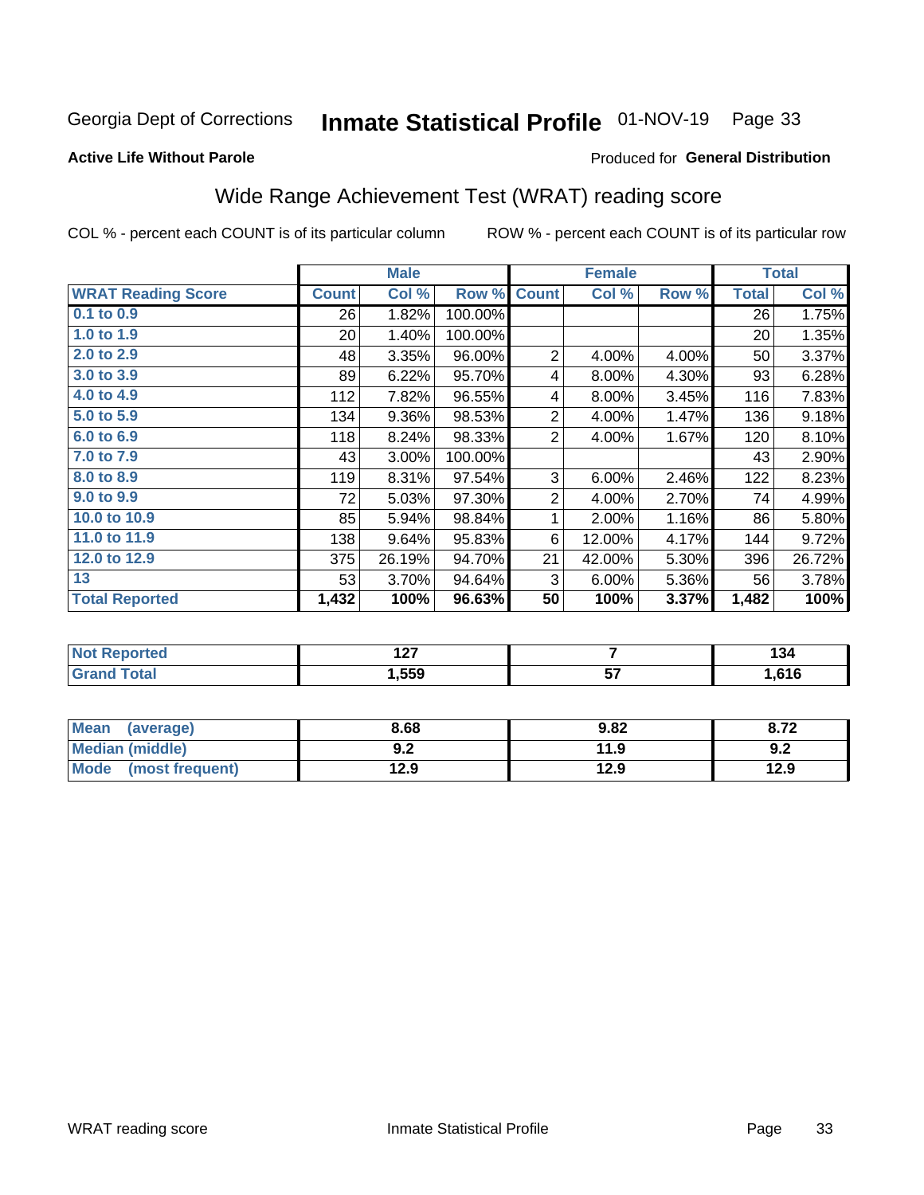Georgia Dept of Corrections **Inmate Statistical Profile** 01-NOV-19

**Active Life Without Parole**

Produced for **General Distribution**

## Wide Range Achievement Test (WRAT) reading score

COL % - percent each COUNT is of its particular column

ROW % - percent each COUNT is of its particular row

| | Male | | | Female | | | Total | |
|---|---|---|---|---|---|---|---|---|
| **WRAT Reading Score** | **Count** | **Col %** | **Row %** | **Count** | **Col %** | **Row %** | **Total** | **Col %** |
| 0.1 to 0.9 | 26 | 1.82% | 100.00% | | | | 26 | 1.75% |
| 1.0 to 1.9 | 20 | 1.40% | 100.00% | | | | 20 | 1.35% |
| 2.0 to 2.9 | 48 | 3.35% | 96.00% | 2 | 4.00% | 4.00% | 50 | 3.37% |
| 3.0 to 3.9 | 89 | 6.22% | 95.70% | 4 | 8.00% | 4.30% | 93 | 6.28% |
| 4.0 to 4.9 | 112 | 7.82% | 96.55% | 4 | 8.00% | 3.45% | 116 | 7.83% |
| 5.0 to 5.9 | 134 | 9.36% | 98.53% | 2 | 4.00% | 1.47% | 136 | 9.18% |
| 6.0 to 6.9 | 118 | 8.24% | 98.33% | 2 | 4.00% | 1.67% | 120 | 8.10% |
| 7.0 to 7.9 | 43 | 3.00% | 100.00% | | | | 43 | 2.90% |
| 8.0 to 8.9 | 119 | 8.31% | 97.54% | 3 | 6.00% | 2.46% | 122 | 8.23% |
| 9.0 to 9.9 | 72 | 5.03% | 97.30% | 2 | 4.00% | 2.70% | 74 | 4.99% |
| 10.0 to 10.9 | 85 | 5.94% | 98.84% | 1 | 2.00% | 1.16% | 86 | 5.80% |
| 11.0 to 11.9 | 138 | 9.64% | 95.83% | 6 | 12.00% | 4.17% | 144 | 9.72% |
| 12.0 to 12.9 | 375 | 26.19% | 94.70% | 21 | 42.00% | 5.30% | 396 | 26.72% |
| 13 | 53 | 3.70% | 94.64% | 3 | 6.00% | 5.36% | 56 | 3.78% |
| **Total Reported** | **1,432** | **100%** | **96.63%** | **50** | **100%** | **3.37%** | **1,482** | **100%** |

| | Male | Female | Total |
|---|---|---|---|
| Not Reported | 127 | 7 | 134 |
| Grand Total | 1,559 | 57 | 1,616 |

| | Male | Female | Total |
|---|---|---|---|
| Mean (average) | 8.68 | 9.82 | 8.72 |
| Median (middle) | 9.2 | 11.9 | 9.2 |
| Mode (most frequent) | 12.9 | 12.9 | 12.9 |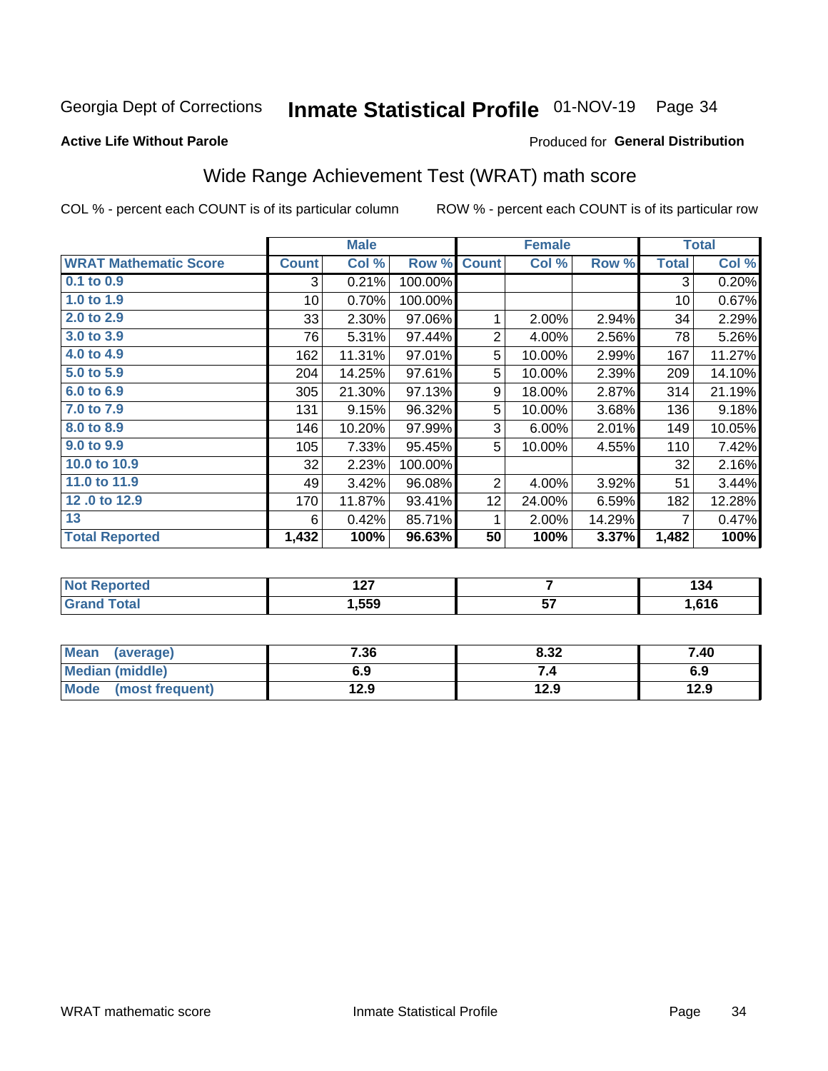Georgia Dept of Corrections **Inmate Statistical Profile** 01-NOV-19

**Active Life Without Parole**

Produced for **General Distribution**

## Wide Range Achievement Test (WRAT) math score

COL % - percent each COUNT is of its particular column

ROW % - percent each COUNT is of its particular row

| | Male | | | Female | | | Total | |
|---|---|---|---|---|---|---|---|---|
| **WRAT Mathematic Score** | **Count** | **Col %** | **Row %** | **Count** | **Col %** | **Row %** | **Total** | **Col %** |
| 0.1 to 0.9 | 3 | 0.21% | 100.00% | | | | 3 | 0.20% |
| 1.0 to 1.9 | 10 | 0.70% | 100.00% | | | | 10 | 0.67% |
| 2.0 to 2.9 | 33 | 2.30% | 97.06% | 1 | 2.00% | 2.94% | 34 | 2.29% |
| 3.0 to 3.9 | 76 | 5.31% | 97.44% | 2 | 4.00% | 2.56% | 78 | 5.26% |
| 4.0 to 4.9 | 162 | 11.31% | 97.01% | 5 | 10.00% | 2.99% | 167 | 11.27% |
| 5.0 to 5.9 | 204 | 14.25% | 97.61% | 5 | 10.00% | 2.39% | 209 | 14.10% |
| 6.0 to 6.9 | 305 | 21.30% | 97.13% | 9 | 18.00% | 2.87% | 314 | 21.19% |
| 7.0 to 7.9 | 131 | 9.15% | 96.32% | 5 | 10.00% | 3.68% | 136 | 9.18% |
| 8.0 to 8.9 | 146 | 10.20% | 97.99% | 3 | 6.00% | 2.01% | 149 | 10.05% |
| 9.0 to 9.9 | 105 | 7.33% | 95.45% | 5 | 10.00% | 4.55% | 110 | 7.42% |
| 10.0 to 10.9 | 32 | 2.23% | 100.00% | | | | 32 | 2.16% |
| 11.0 to 11.9 | 49 | 3.42% | 96.08% | 2 | 4.00% | 3.92% | 51 | 3.44% |
| 12 .0 to 12.9 | 170 | 11.87% | 93.41% | 12 | 24.00% | 6.59% | 182 | 12.28% |
| 13 | 6 | 0.42% | 85.71% | 1 | 2.00% | 14.29% | 7 | 0.47% |
| **Total Reported** | **1,432** | **100%** | **96.63%** | **50** | **100%** | **3.37%** | **1,482** | **100%** |

| | Male | Female | Total |
|---|---|---|---|
| Not Reported | **127** | **7** | **134** |
| Grand Total | **1,559** | **57** | **1,616** |

| | Male | Female | Total |
|---|---|---|---|
| Mean (average) | **7.36** | **8.32** | **7.40** |
| Median (middle) | **6.9** | **7.4** | **6.9** |
| Mode (most frequent) | **12.9** | **12.9** | **12.9** |

WRAT mathematic score Inmate Statistical Profile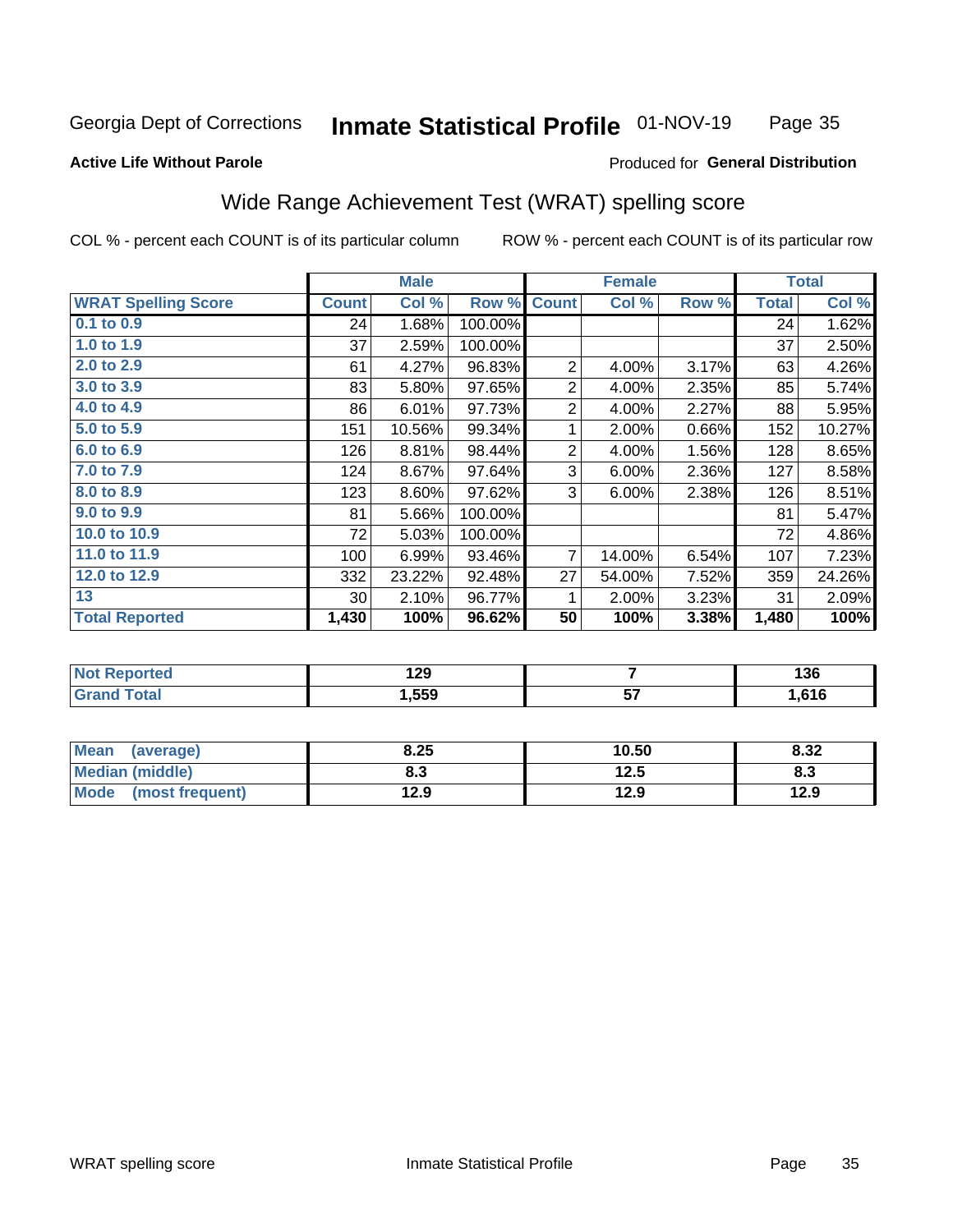Georgia Dept of Corrections **Inmate Statistical Profile** 01-NOV-19

**Active Life Without Parole**

Produced for **General Distribution**

## Wide Range Achievement Test (WRAT) spelling score

COL % - percent each COUNT is of its particular column    ROW % - percent each COUNT is of its particular row

| | Male | | | Female | | | Total | |
|---|---|---|---|---|---|---|---|---|
| **WRAT Spelling Score** | **Count** | **Col %** | **Row %** | **Count** | **Col %** | **Row %** | **Total** | **Col %** |
| **0.1 to 0.9** | 24 | 1.68% | 100.00% | | | | 24 | 1.62% |
| **1.0 to 1.9** | 37 | 2.59% | 100.00% | | | | 37 | 2.50% |
| **2.0 to 2.9** | 61 | 4.27% | 96.83% | 2 | 4.00% | 3.17% | 63 | 4.26% |
| **3.0 to 3.9** | 83 | 5.80% | 97.65% | 2 | 4.00% | 2.35% | 85 | 5.74% |
| **4.0 to 4.9** | 86 | 6.01% | 97.73% | 2 | 4.00% | 2.27% | 88 | 5.95% |
| **5.0 to 5.9** | 151 | 10.56% | 99.34% | 1 | 2.00% | 0.66% | 152 | 10.27% |
| **6.0 to 6.9** | 126 | 8.81% | 98.44% | 2 | 4.00% | 1.56% | 128 | 8.65% |
| **7.0 to 7.9** | 124 | 8.67% | 97.64% | 3 | 6.00% | 2.36% | 127 | 8.58% |
| **8.0 to 8.9** | 123 | 8.60% | 97.62% | 3 | 6.00% | 2.38% | 126 | 8.51% |
| **9.0 to 9.9** | 81 | 5.66% | 100.00% | | | | 81 | 5.47% |
| **10.0 to 10.9** | 72 | 5.03% | 100.00% | | | | 72 | 4.86% |
| **11.0 to 11.9** | 100 | 6.99% | 93.46% | 7 | 14.00% | 6.54% | 107 | 7.23% |
| **12.0 to 12.9** | 332 | 23.22% | 92.48% | 27 | 54.00% | 7.52% | 359 | 24.26% |
| **13** | 30 | 2.10% | 96.77% | 1 | 2.00% | 3.23% | 31 | 2.09% |
| **Total Reported** | **1,430** | **100%** | **96.62%** | **50** | **100%** | **3.38%** | **1,480** | **100%** |

| | Male | Female | Total |
|---|---|---|---|
| **Not Reported** | **129** | **7** | **136** |
| **Grand Total** | **1,559** | **57** | **1,616** |

| | Male | Female | Total |
|---|---|---|---|
| **Mean (average)** | **8.25** | **10.50** | **8.32** |
| **Median (middle)** | **8.3** | **12.5** | **8.3** |
| **Mode (most frequent)** | **12.9** | **12.9** | **12.9** |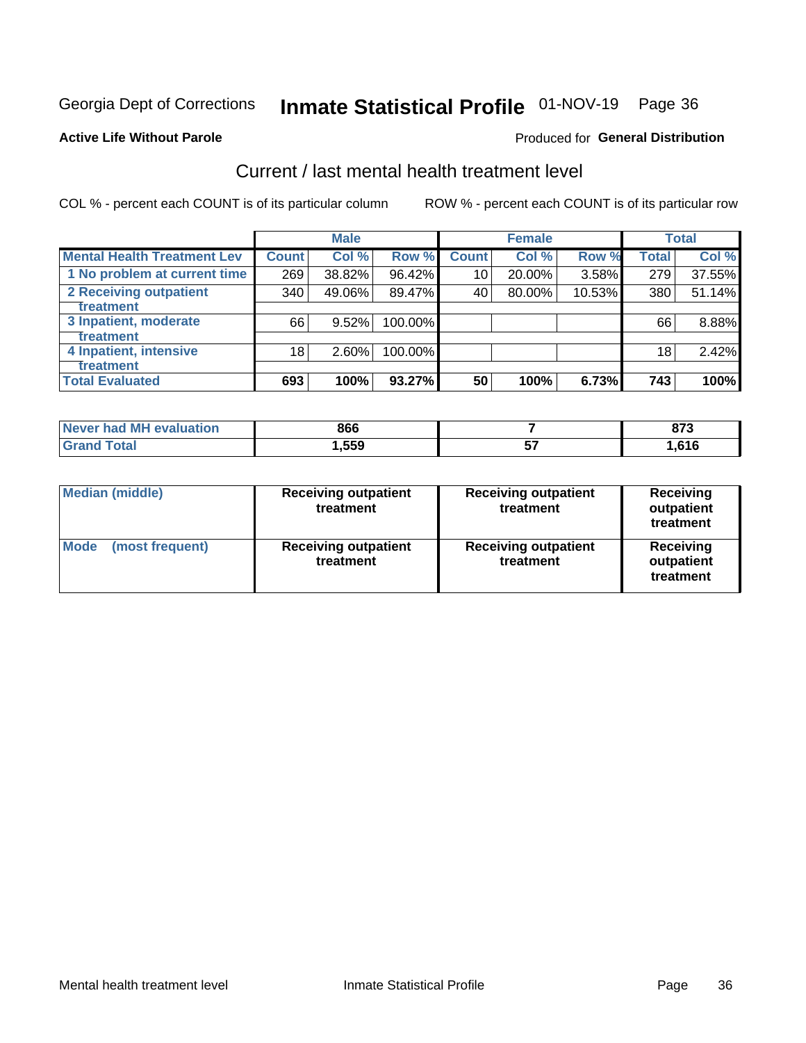Georgia Dept of Corrections **Inmate Statistical Profile** 01-NOV-19

**Active Life Without Parole**

Produced for **General Distribution**

## Current / last mental health treatment level

COL % - percent each COUNT is of its particular column

ROW % - percent each COUNT is of its particular row

| | Male | | | Female | | | Total | |
|---|---|---|---|---|---|---|---|---|
| **Mental Health Treatment Lev** | **Count** | **Col %** | **Row %** | **Count** | **Col %** | **Row %** | **Total** | **Col %** |
| **1 No problem at current time** | 269 | 38.82% | 96.42% | 10 | 20.00% | 3.58% | 279 | 37.55% |
| **2 Receiving outpatient treatment** | 340 | 49.06% | 89.47% | 40 | 80.00% | 10.53% | 380 | 51.14% |
| **3 Inpatient, moderate treatment** | 66 | 9.52% | 100.00% | | | | 66 | 8.88% |
| **4 Inpatient, intensive treatment** | 18 | 2.60% | 100.00% | | | | 18 | 2.42% |
| **Total Evaluated** | **693** | **100%** | **93.27%** | **50** | **100%** | **6.73%** | **743** | **100%** |

| | Male | Female | Total |
|---|---|---|---|
| **Never had MH evaluation** | **866** | **7** | **873** |
| **Grand Total** | **1,559** | **57** | **1,616** |

| | Male | Female | Total |
|---|---|---|---|
| **Median (middle)** | **Receiving outpatient treatment** | **Receiving outpatient treatment** | **Receiving outpatient treatment** |
| **Mode (most frequent)** | **Receiving outpatient treatment** | **Receiving outpatient treatment** | **Receiving outpatient treatment** |

Mental health treatment level Inmate Statistical Profile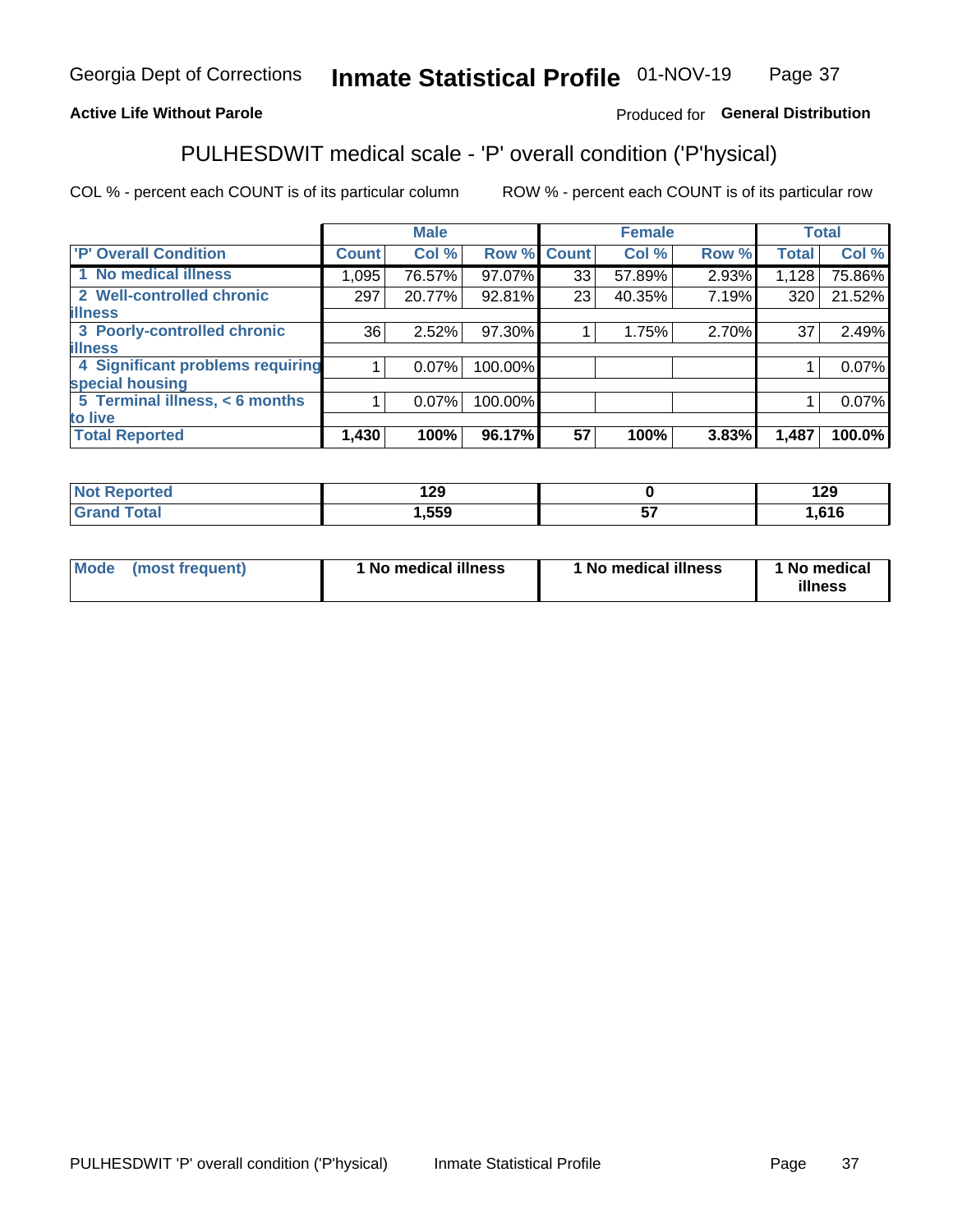Georgia Dept of Corrections **Inmate Statistical Profile** 01-NOV-19

**Active Life Without Parole**

Produced for **General Distribution**

## PULHESDWIT medical scale - 'P' overall condition ('P'hysical)

COL % - percent each COUNT is of its particular column    ROW % - percent each COUNT is of its particular row

| | Male | | | Female | | | Total | |
|---|---|---|---|---|---|---|---|---|
| 'P' Overall Condition | Count | Col % | Row % | Count | Col % | Row % | Total | Col % |
| 1 No medical illness | 1,095 | 76.57% | 97.07% | 33 | 57.89% | 2.93% | 1,128 | 75.86% |
| 2 Well-controlled chronic illness | 297 | 20.77% | 92.81% | 23 | 40.35% | 7.19% | 320 | 21.52% |
| 3 Poorly-controlled chronic illness | 36 | 2.52% | 97.30% | 1 | 1.75% | 2.70% | 37 | 2.49% |
| 4 Significant problems requiring special housing | 1 | 0.07% | 100.00% | | | | 1 | 0.07% |
| 5 Terminal illness, < 6 months to live | 1 | 0.07% | 100.00% | | | | 1 | 0.07% |
| **Total Reported** | **1,430** | **100%** | **96.17%** | **57** | **100%** | **3.83%** | **1,487** | **100.0%** |

| | Male | Female | Total |
|---|---|---|---|
| Not Reported | 129 | 0 | 129 |
| Grand Total | 1,559 | 57 | 1,616 |

| | Male | Female | Total |
|---|---|---|---|
| Mode (most frequent) | 1 No medical illness | 1 No medical illness | 1 No medical illness |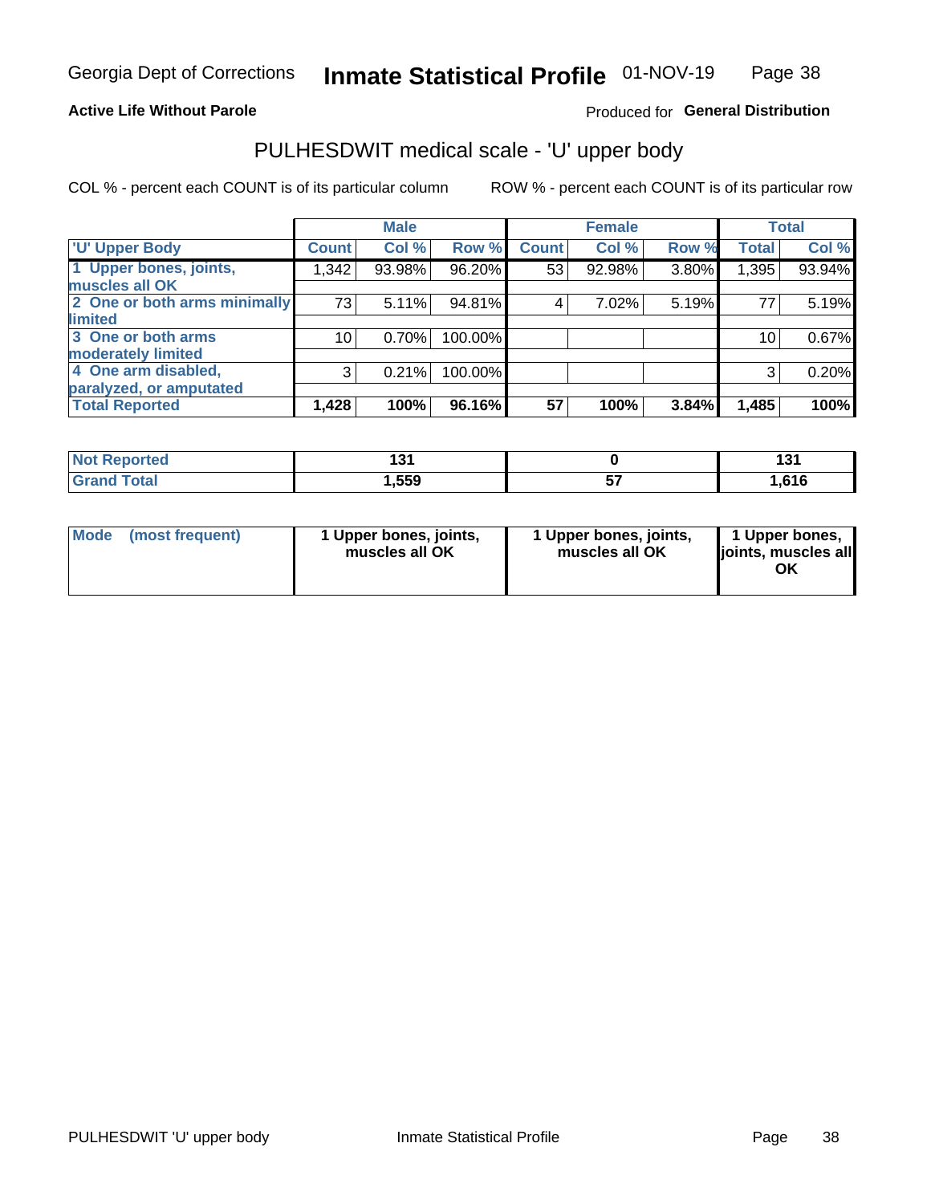**Active Life Without Parole** — Produced for **General Distribution**

## PULHESDWIT medical scale - 'U' upper body

COL % - percent each COUNT is of its particular column

ROW % - percent each COUNT is of its particular row

| | Male | | | Female | | | Total | |
|---|---|---|---|---|---|---|---|---|
| 'U' Upper Body | Count | Col % | Row % | Count | Col % | Row % | Total | Col % |
| 1 Upper bones, joints, muscles all OK | 1,342 | 93.98% | 96.20% | 53 | 92.98% | 3.80% | 1,395 | 93.94% |
| 2 One or both arms minimally limited | 73 | 5.11% | 94.81% | 4 | 7.02% | 5.19% | 77 | 5.19% |
| 3 One or both arms moderately limited | 10 | 0.70% | 100.00% | | | | 10 | 0.67% |
| 4 One arm disabled, paralyzed, or amputated | 3 | 0.21% | 100.00% | | | | 3 | 0.20% |
| **Total Reported** | **1,428** | **100%** | **96.16%** | **57** | **100%** | **3.84%** | **1,485** | **100%** |

| | Male | Female | Total |
|---|---|---|---|
| Not Reported | 131 | 0 | 131 |
| Grand Total | 1,559 | 57 | 1,616 |

| | Male | Female | Total |
|---|---|---|---|
| Mode (most frequent) | 1 Upper bones, joints, muscles all OK | 1 Upper bones, joints, muscles all OK | 1 Upper bones, joints, muscles all OK |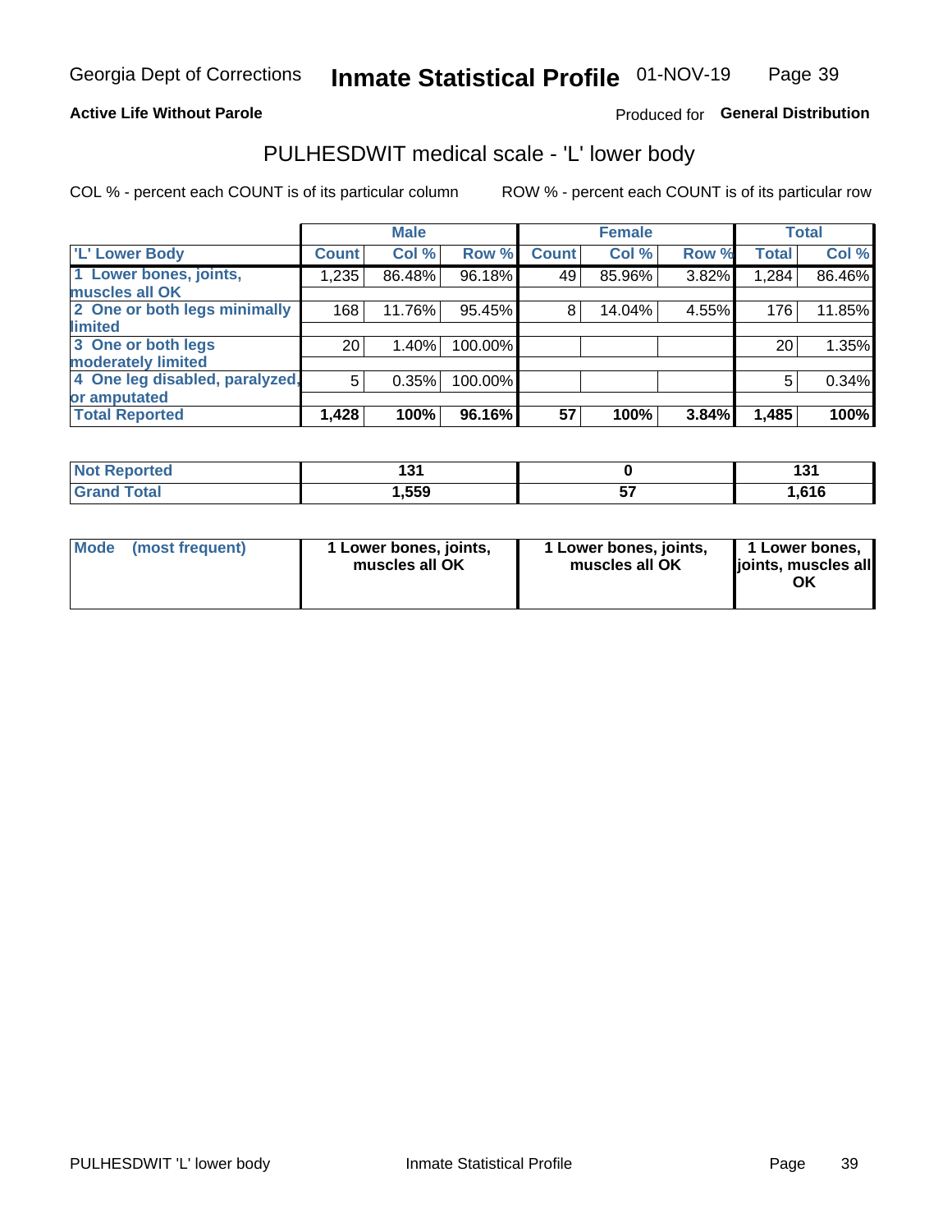**Active Life Without Parole**

Produced for **General Distribution**

## PULHESDWIT medical scale - 'L' lower body

COL % - percent each COUNT is of its particular column

ROW % - percent each COUNT is of its particular row

| | Male | | | Female | | | Total | |
|---|---|---|---|---|---|---|---|---|
| 'L' Lower Body | Count | Col % | Row % | Count | Col % | Row % | Total | Col % |
| 1 Lower bones, joints, muscles all OK | 1,235 | 86.48% | 96.18% | 49 | 85.96% | 3.82% | 1,284 | 86.46% |
| 2 One or both legs minimally limited | 168 | 11.76% | 95.45% | 8 | 14.04% | 4.55% | 176 | 11.85% |
| 3 One or both legs moderately limited | 20 | 1.40% | 100.00% | | | | 20 | 1.35% |
| 4 One leg disabled, paralyzed, or amputated | 5 | 0.35% | 100.00% | | | | 5 | 0.34% |
| **Total Reported** | **1,428** | **100%** | **96.16%** | **57** | **100%** | **3.84%** | **1,485** | **100%** |

| | Male | Female | Total |
|---|---|---|---|
| Not Reported | 131 | 0 | 131 |
| Grand Total | 1,559 | 57 | 1,616 |

| | Male | Female | Total |
|---|---|---|---|
| Mode (most frequent) | 1 Lower bones, joints, muscles all OK | 1 Lower bones, joints, muscles all OK | 1 Lower bones, joints, muscles all OK |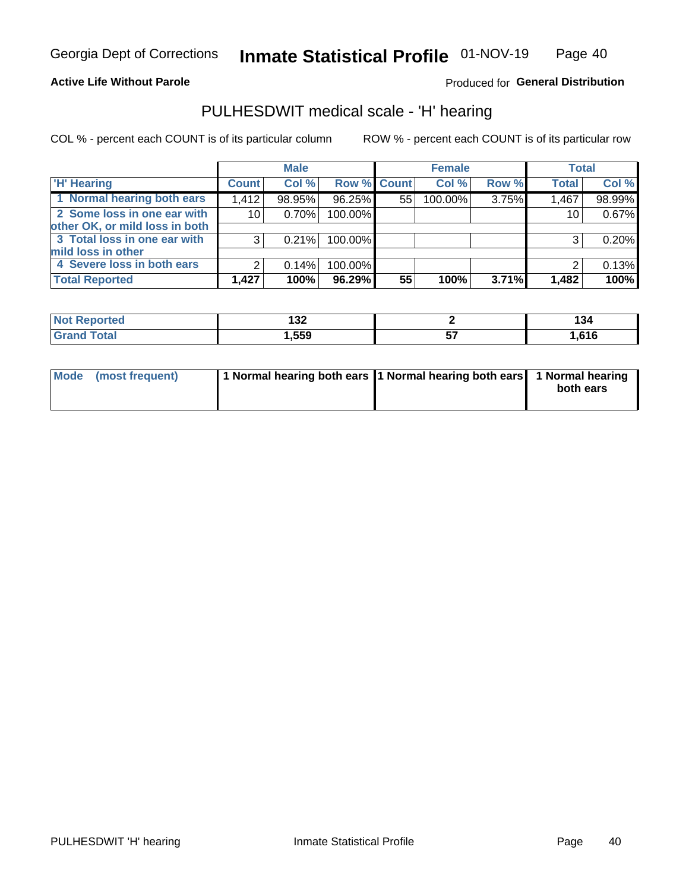Georgia Dept of Corrections **Inmate Statistical Profile** 01-NOV-19

**Active Life Without Parole**

Produced for **General Distribution**

## PULHESDWIT medical scale - 'H' hearing

COL % - percent each COUNT is of its particular column

ROW % - percent each COUNT is of its particular row

| | Male | | | Female | | | Total | |
|---|---|---|---|---|---|---|---|---|
| 'H' Hearing | Count | Col % | Row % | Count | Col % | Row % | Total | Col % |
| 1 Normal hearing both ears | 1,412 | 98.95% | 96.25% | 55 | 100.00% | 3.75% | 1,467 | 98.99% |
| 2 Some loss in one ear with other OK, or mild loss in both | 10 | 0.70% | 100.00% | | | | 10 | 0.67% |
| 3 Total loss in one ear with mild loss in other | 3 | 0.21% | 100.00% | | | | 3 | 0.20% |
| 4 Severe loss in both ears | 2 | 0.14% | 100.00% | | | | 2 | 0.13% |
| **Total Reported** | **1,427** | **100%** | **96.29%** | **55** | **100%** | **3.71%** | **1,482** | **100%** |

| | Male | Female | Total |
|---|---|---|---|
| Not Reported | 132 | 2 | 134 |
| Grand Total | 1,559 | 57 | 1,616 |

| | Male | Female | Total |
|---|---|---|---|
| Mode (most frequent) | 1 Normal hearing both ears | 1 Normal hearing both ears | 1 Normal hearing both ears |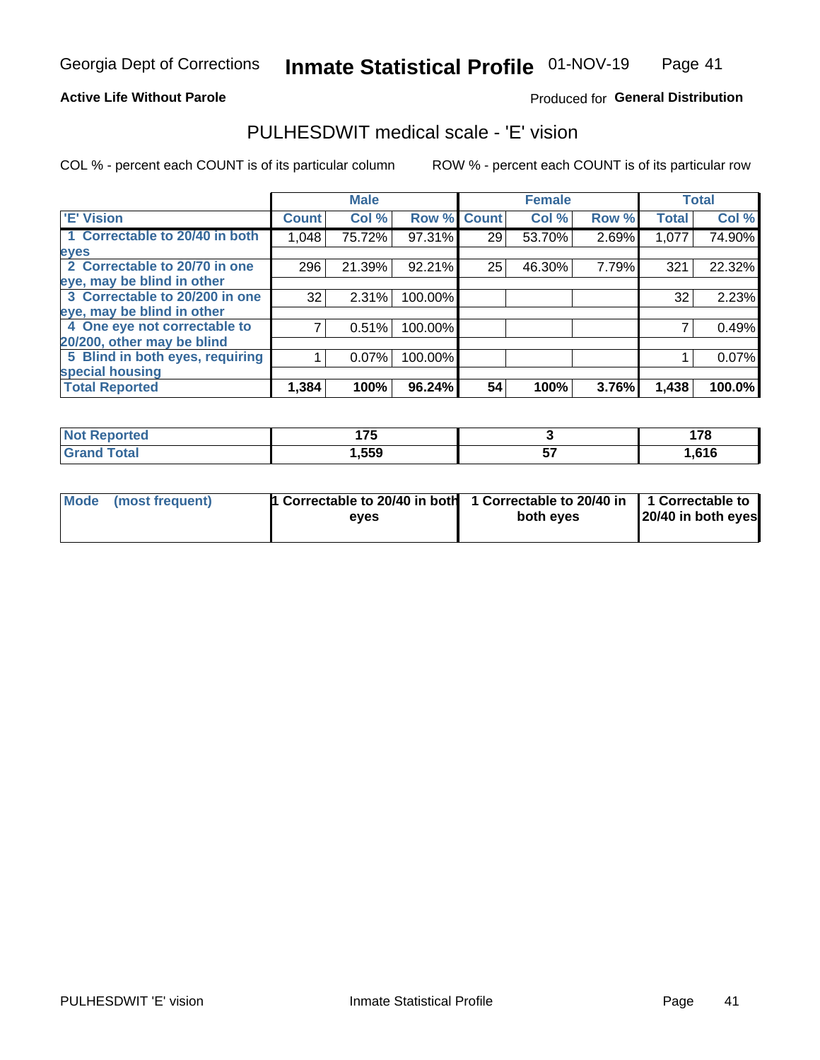Georgia Dept of Corrections **Inmate Statistical Profile** 01-NOV-19

**Active Life Without Parole**

Produced for **General Distribution**

## PULHESDWIT medical scale - 'E' vision

COL % - percent each COUNT is of its particular column

ROW % - percent each COUNT is of its particular row

| | Male | | | Female | | | Total | |
|---|---|---|---|---|---|---|---|---|
| 'E' Vision | Count | Col % | Row % | Count | Col % | Row % | Total | Col % |
| 1 Correctable to 20/40 in both eyes | 1,048 | 75.72% | 97.31% | 29 | 53.70% | 2.69% | 1,077 | 74.90% |
| 2 Correctable to 20/70 in one eye, may be blind in other | 296 | 21.39% | 92.21% | 25 | 46.30% | 7.79% | 321 | 22.32% |
| 3 Correctable to 20/200 in one eye, may be blind in other | 32 | 2.31% | 100.00% | | | | 32 | 2.23% |
| 4 One eye not correctable to 20/200, other may be blind | 7 | 0.51% | 100.00% | | | | 7 | 0.49% |
| 5 Blind in both eyes, requiring special housing | 1 | 0.07% | 100.00% | | | | 1 | 0.07% |
| **Total Reported** | **1,384** | **100%** | **96.24%** | **54** | **100%** | **3.76%** | **1,438** | **100.0%** |

| | Male | Female | Total |
|---|---|---|---|
| **Not Reported** | **175** | **3** | **178** |
| **Grand Total** | **1,559** | **57** | **1,616** |

| | Male | Female | Total |
|---|---|---|---|
| **Mode (most frequent)** | **1 Correctable to 20/40 in both eyes** | **1 Correctable to 20/40 in both eyes** | **1 Correctable to 20/40 in both eyes** |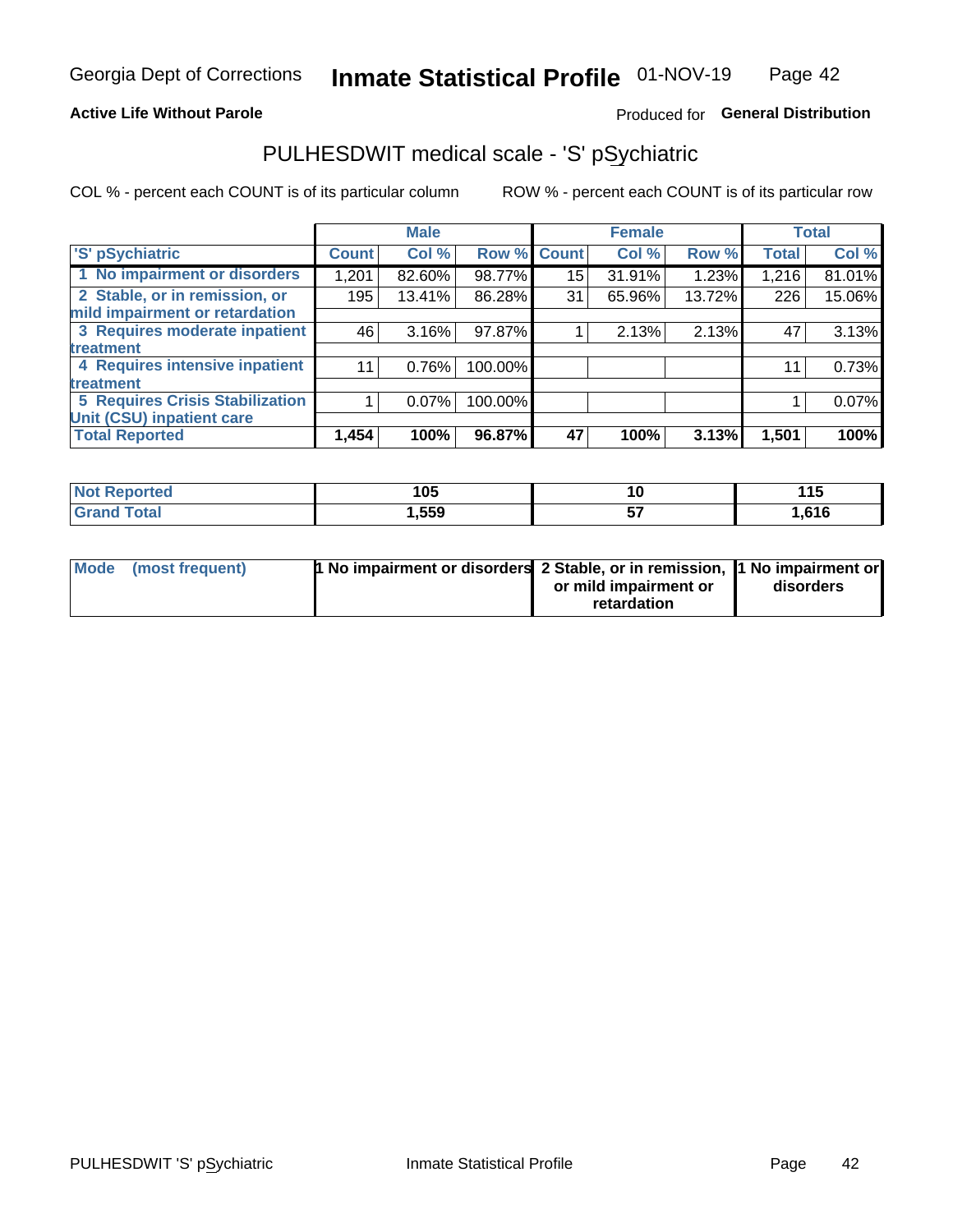**Active Life Without Parole** Produced for **General Distribution**

# PULHESDWIT medical scale - 'S' pSychiatric

COL % - percent each COUNT is of its particular column ROW % - percent each COUNT is of its particular row

| | Male | | | Female | | | Total | |
|---|---|---|---|---|---|---|---|---|
| 'S' pSychiatric | Count | Col % | Row % | Count | Col % | Row % | Total | Col % |
| 1 No impairment or disorders | 1,201 | 82.60% | 98.77% | 15 | 31.91% | 1.23% | 1,216 | 81.01% |
| 2 Stable, or in remission, or mild impairment or retardation | 195 | 13.41% | 86.28% | 31 | 65.96% | 13.72% | 226 | 15.06% |
| 3 Requires moderate inpatient treatment | 46 | 3.16% | 97.87% | 1 | 2.13% | 2.13% | 47 | 3.13% |
| 4 Requires intensive inpatient treatment | 11 | 0.76% | 100.00% | | | | 11 | 0.73% |
| 5 Requires Crisis Stabilization Unit (CSU) inpatient care | 1 | 0.07% | 100.00% | | | | 1 | 0.07% |
| **Total Reported** | **1,454** | **100%** | **96.87%** | **47** | **100%** | **3.13%** | **1,501** | **100%** |

| | Male | Female | Total |
|---|---|---|---|
| Not Reported | 105 | 10 | 115 |
| Grand Total | 1,559 | 57 | 1,616 |

| | Male | Female | Total |
|---|---|---|---|
| Mode (most frequent) | 1 No impairment or disorders | 2 Stable, or in remission, or mild impairment or retardation | 1 No impairment or disorders |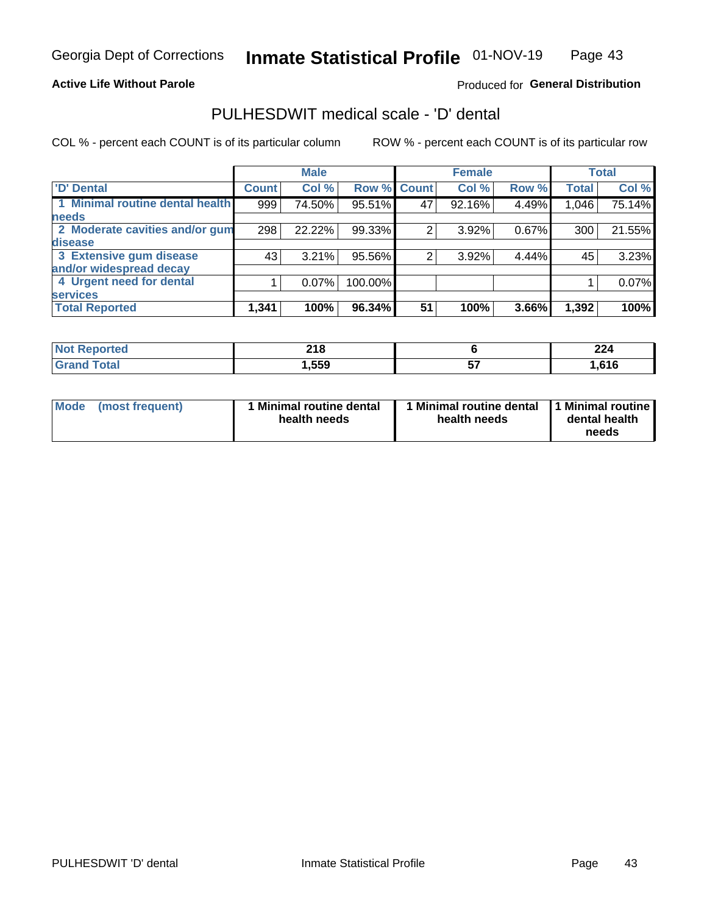Georgia Dept of Corrections **Inmate Statistical Profile** 01-NOV-19

**Active Life Without Parole**

Produced for **General Distribution**

## PULHESDWIT medical scale - 'D' dental

COL % - percent each COUNT is of its particular column

ROW % - percent each COUNT is of its particular row

| | Male | | | Female | | | Total | |
|---|---|---|---|---|---|---|---|---|
| 'D' Dental | Count | Col % | Row % | Count | Col % | Row % | Total | Col % |
| 1 Minimal routine dental health needs | 999 | 74.50% | 95.51% | 47 | 92.16% | 4.49% | 1,046 | 75.14% |
| 2 Moderate cavities and/or gum disease | 298 | 22.22% | 99.33% | 2 | 3.92% | 0.67% | 300 | 21.55% |
| 3 Extensive gum disease and/or widespread decay | 43 | 3.21% | 95.56% | 2 | 3.92% | 4.44% | 45 | 3.23% |
| 4 Urgent need for dental services | 1 | 0.07% | 100.00% | | | | 1 | 0.07% |
| **Total Reported** | **1,341** | **100%** | **96.34%** | **51** | **100%** | **3.66%** | **1,392** | **100%** |

| | Male | Female | Total |
|---|---|---|---|
| Not Reported | 218 | 6 | 224 |
| Grand Total | 1,559 | 57 | 1,616 |

| | Male | Female | Total |
|---|---|---|---|
| Mode (most frequent) | 1 Minimal routine dental health needs | 1 Minimal routine dental health needs | 1 Minimal routine dental health needs |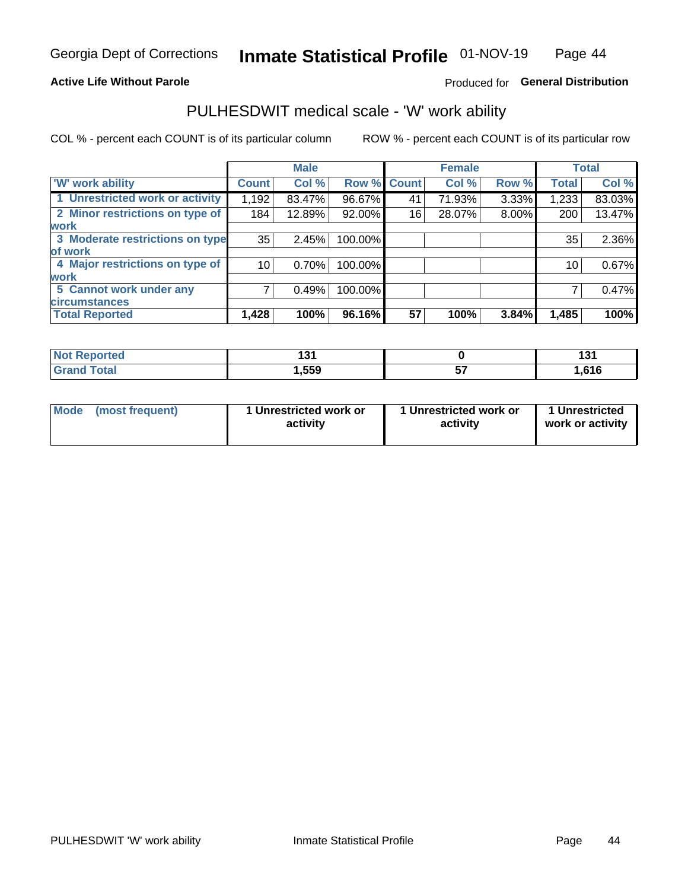Georgia Dept of Corrections **Inmate Statistical Profile** 01-NOV-19

**Active Life Without Parole**

Produced for **General Distribution**

## PULHESDWIT medical scale - 'W' work ability

COL % - percent each COUNT is of its particular column

ROW % - percent each COUNT is of its particular row

| | Male | | | Female | | | Total | |
|---|---|---|---|---|---|---|---|---|
| 'W' work ability | Count | Col % | Row % | Count | Col % | Row % | Total | Col % |
| 1 Unrestricted work or activity | 1,192 | 83.47% | 96.67% | 41 | 71.93% | 3.33% | 1,233 | 83.03% |
| 2 Minor restrictions on type of work | 184 | 12.89% | 92.00% | 16 | 28.07% | 8.00% | 200 | 13.47% |
| 3 Moderate restrictions on type of work | 35 | 2.45% | 100.00% | | | | 35 | 2.36% |
| 4 Major restrictions on type of work | 10 | 0.70% | 100.00% | | | | 10 | 0.67% |
| 5 Cannot work under any circumstances | 7 | 0.49% | 100.00% | | | | 7 | 0.47% |
| **Total Reported** | **1,428** | **100%** | **96.16%** | **57** | **100%** | **3.84%** | **1,485** | **100%** |

| | Male | Female | Total |
|---|---|---|---|
| Not Reported | 131 | 0 | 131 |
| Grand Total | 1,559 | 57 | 1,616 |

| | Male | Female | Total |
|---|---|---|---|
| Mode (most frequent) | 1 Unrestricted work or activity | 1 Unrestricted work or activity | 1 Unrestricted work or activity |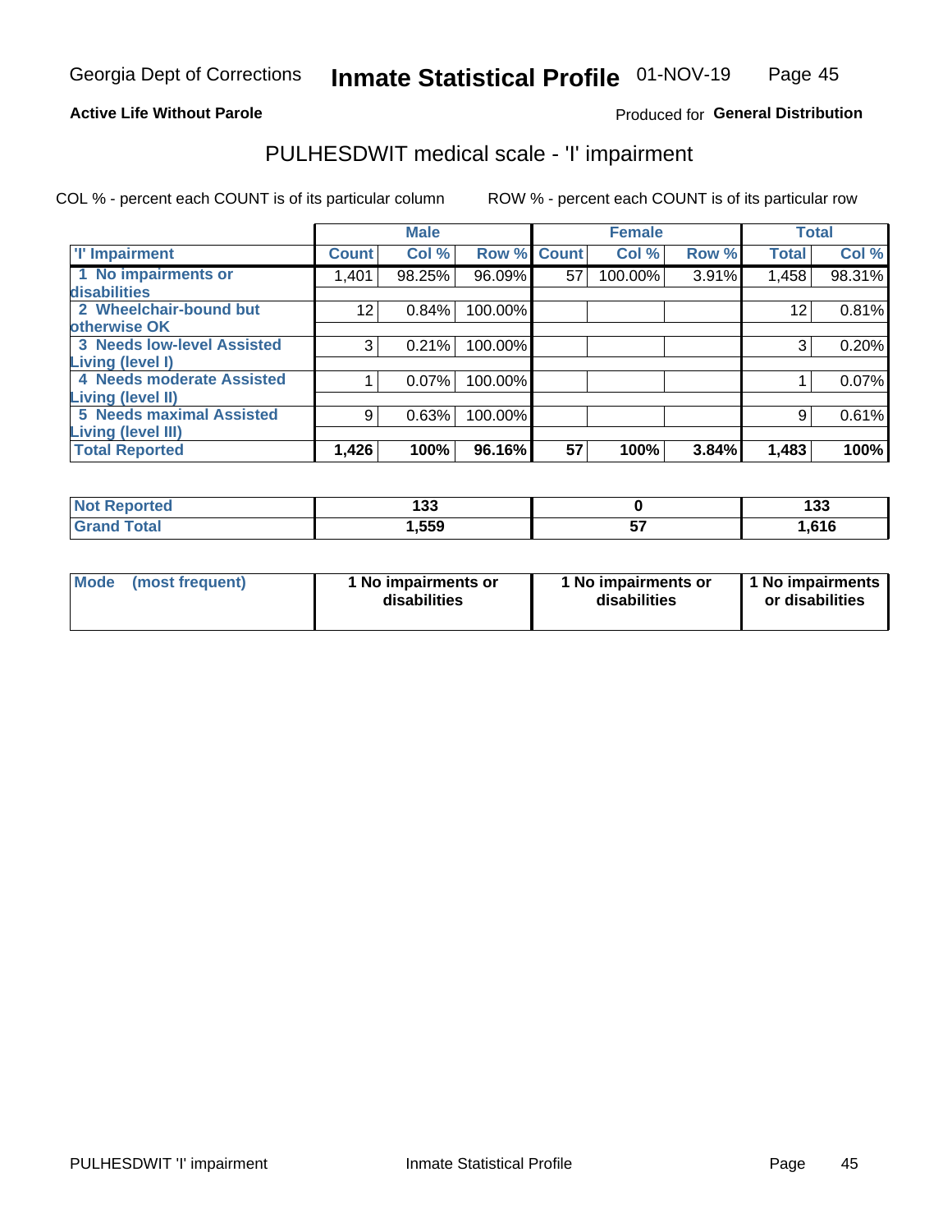Georgia Dept of Corrections **Inmate Statistical Profile** 01-NOV-19

**Active Life Without Parole**

Produced for **General Distribution**

## PULHESDWIT medical scale - 'I' impairment

COL % - percent each COUNT is of its particular column    ROW % - percent each COUNT is of its particular row

| | Male | | | Female | | | Total | |
|---|---|---|---|---|---|---|---|---|
| **'I' Impairment** | **Count** | **Col %** | **Row %** | **Count** | **Col %** | **Row %** | **Total** | **Col %** |
| **1 No impairments or disabilities** | 1,401 | 98.25% | 96.09% | 57 | 100.00% | 3.91% | 1,458 | 98.31% |
| **2 Wheelchair-bound but otherwise OK** | 12 | 0.84% | 100.00% | | | | 12 | 0.81% |
| **3 Needs low-level Assisted Living (level I)** | 3 | 0.21% | 100.00% | | | | 3 | 0.20% |
| **4 Needs moderate Assisted Living (level II)** | 1 | 0.07% | 100.00% | | | | 1 | 0.07% |
| **5 Needs maximal Assisted Living (level III)** | 9 | 0.63% | 100.00% | | | | 9 | 0.61% |
| **Total Reported** | **1,426** | **100%** | **96.16%** | **57** | **100%** | **3.84%** | **1,483** | **100%** |

| | Male | Female | Total |
|---|---|---|---|
| **Not Reported** | **133** | **0** | **133** |
| **Grand Total** | **1,559** | **57** | **1,616** |

| | Male | Female | Total |
|---|---|---|---|
| **Mode (most frequent)** | **1 No impairments or disabilities** | **1 No impairments or disabilities** | **1 No impairments or disabilities** |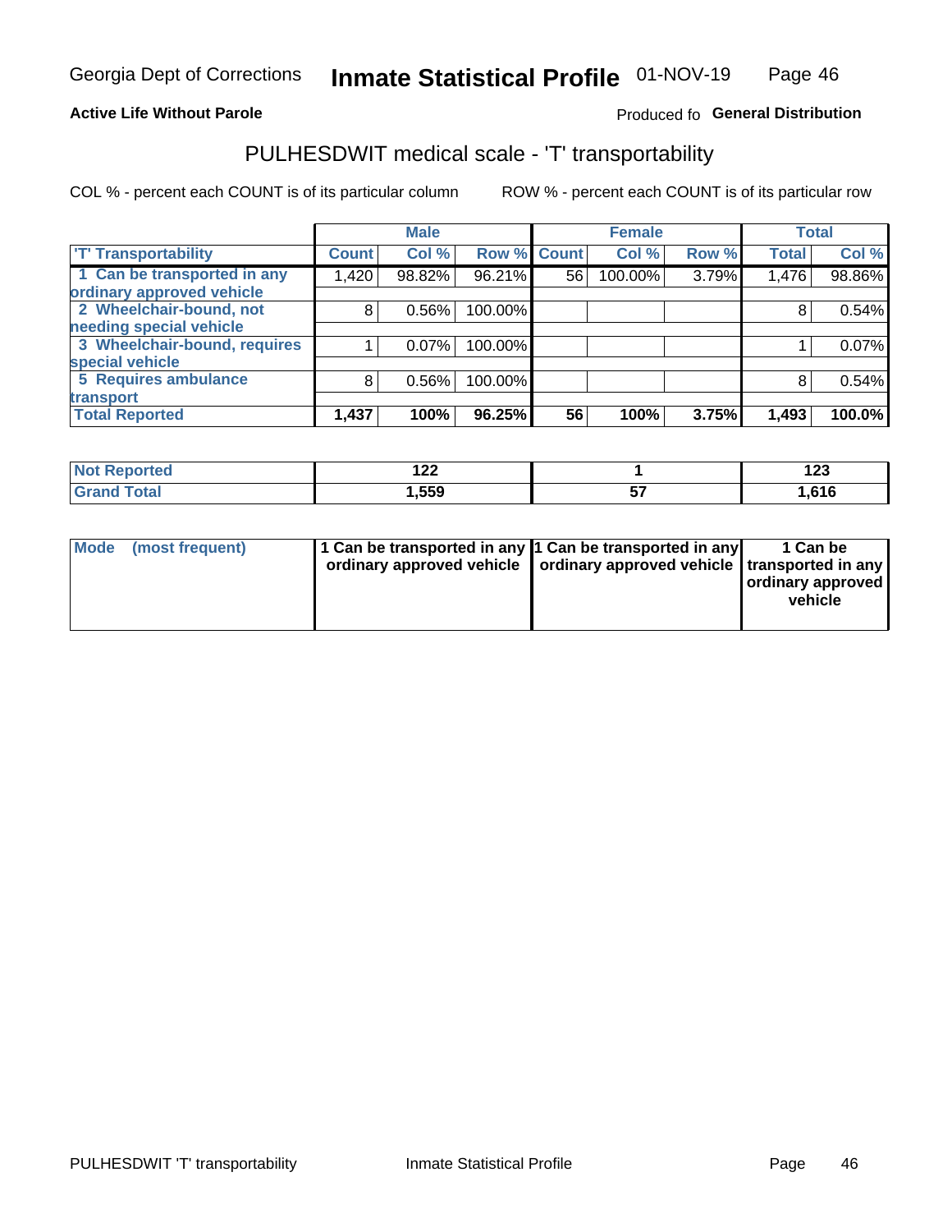**Active Life Without Parole**

Produced fo **General Distribution**

# PULHESDWIT medical scale - 'T' transportability

COL % - percent each COUNT is of its particular column

ROW % - percent each COUNT is of its particular row

| | Male | | | Female | | | Total | |
|---|---|---|---|---|---|---|---|---|
| 'T' Transportability | Count | Col % | Row % | Count | Col % | Row % | Total | Col % |
| 1 Can be transported in any ordinary approved vehicle | 1,420 | 98.82% | 96.21% | 56 | 100.00% | 3.79% | 1,476 | 98.86% |
| 2 Wheelchair-bound, not needing special vehicle | 8 | 0.56% | 100.00% | | | | 8 | 0.54% |
| 3 Wheelchair-bound, requires special vehicle | 1 | 0.07% | 100.00% | | | | 1 | 0.07% |
| 5 Requires ambulance transport | 8 | 0.56% | 100.00% | | | | 8 | 0.54% |
| **Total Reported** | **1,437** | **100%** | **96.25%** | **56** | **100%** | **3.75%** | **1,493** | **100.0%** |

| | Male | Female | Total |
|---|---|---|---|
| Not Reported | 122 | 1 | 123 |
| Grand Total | 1,559 | 57 | 1,616 |

| | Male | Female | Total |
|---|---|---|---|
| Mode (most frequent) | 1 Can be transported in any ordinary approved vehicle | 1 Can be transported in any ordinary approved vehicle | 1 Can be transported in any ordinary approved vehicle |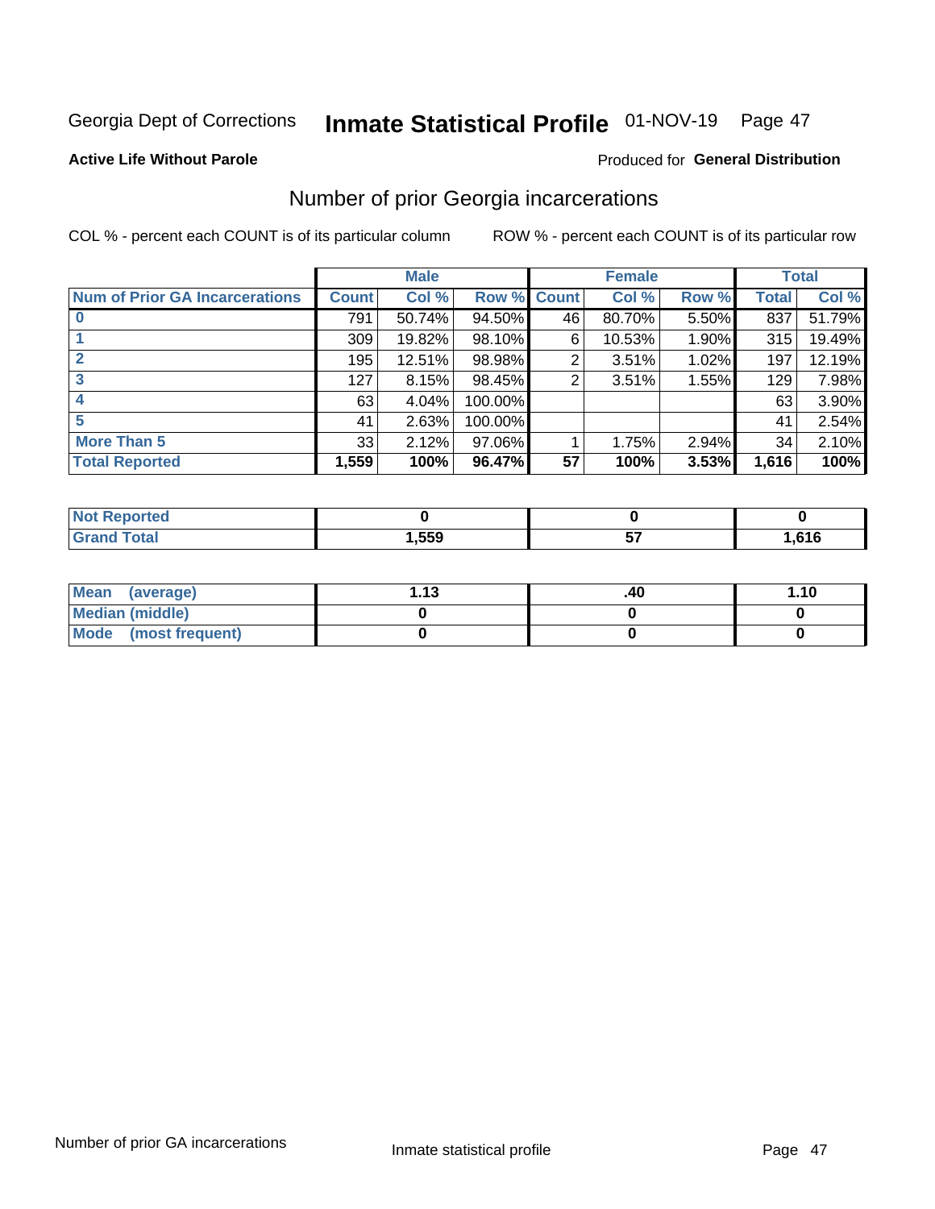Georgia Dept of Corrections **Inmate Statistical Profile** 01-NOV-19

**Active Life Without Parole**

Produced for **General Distribution**

## Number of prior Georgia incarcerations

COL % - percent each COUNT is of its particular column    ROW % - percent each COUNT is of its particular row

| | Male | | | Female | | | Total | |
|---|---|---|---|---|---|---|---|---|
| **Num of Prior GA Incarcerations** | **Count** | **Col %** | **Row %** | **Count** | **Col %** | **Row %** | **Total** | **Col %** |
| **0** | 791 | 50.74% | 94.50% | 46 | 80.70% | 5.50% | 837 | 51.79% |
| **1** | 309 | 19.82% | 98.10% | 6 | 10.53% | 1.90% | 315 | 19.49% |
| **2** | 195 | 12.51% | 98.98% | 2 | 3.51% | 1.02% | 197 | 12.19% |
| **3** | 127 | 8.15% | 98.45% | 2 | 3.51% | 1.55% | 129 | 7.98% |
| **4** | 63 | 4.04% | 100.00% | | | | 63 | 3.90% |
| **5** | 41 | 2.63% | 100.00% | | | | 41 | 2.54% |
| **More Than 5** | 33 | 2.12% | 97.06% | 1 | 1.75% | 2.94% | 34 | 2.10% |
| **Total Reported** | **1,559** | **100%** | **96.47%** | **57** | **100%** | **3.53%** | **1,616** | **100%** |

| | Male | Female | Total |
|---|---|---|---|
| **Not Reported** | **0** | **0** | **0** |
| **Grand Total** | **1,559** | **57** | **1,616** |

| | Male | Female | Total |
|---|---|---|---|
| **Mean (average)** | **1.13** | **.40** | **1.10** |
| **Median (middle)** | **0** | **0** | **0** |
| **Mode (most frequent)** | **0** | **0** | **0** |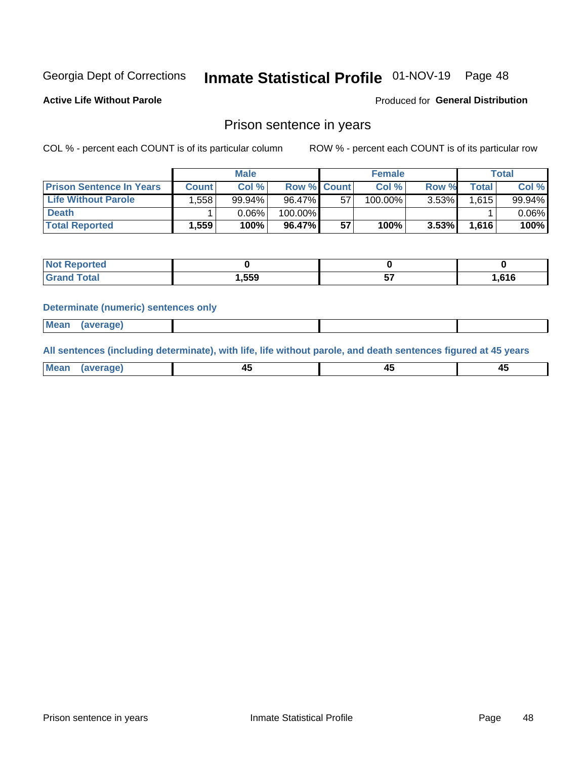Georgia Dept of Corrections **Inmate Statistical Profile** 01-NOV-19 Page 48

**Active Life Without Parole**

Produced for **General Distribution**

## Prison sentence in years

COL % - percent each COUNT is of its particular column

ROW % - percent each COUNT is of its particular row

| | Male | | | Female | | | Total | |
|---|---|---|---|---|---|---|---|---|
| **Prison Sentence In Years** | **Count** | **Col %** | **Row %** | **Count** | **Col %** | **Row %** | **Total** | **Col %** |
| **Life Without Parole** | 1,558 | 99.94% | 96.47% | 57 | 100.00% | 3.53% | 1,615 | 99.94% |
| **Death** | 1 | 0.06% | 100.00% | | | | 1 | 0.06% |
| **Total Reported** | **1,559** | **100%** | **96.47%** | **57** | **100%** | **3.53%** | **1,616** | **100%** |

| | Male | Female | Total |
|---|---|---|---|
| **Not Reported** | **0** | **0** | **0** |
| **Grand Total** | **1,559** | **57** | **1,616** |

**Determinate (numeric) sentences only**

| | Male | Female | Total |
|---|---|---|---|
| **Mean (average)** | | | |

**All sentences (including determinate), with life, life without parole, and death sentences figured at 45 years**

| | Male | Female | Total |
|---|---|---|---|
| **Mean (average)** | **45** | **45** | **45** |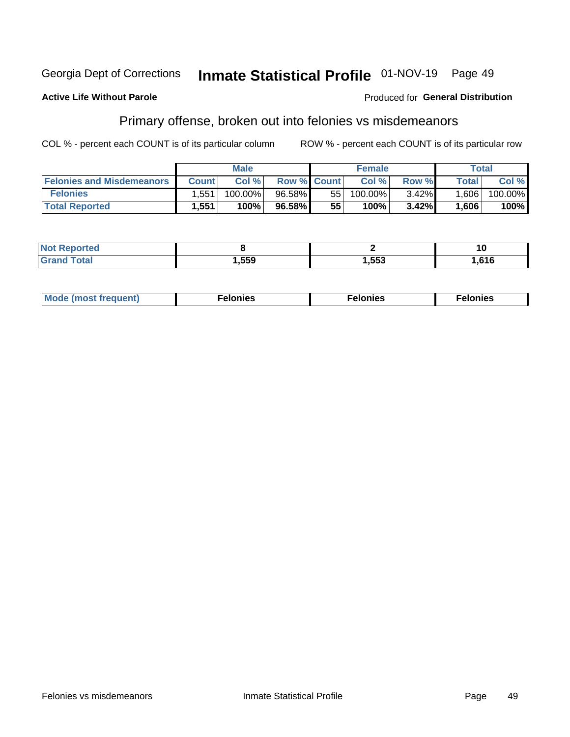Georgia Dept of Corrections **Inmate Statistical Profile** 01-NOV-19

**Active Life Without Parole**

Produced for **General Distribution**

## Primary offense, broken out into felonies vs misdemeanors

COL % - percent each COUNT is of its particular column

ROW % - percent each COUNT is of its particular row

| | Male | | | Female | | | Total | |
|---|---|---|---|---|---|---|---|---|
| **Felonies and Misdemeanors** | **Count** | **Col %** | **Row %** | **Count** | **Col %** | **Row %** | **Total** | **Col %** |
| **Felonies** | 1,551 | 100.00% | 96.58% | 55 | 100.00% | 3.42% | 1,606 | 100.00% |
| **Total Reported** | **1,551** | **100%** | **96.58%** | **55** | **100%** | **3.42%** | **1,606** | **100%** |

| | Male | Female | Total |
|---|---|---|---|
| **Not Reported** | **8** | **2** | **10** |
| **Grand Total** | **1,559** | **1,553** | **1,616** |

| | Male | Female | Total |
|---|---|---|---|
| **Mode (most frequent)** | **Felonies** | **Felonies** | **Felonies** |

Felonies vs misdemeanors Inmate Statistical Profile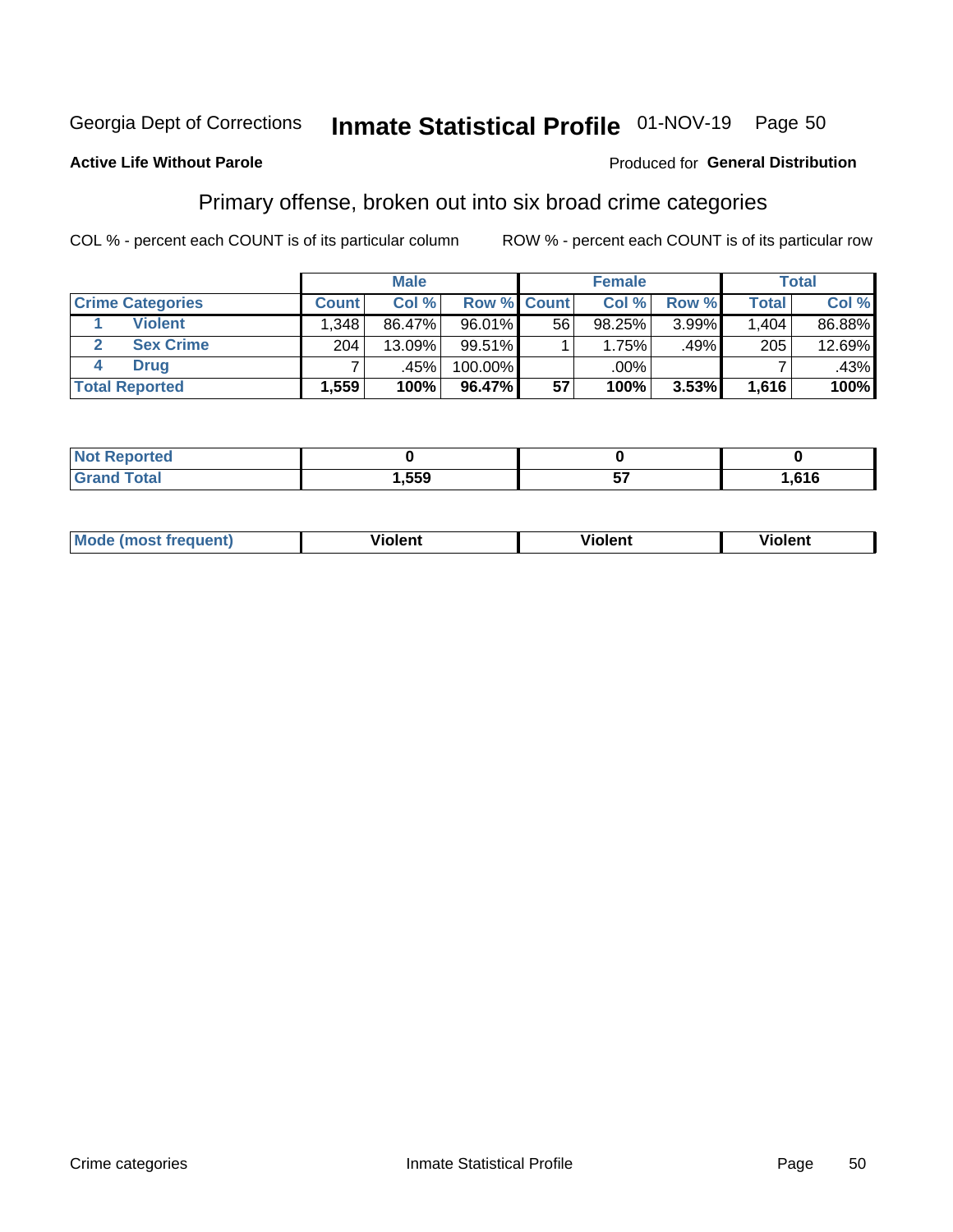Georgia Dept of Corrections **Inmate Statistical Profile** 01-NOV-19 Page 50

**Active Life Without Parole**

Produced for **General Distribution**

## Primary offense, broken out into six broad crime categories

COL % - percent each COUNT is of its particular column ROW % - percent each COUNT is of its particular row

| | | Male | | | Female | | | Total | |
|---|---|---|---|---|---|---|---|---|---|
| **Crime Categories** | | **Count** | **Col %** | **Row %** | **Count** | **Col %** | **Row %** | **Total** | **Col %** |
| 1 | **Violent** | 1,348 | 86.47% | 96.01% | 56 | 98.25% | 3.99% | 1,404 | 86.88% |
| 2 | **Sex Crime** | 204 | 13.09% | 99.51% | 1 | 1.75% | .49% | 205 | 12.69% |
| 4 | **Drug** | 7 | .45% | 100.00% | | .00% | | 7 | .43% |
| **Total Reported** | | **1,559** | **100%** | **96.47%** | **57** | **100%** | **3.53%** | **1,616** | **100%** |

| | Male | Female | Total |
|---|---|---|---|
| **Not Reported** | **0** | **0** | **0** |
| **Grand Total** | **1,559** | **57** | **1,616** |

| | Male | Female | Total |
|---|---|---|---|
| **Mode (most frequent)** | **Violent** | **Violent** | **Violent** |

Crime categories Inmate Statistical Profile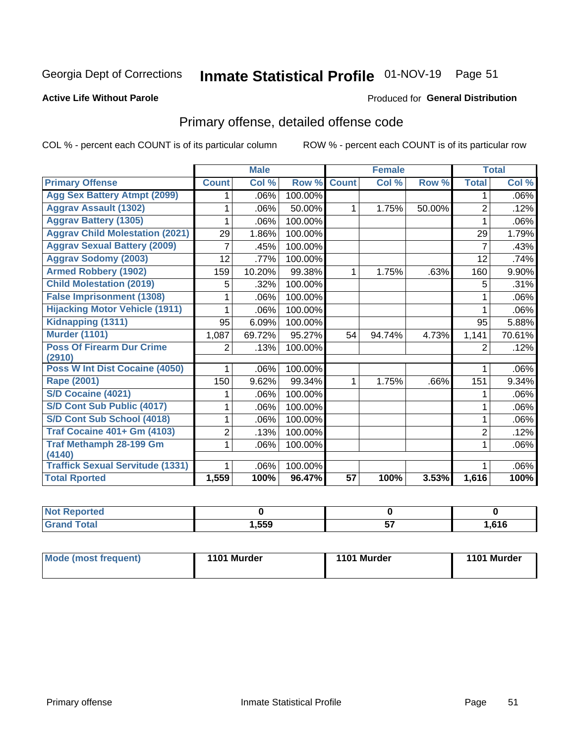Georgia Dept of Corrections **Inmate Statistical Profile** 01-NOV-19

**Active Life Without Parole**

Produced for **General Distribution**

## Primary offense, detailed offense code

COL % - percent each COUNT is of its particular column ROW % - percent each COUNT is of its particular row

| | Male | | | Female | | | Total | |
|---|---|---|---|---|---|---|---|---|
| Primary Offense | Count | Col % | Row % | Count | Col % | Row % | Total | Col % |
| Agg Sex Battery Atmpt (2099) | 1 | .06% | 100.00% | | | | 1 | .06% |
| Aggrav Assault (1302) | 1 | .06% | 50.00% | 1 | 1.75% | 50.00% | 2 | .12% |
| Aggrav Battery (1305) | 1 | .06% | 100.00% | | | | 1 | .06% |
| Aggrav Child Molestation (2021) | 29 | 1.86% | 100.00% | | | | 29 | 1.79% |
| Aggrav Sexual Battery (2009) | 7 | .45% | 100.00% | | | | 7 | .43% |
| Aggrav Sodomy (2003) | 12 | .77% | 100.00% | | | | 12 | .74% |
| Armed Robbery (1902) | 159 | 10.20% | 99.38% | 1 | 1.75% | .63% | 160 | 9.90% |
| Child Molestation (2019) | 5 | .32% | 100.00% | | | | 5 | .31% |
| False Imprisonment (1308) | 1 | .06% | 100.00% | | | | 1 | .06% |
| Hijacking Motor Vehicle (1911) | 1 | .06% | 100.00% | | | | 1 | .06% |
| Kidnapping (1311) | 95 | 6.09% | 100.00% | | | | 95 | 5.88% |
| Murder (1101) | 1,087 | 69.72% | 95.27% | 54 | 94.74% | 4.73% | 1,141 | 70.61% |
| Poss Of Firearm Dur Crime (2910) | 2 | .13% | 100.00% | | | | 2 | .12% |
| Poss W Int Dist Cocaine (4050) | 1 | .06% | 100.00% | | | | 1 | .06% |
| Rape (2001) | 150 | 9.62% | 99.34% | 1 | 1.75% | .66% | 151 | 9.34% |
| S/D Cocaine (4021) | 1 | .06% | 100.00% | | | | 1 | .06% |
| S/D Cont Sub Public (4017) | 1 | .06% | 100.00% | | | | 1 | .06% |
| S/D Cont Sub School (4018) | 1 | .06% | 100.00% | | | | 1 | .06% |
| Traf Cocaine 401+ Gm (4103) | 2 | .13% | 100.00% | | | | 2 | .12% |
| Traf Methamph 28-199 Gm (4140) | 1 | .06% | 100.00% | | | | 1 | .06% |
| Traffick Sexual Servitude (1331) | 1 | .06% | 100.00% | | | | 1 | .06% |
| **Total Rported** | **1,559** | **100%** | **96.47%** | **57** | **100%** | **3.53%** | **1,616** | **100%** |

| | Male | Female | Total |
|---|---|---|---|
| Not Reported | 0 | 0 | 0 |
| Grand Total | 1,559 | 57 | 1,616 |

| | Male | Female | Total |
|---|---|---|---|
| Mode (most frequent) | 1101 Murder | 1101 Murder | 1101 Murder |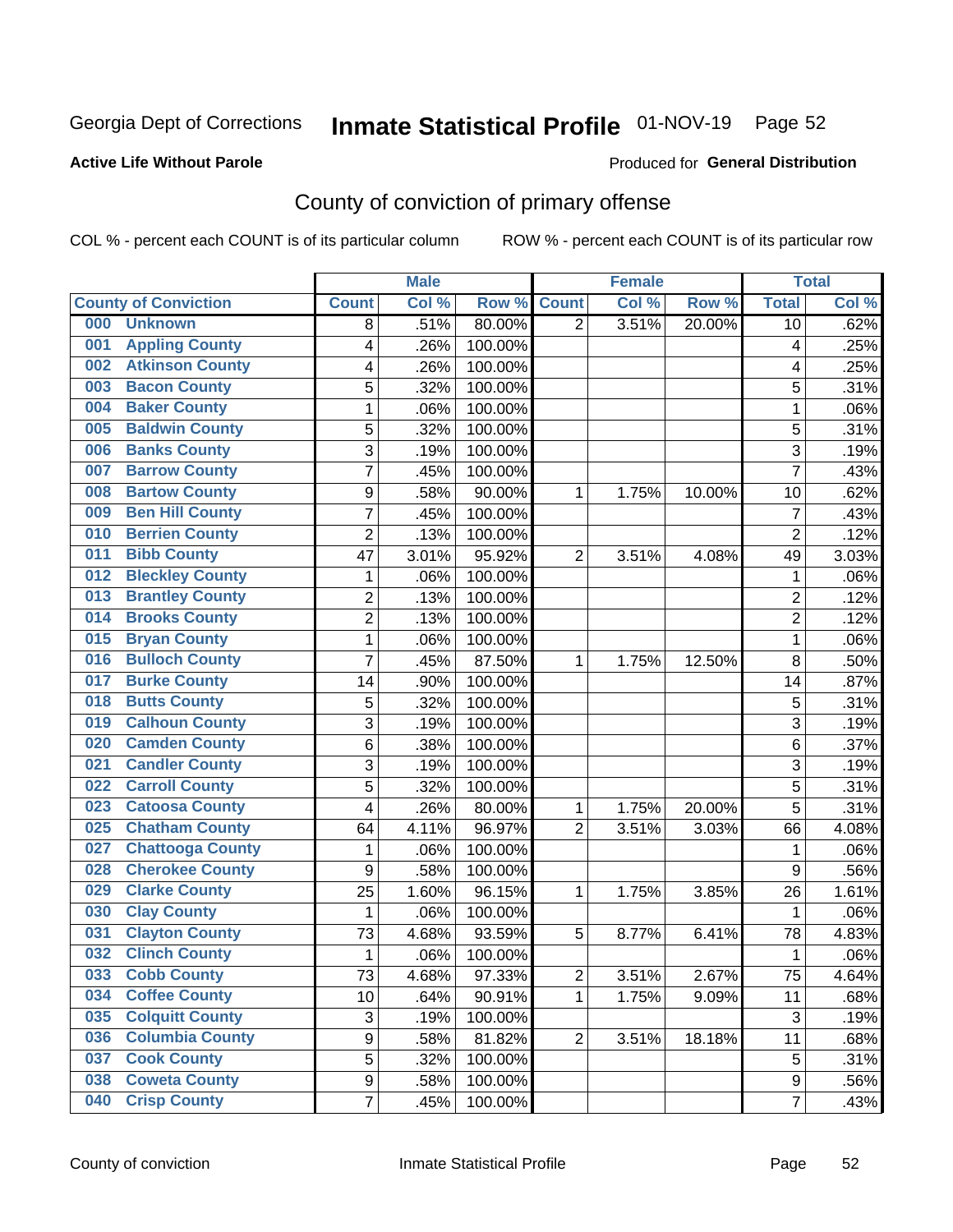Georgia Dept of Corrections **Inmate Statistical Profile** 01-NOV-19 Page 52

**Active Life Without Parole**

Produced for **General Distribution**

## County of conviction of primary offense

COL % - percent each COUNT is of its particular column ROW % - percent each COUNT is of its particular row

| County of Conviction | Male | | | Female | | | Total | |
|---|---|---|---|---|---|---|---|---|
| | Count | Col % | Row % | Count | Col % | Row % | Total | Col % |
| 000 Unknown | 8 | .51% | 80.00% | 2 | 3.51% | 20.00% | 10 | .62% |
| 001 Appling County | 4 | .26% | 100.00% | | | | 4 | .25% |
| 002 Atkinson County | 4 | .26% | 100.00% | | | | 4 | .25% |
| 003 Bacon County | 5 | .32% | 100.00% | | | | 5 | .31% |
| 004 Baker County | 1 | .06% | 100.00% | | | | 1 | .06% |
| 005 Baldwin County | 5 | .32% | 100.00% | | | | 5 | .31% |
| 006 Banks County | 3 | .19% | 100.00% | | | | 3 | .19% |
| 007 Barrow County | 7 | .45% | 100.00% | | | | 7 | .43% |
| 008 Bartow County | 9 | .58% | 90.00% | 1 | 1.75% | 10.00% | 10 | .62% |
| 009 Ben Hill County | 7 | .45% | 100.00% | | | | 7 | .43% |
| 010 Berrien County | 2 | .13% | 100.00% | | | | 2 | .12% |
| 011 Bibb County | 47 | 3.01% | 95.92% | 2 | 3.51% | 4.08% | 49 | 3.03% |
| 012 Bleckley County | 1 | .06% | 100.00% | | | | 1 | .06% |
| 013 Brantley County | 2 | .13% | 100.00% | | | | 2 | .12% |
| 014 Brooks County | 2 | .13% | 100.00% | | | | 2 | .12% |
| 015 Bryan County | 1 | .06% | 100.00% | | | | 1 | .06% |
| 016 Bulloch County | 7 | .45% | 87.50% | 1 | 1.75% | 12.50% | 8 | .50% |
| 017 Burke County | 14 | .90% | 100.00% | | | | 14 | .87% |
| 018 Butts County | 5 | .32% | 100.00% | | | | 5 | .31% |
| 019 Calhoun County | 3 | .19% | 100.00% | | | | 3 | .19% |
| 020 Camden County | 6 | .38% | 100.00% | | | | 6 | .37% |
| 021 Candler County | 3 | .19% | 100.00% | | | | 3 | .19% |
| 022 Carroll County | 5 | .32% | 100.00% | | | | 5 | .31% |
| 023 Catoosa County | 4 | .26% | 80.00% | 1 | 1.75% | 20.00% | 5 | .31% |
| 025 Chatham County | 64 | 4.11% | 96.97% | 2 | 3.51% | 3.03% | 66 | 4.08% |
| 027 Chattooga County | 1 | .06% | 100.00% | | | | 1 | .06% |
| 028 Cherokee County | 9 | .58% | 100.00% | | | | 9 | .56% |
| 029 Clarke County | 25 | 1.60% | 96.15% | 1 | 1.75% | 3.85% | 26 | 1.61% |
| 030 Clay County | 1 | .06% | 100.00% | | | | 1 | .06% |
| 031 Clayton County | 73 | 4.68% | 93.59% | 5 | 8.77% | 6.41% | 78 | 4.83% |
| 032 Clinch County | 1 | .06% | 100.00% | | | | 1 | .06% |
| 033 Cobb County | 73 | 4.68% | 97.33% | 2 | 3.51% | 2.67% | 75 | 4.64% |
| 034 Coffee County | 10 | .64% | 90.91% | 1 | 1.75% | 9.09% | 11 | .68% |
| 035 Colquitt County | 3 | .19% | 100.00% | | | | 3 | .19% |
| 036 Columbia County | 9 | .58% | 81.82% | 2 | 3.51% | 18.18% | 11 | .68% |
| 037 Cook County | 5 | .32% | 100.00% | | | | 5 | .31% |
| 038 Coweta County | 9 | .58% | 100.00% | | | | 9 | .56% |
| 040 Crisp County | 7 | .45% | 100.00% | | | | 7 | .43% |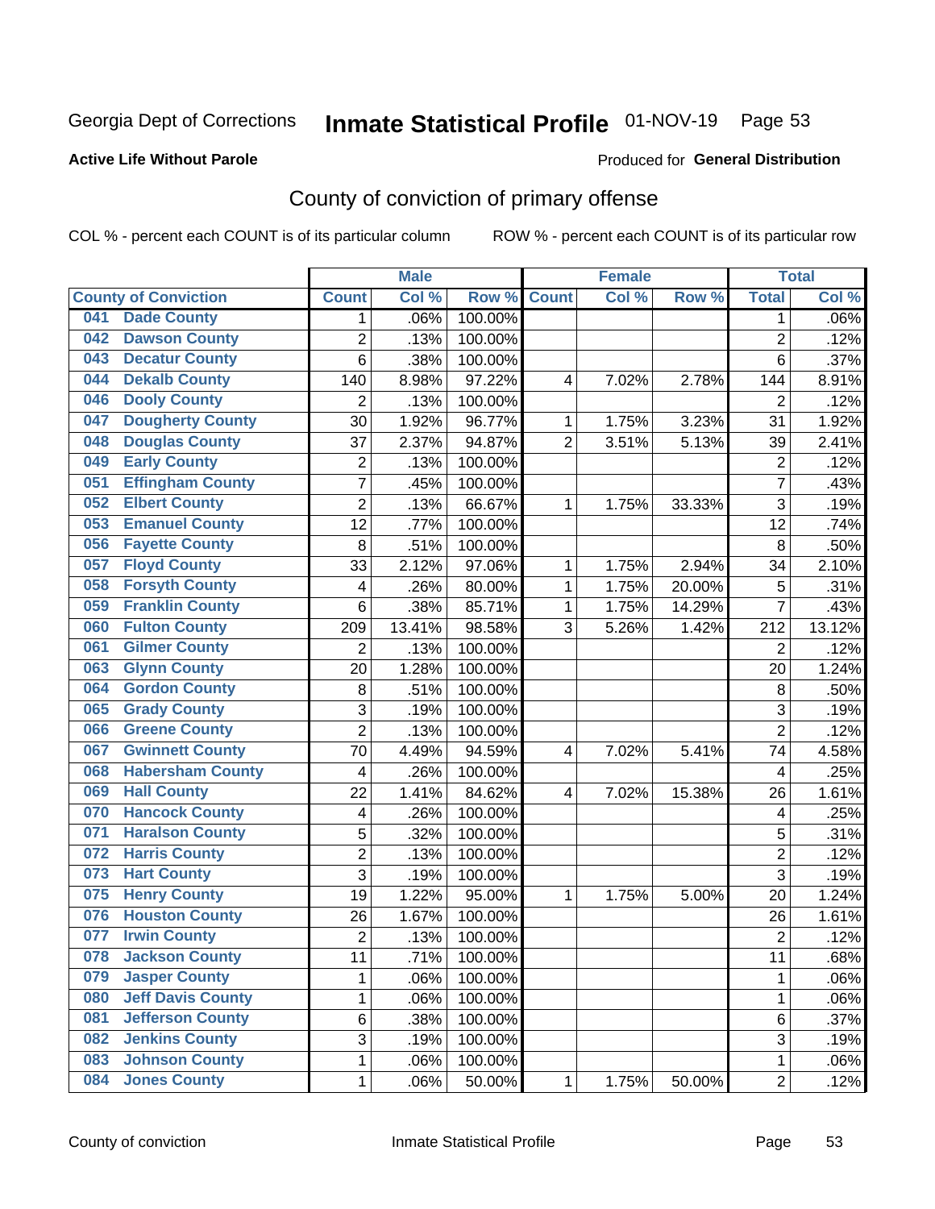Georgia Dept of Corrections **Inmate Statistical Profile** 01-NOV-19

**Active Life Without Parole**

Produced for **General Distribution**

## County of conviction of primary offense

COL % - percent each COUNT is of its particular column ROW % - percent each COUNT is of its particular row

| County of Conviction | Male | | | Female | | | Total | |
|---|---|---|---|---|---|---|---|---|
| | Count | Col % | Row % | Count | Col % | Row % | Total | Col % |
| 041 Dade County | 1 | .06% | 100.00% | | | | 1 | .06% |
| 042 Dawson County | 2 | .13% | 100.00% | | | | 2 | .12% |
| 043 Decatur County | 6 | .38% | 100.00% | | | | 6 | .37% |
| 044 Dekalb County | 140 | 8.98% | 97.22% | 4 | 7.02% | 2.78% | 144 | 8.91% |
| 046 Dooly County | 2 | .13% | 100.00% | | | | 2 | .12% |
| 047 Dougherty County | 30 | 1.92% | 96.77% | 1 | 1.75% | 3.23% | 31 | 1.92% |
| 048 Douglas County | 37 | 2.37% | 94.87% | 2 | 3.51% | 5.13% | 39 | 2.41% |
| 049 Early County | 2 | .13% | 100.00% | | | | 2 | .12% |
| 051 Effingham County | 7 | .45% | 100.00% | | | | 7 | .43% |
| 052 Elbert County | 2 | .13% | 66.67% | 1 | 1.75% | 33.33% | 3 | .19% |
| 053 Emanuel County | 12 | .77% | 100.00% | | | | 12 | .74% |
| 056 Fayette County | 8 | .51% | 100.00% | | | | 8 | .50% |
| 057 Floyd County | 33 | 2.12% | 97.06% | 1 | 1.75% | 2.94% | 34 | 2.10% |
| 058 Forsyth County | 4 | .26% | 80.00% | 1 | 1.75% | 20.00% | 5 | .31% |
| 059 Franklin County | 6 | .38% | 85.71% | 1 | 1.75% | 14.29% | 7 | .43% |
| 060 Fulton County | 209 | 13.41% | 98.58% | 3 | 5.26% | 1.42% | 212 | 13.12% |
| 061 Gilmer County | 2 | .13% | 100.00% | | | | 2 | .12% |
| 063 Glynn County | 20 | 1.28% | 100.00% | | | | 20 | 1.24% |
| 064 Gordon County | 8 | .51% | 100.00% | | | | 8 | .50% |
| 065 Grady County | 3 | .19% | 100.00% | | | | 3 | .19% |
| 066 Greene County | 2 | .13% | 100.00% | | | | 2 | .12% |
| 067 Gwinnett County | 70 | 4.49% | 94.59% | 4 | 7.02% | 5.41% | 74 | 4.58% |
| 068 Habersham County | 4 | .26% | 100.00% | | | | 4 | .25% |
| 069 Hall County | 22 | 1.41% | 84.62% | 4 | 7.02% | 15.38% | 26 | 1.61% |
| 070 Hancock County | 4 | .26% | 100.00% | | | | 4 | .25% |
| 071 Haralson County | 5 | .32% | 100.00% | | | | 5 | .31% |
| 072 Harris County | 2 | .13% | 100.00% | | | | 2 | .12% |
| 073 Hart County | 3 | .19% | 100.00% | | | | 3 | .19% |
| 075 Henry County | 19 | 1.22% | 95.00% | 1 | 1.75% | 5.00% | 20 | 1.24% |
| 076 Houston County | 26 | 1.67% | 100.00% | | | | 26 | 1.61% |
| 077 Irwin County | 2 | .13% | 100.00% | | | | 2 | .12% |
| 078 Jackson County | 11 | .71% | 100.00% | | | | 11 | .68% |
| 079 Jasper County | 1 | .06% | 100.00% | | | | 1 | .06% |
| 080 Jeff Davis County | 1 | .06% | 100.00% | | | | 1 | .06% |
| 081 Jefferson County | 6 | .38% | 100.00% | | | | 6 | .37% |
| 082 Jenkins County | 3 | .19% | 100.00% | | | | 3 | .19% |
| 083 Johnson County | 1 | .06% | 100.00% | | | | 1 | .06% |
| 084 Jones County | 1 | .06% | 50.00% | 1 | 1.75% | 50.00% | 2 | .12% |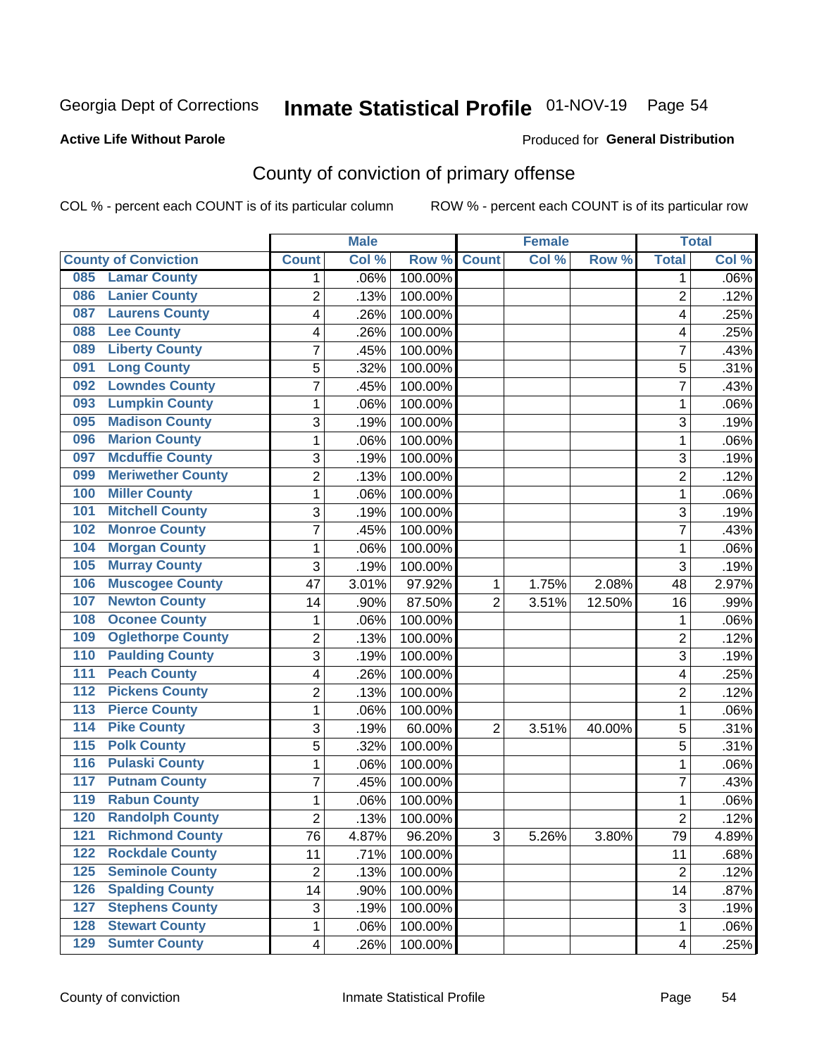Georgia Dept of Corrections **Inmate Statistical Profile** 01-NOV-19

**Active Life Without Parole**

Produced for **General Distribution**

## County of conviction of primary offense

COL % - percent each COUNT is of its particular column ROW % - percent each COUNT is of its particular row

| County of Conviction | Male | | | Female | | | Total | |
|---|---|---|---|---|---|---|---|---|
| | Count | Col % | Row % | Count | Col % | Row % | Total | Col % |
| 085 Lamar County | 1 | .06% | 100.00% | | | | 1 | .06% |
| 086 Lanier County | 2 | .13% | 100.00% | | | | 2 | .12% |
| 087 Laurens County | 4 | .26% | 100.00% | | | | 4 | .25% |
| 088 Lee County | 4 | .26% | 100.00% | | | | 4 | .25% |
| 089 Liberty County | 7 | .45% | 100.00% | | | | 7 | .43% |
| 091 Long County | 5 | .32% | 100.00% | | | | 5 | .31% |
| 092 Lowndes County | 7 | .45% | 100.00% | | | | 7 | .43% |
| 093 Lumpkin County | 1 | .06% | 100.00% | | | | 1 | .06% |
| 095 Madison County | 3 | .19% | 100.00% | | | | 3 | .19% |
| 096 Marion County | 1 | .06% | 100.00% | | | | 1 | .06% |
| 097 Mcduffie County | 3 | .19% | 100.00% | | | | 3 | .19% |
| 099 Meriwether County | 2 | .13% | 100.00% | | | | 2 | .12% |
| 100 Miller County | 1 | .06% | 100.00% | | | | 1 | .06% |
| 101 Mitchell County | 3 | .19% | 100.00% | | | | 3 | .19% |
| 102 Monroe County | 7 | .45% | 100.00% | | | | 7 | .43% |
| 104 Morgan County | 1 | .06% | 100.00% | | | | 1 | .06% |
| 105 Murray County | 3 | .19% | 100.00% | | | | 3 | .19% |
| 106 Muscogee County | 47 | 3.01% | 97.92% | 1 | 1.75% | 2.08% | 48 | 2.97% |
| 107 Newton County | 14 | .90% | 87.50% | 2 | 3.51% | 12.50% | 16 | .99% |
| 108 Oconee County | 1 | .06% | 100.00% | | | | 1 | .06% |
| 109 Oglethorpe County | 2 | .13% | 100.00% | | | | 2 | .12% |
| 110 Paulding County | 3 | .19% | 100.00% | | | | 3 | .19% |
| 111 Peach County | 4 | .26% | 100.00% | | | | 4 | .25% |
| 112 Pickens County | 2 | .13% | 100.00% | | | | 2 | .12% |
| 113 Pierce County | 1 | .06% | 100.00% | | | | 1 | .06% |
| 114 Pike County | 3 | .19% | 60.00% | 2 | 3.51% | 40.00% | 5 | .31% |
| 115 Polk County | 5 | .32% | 100.00% | | | | 5 | .31% |
| 116 Pulaski County | 1 | .06% | 100.00% | | | | 1 | .06% |
| 117 Putnam County | 7 | .45% | 100.00% | | | | 7 | .43% |
| 119 Rabun County | 1 | .06% | 100.00% | | | | 1 | .06% |
| 120 Randolph County | 2 | .13% | 100.00% | | | | 2 | .12% |
| 121 Richmond County | 76 | 4.87% | 96.20% | 3 | 5.26% | 3.80% | 79 | 4.89% |
| 122 Rockdale County | 11 | .71% | 100.00% | | | | 11 | .68% |
| 125 Seminole County | 2 | .13% | 100.00% | | | | 2 | .12% |
| 126 Spalding County | 14 | .90% | 100.00% | | | | 14 | .87% |
| 127 Stephens County | 3 | .19% | 100.00% | | | | 3 | .19% |
| 128 Stewart County | 1 | .06% | 100.00% | | | | 1 | .06% |
| 129 Sumter County | 4 | .26% | 100.00% | | | | 4 | .25% |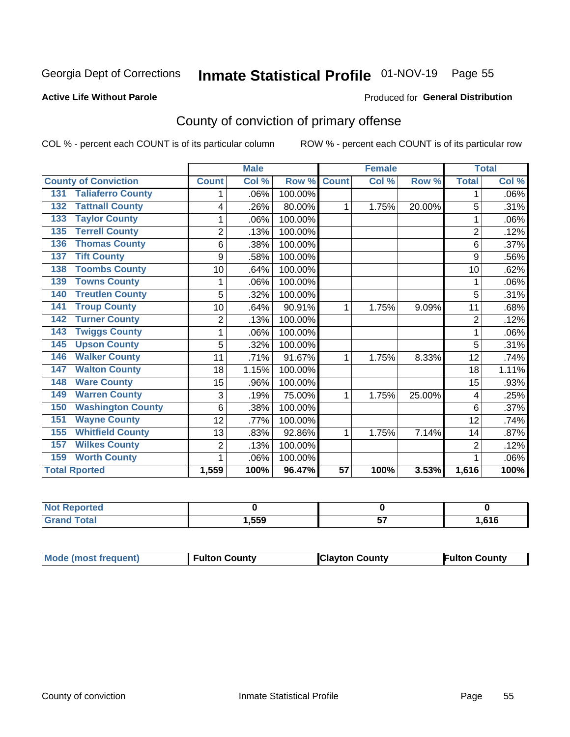Georgia Dept of Corrections **Inmate Statistical Profile** 01-NOV-19 Page 55

**Active Life Without Parole**

Produced for **General Distribution**

## County of conviction of primary offense

COL % - percent each COUNT is of its particular column ROW % - percent each COUNT is of its particular row

| | Male | | | Female | | | Total | |
|---|---|---|---|---|---|---|---|---|
| County of Conviction | Count | Col % | Row % | Count | Col % | Row % | Total | Col % |
| 131 Taliaferro County | 1 | .06% | 100.00% | | | | 1 | .06% |
| 132 Tattnall County | 4 | .26% | 80.00% | 1 | 1.75% | 20.00% | 5 | .31% |
| 133 Taylor County | 1 | .06% | 100.00% | | | | 1 | .06% |
| 135 Terrell County | 2 | .13% | 100.00% | | | | 2 | .12% |
| 136 Thomas County | 6 | .38% | 100.00% | | | | 6 | .37% |
| 137 Tift County | 9 | .58% | 100.00% | | | | 9 | .56% |
| 138 Toombs County | 10 | .64% | 100.00% | | | | 10 | .62% |
| 139 Towns County | 1 | .06% | 100.00% | | | | 1 | .06% |
| 140 Treutlen County | 5 | .32% | 100.00% | | | | 5 | .31% |
| 141 Troup County | 10 | .64% | 90.91% | 1 | 1.75% | 9.09% | 11 | .68% |
| 142 Turner County | 2 | .13% | 100.00% | | | | 2 | .12% |
| 143 Twiggs County | 1 | .06% | 100.00% | | | | 1 | .06% |
| 145 Upson County | 5 | .32% | 100.00% | | | | 5 | .31% |
| 146 Walker County | 11 | .71% | 91.67% | 1 | 1.75% | 8.33% | 12 | .74% |
| 147 Walton County | 18 | 1.15% | 100.00% | | | | 18 | 1.11% |
| 148 Ware County | 15 | .96% | 100.00% | | | | 15 | .93% |
| 149 Warren County | 3 | .19% | 75.00% | 1 | 1.75% | 25.00% | 4 | .25% |
| 150 Washington County | 6 | .38% | 100.00% | | | | 6 | .37% |
| 151 Wayne County | 12 | .77% | 100.00% | | | | 12 | .74% |
| 155 Whitfield County | 13 | .83% | 92.86% | 1 | 1.75% | 7.14% | 14 | .87% |
| 157 Wilkes County | 2 | .13% | 100.00% | | | | 2 | .12% |
| 159 Worth County | 1 | .06% | 100.00% | | | | 1 | .06% |
| **Total Rported** | **1,559** | **100%** | **96.47%** | **57** | **100%** | **3.53%** | **1,616** | **100%** |

| | Male | Female | Total |
|---|---|---|---|
| Not Reported | 0 | 0 | 0 |
| Grand Total | 1,559 | 57 | 1,616 |

| | Male | Female | Total |
|---|---|---|---|
| Mode (most frequent) | Fulton County | Clayton County | Fulton County |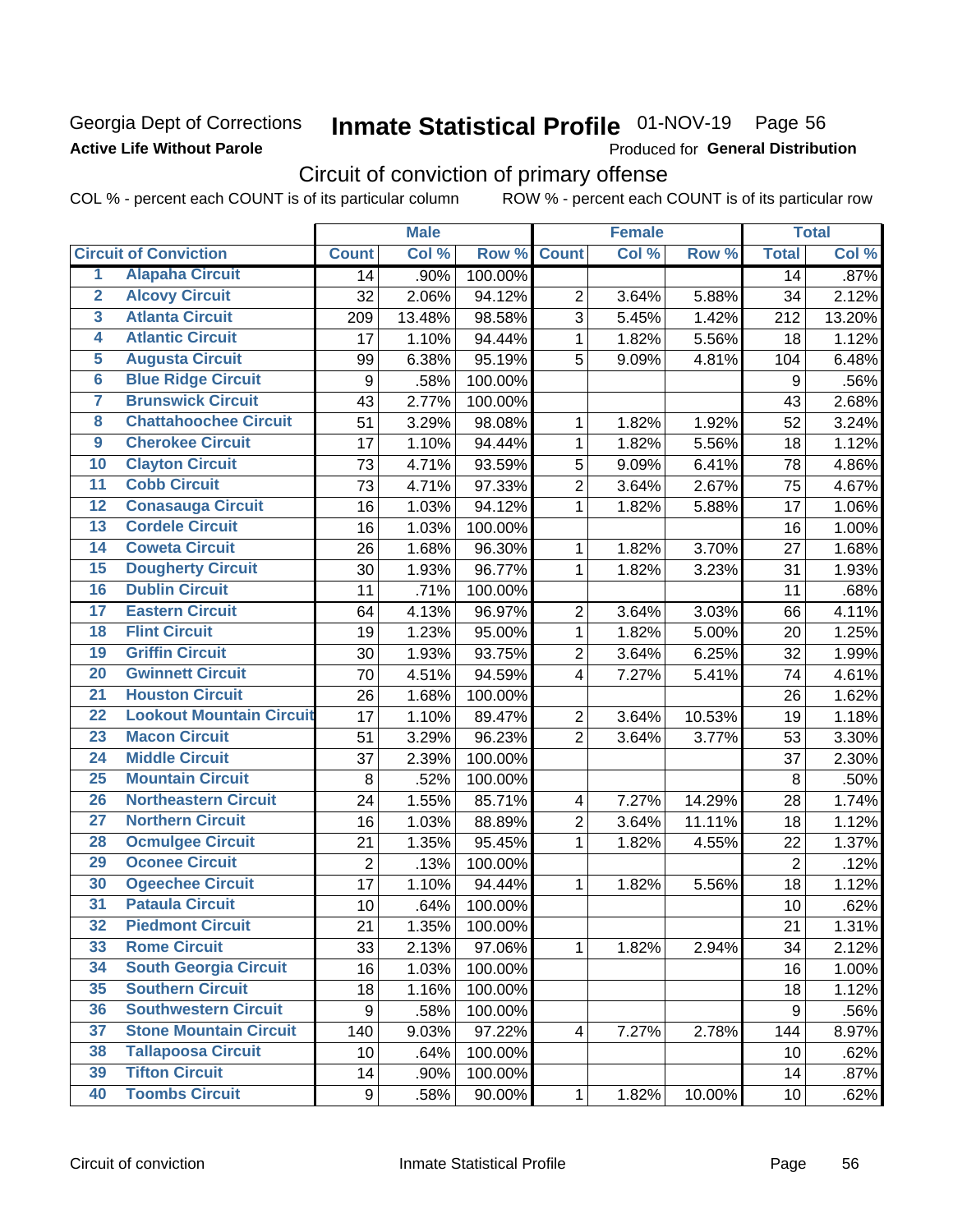Georgia Dept of Corrections
**Active Life Without Parole**

# Inmate Statistical Profile 01-NOV-19 Page 56

Produced for **General Distribution**

## Circuit of conviction of primary offense

COL % - percent each COUNT is of its particular column ROW % - percent each COUNT is of its particular row

| | | Male | | | Female | | | Total | |
|---|---|---|---|---|---|---|---|---|---|
| Circuit of Conviction | | Count | Col % | Row % | Count | Col % | Row % | Total | Col % |
| 1 | Alapaha Circuit | 14 | .90% | 100.00% | | | | 14 | .87% |
| 2 | Alcovy Circuit | 32 | 2.06% | 94.12% | 2 | 3.64% | 5.88% | 34 | 2.12% |
| 3 | Atlanta Circuit | 209 | 13.48% | 98.58% | 3 | 5.45% | 1.42% | 212 | 13.20% |
| 4 | Atlantic Circuit | 17 | 1.10% | 94.44% | 1 | 1.82% | 5.56% | 18 | 1.12% |
| 5 | Augusta Circuit | 99 | 6.38% | 95.19% | 5 | 9.09% | 4.81% | 104 | 6.48% |
| 6 | Blue Ridge Circuit | 9 | .58% | 100.00% | | | | 9 | .56% |
| 7 | Brunswick Circuit | 43 | 2.77% | 100.00% | | | | 43 | 2.68% |
| 8 | Chattahoochee Circuit | 51 | 3.29% | 98.08% | 1 | 1.82% | 1.92% | 52 | 3.24% |
| 9 | Cherokee Circuit | 17 | 1.10% | 94.44% | 1 | 1.82% | 5.56% | 18 | 1.12% |
| 10 | Clayton Circuit | 73 | 4.71% | 93.59% | 5 | 9.09% | 6.41% | 78 | 4.86% |
| 11 | Cobb Circuit | 73 | 4.71% | 97.33% | 2 | 3.64% | 2.67% | 75 | 4.67% |
| 12 | Conasauga Circuit | 16 | 1.03% | 94.12% | 1 | 1.82% | 5.88% | 17 | 1.06% |
| 13 | Cordele Circuit | 16 | 1.03% | 100.00% | | | | 16 | 1.00% |
| 14 | Coweta Circuit | 26 | 1.68% | 96.30% | 1 | 1.82% | 3.70% | 27 | 1.68% |
| 15 | Dougherty Circuit | 30 | 1.93% | 96.77% | 1 | 1.82% | 3.23% | 31 | 1.93% |
| 16 | Dublin Circuit | 11 | .71% | 100.00% | | | | 11 | .68% |
| 17 | Eastern Circuit | 64 | 4.13% | 96.97% | 2 | 3.64% | 3.03% | 66 | 4.11% |
| 18 | Flint Circuit | 19 | 1.23% | 95.00% | 1 | 1.82% | 5.00% | 20 | 1.25% |
| 19 | Griffin Circuit | 30 | 1.93% | 93.75% | 2 | 3.64% | 6.25% | 32 | 1.99% |
| 20 | Gwinnett Circuit | 70 | 4.51% | 94.59% | 4 | 7.27% | 5.41% | 74 | 4.61% |
| 21 | Houston Circuit | 26 | 1.68% | 100.00% | | | | 26 | 1.62% |
| 22 | Lookout Mountain Circuit | 17 | 1.10% | 89.47% | 2 | 3.64% | 10.53% | 19 | 1.18% |
| 23 | Macon Circuit | 51 | 3.29% | 96.23% | 2 | 3.64% | 3.77% | 53 | 3.30% |
| 24 | Middle Circuit | 37 | 2.39% | 100.00% | | | | 37 | 2.30% |
| 25 | Mountain Circuit | 8 | .52% | 100.00% | | | | 8 | .50% |
| 26 | Northeastern Circuit | 24 | 1.55% | 85.71% | 4 | 7.27% | 14.29% | 28 | 1.74% |
| 27 | Northern Circuit | 16 | 1.03% | 88.89% | 2 | 3.64% | 11.11% | 18 | 1.12% |
| 28 | Ocmulgee Circuit | 21 | 1.35% | 95.45% | 1 | 1.82% | 4.55% | 22 | 1.37% |
| 29 | Oconee Circuit | 2 | .13% | 100.00% | | | | 2 | .12% |
| 30 | Ogeechee Circuit | 17 | 1.10% | 94.44% | 1 | 1.82% | 5.56% | 18 | 1.12% |
| 31 | Pataula Circuit | 10 | .64% | 100.00% | | | | 10 | .62% |
| 32 | Piedmont Circuit | 21 | 1.35% | 100.00% | | | | 21 | 1.31% |
| 33 | Rome Circuit | 33 | 2.13% | 97.06% | 1 | 1.82% | 2.94% | 34 | 2.12% |
| 34 | South Georgia Circuit | 16 | 1.03% | 100.00% | | | | 16 | 1.00% |
| 35 | Southern Circuit | 18 | 1.16% | 100.00% | | | | 18 | 1.12% |
| 36 | Southwestern Circuit | 9 | .58% | 100.00% | | | | 9 | .56% |
| 37 | Stone Mountain Circuit | 140 | 9.03% | 97.22% | 4 | 7.27% | 2.78% | 144 | 8.97% |
| 38 | Tallapoosa Circuit | 10 | .64% | 100.00% | | | | 10 | .62% |
| 39 | Tifton Circuit | 14 | .90% | 100.00% | | | | 14 | .87% |
| 40 | Toombs Circuit | 9 | .58% | 90.00% | 1 | 1.82% | 10.00% | 10 | .62% |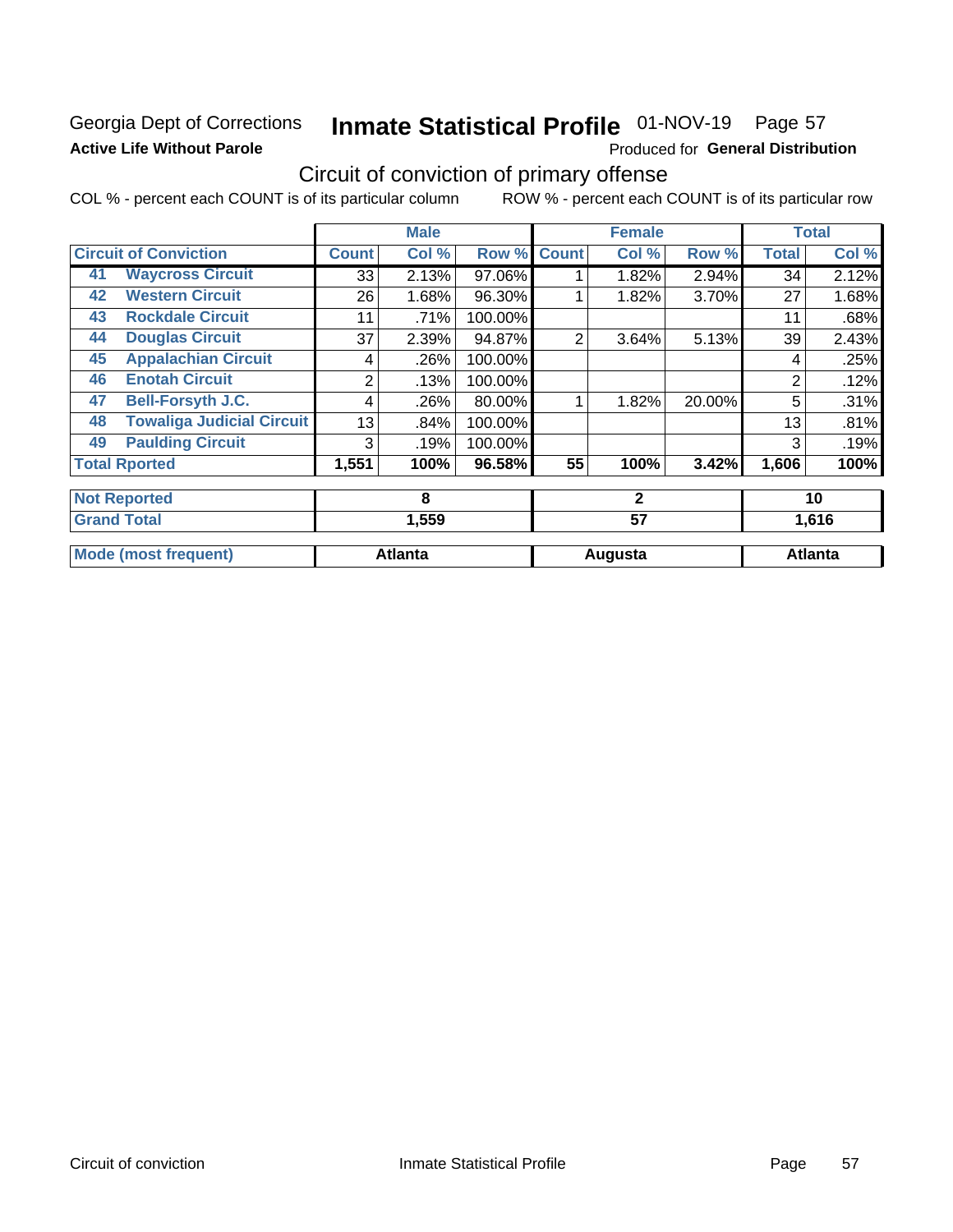Georgia Dept of Corrections
**Active Life Without Parole**

# Inmate Statistical Profile 01-NOV-19 Page 57

Produced for **General Distribution**

## Circuit of conviction of primary offense

COL % - percent each COUNT is of its particular column ROW % - percent each COUNT is of its particular row

| Circuit of Conviction | | Male | | | Female | | | Total | |
|---|---|---|---|---|---|---|---|---|---|
| | | Count | Col % | Row % | Count | Col % | Row % | Total | Col % |
| 41 | Waycross Circuit | 33 | 2.13% | 97.06% | 1 | 1.82% | 2.94% | 34 | 2.12% |
| 42 | Western Circuit | 26 | 1.68% | 96.30% | 1 | 1.82% | 3.70% | 27 | 1.68% |
| 43 | Rockdale Circuit | 11 | .71% | 100.00% | | | | 11 | .68% |
| 44 | Douglas Circuit | 37 | 2.39% | 94.87% | 2 | 3.64% | 5.13% | 39 | 2.43% |
| 45 | Appalachian Circuit | 4 | .26% | 100.00% | | | | 4 | .25% |
| 46 | Enotah Circuit | 2 | .13% | 100.00% | | | | 2 | .12% |
| 47 | Bell-Forsyth J.C. | 4 | .26% | 80.00% | 1 | 1.82% | 20.00% | 5 | .31% |
| 48 | Towaliga Judicial Circuit | 13 | .84% | 100.00% | | | | 13 | .81% |
| 49 | Paulding Circuit | 3 | .19% | 100.00% | | | | 3 | .19% |
| **Total Rported** | | **1,551** | **100%** | **96.58%** | **55** | **100%** | **3.42%** | **1,606** | **100%** |

| | Male | Female | Total |
|---|---|---|---|
| Not Reported | 8 | 2 | 10 |
| Grand Total | 1,559 | 57 | 1,616 |
| Mode (most frequent) | Atlanta | Augusta | Atlanta |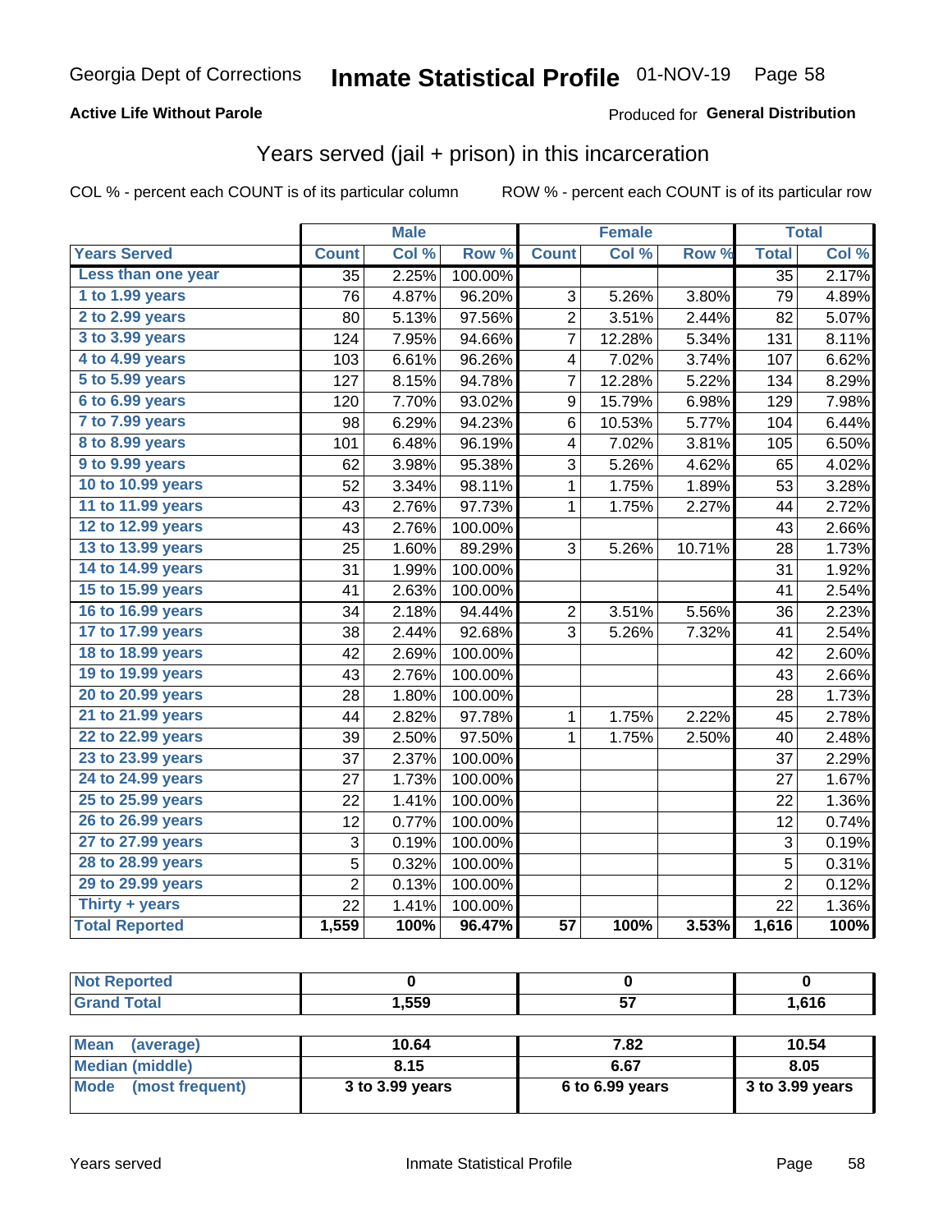Georgia Dept of Corrections **Inmate Statistical Profile** 01-NOV-19

**Active Life Without Parole**

Produced for **General Distribution**

## Years served (jail + prison) in this incarceration

COL % - percent each COUNT is of its particular column

ROW % - percent each COUNT is of its particular row

| | Male | | | Female | | | Total | |
|---|---|---|---|---|---|---|---|---|
| Years Served | Count | Col % | Row % | Count | Col % | Row % | Total | Col % |
| Less than one year | 35 | 2.25% | 100.00% | | | | 35 | 2.17% |
| 1 to 1.99 years | 76 | 4.87% | 96.20% | 3 | 5.26% | 3.80% | 79 | 4.89% |
| 2 to 2.99 years | 80 | 5.13% | 97.56% | 2 | 3.51% | 2.44% | 82 | 5.07% |
| 3 to 3.99 years | 124 | 7.95% | 94.66% | 7 | 12.28% | 5.34% | 131 | 8.11% |
| 4 to 4.99 years | 103 | 6.61% | 96.26% | 4 | 7.02% | 3.74% | 107 | 6.62% |
| 5 to 5.99 years | 127 | 8.15% | 94.78% | 7 | 12.28% | 5.22% | 134 | 8.29% |
| 6 to 6.99 years | 120 | 7.70% | 93.02% | 9 | 15.79% | 6.98% | 129 | 7.98% |
| 7 to 7.99 years | 98 | 6.29% | 94.23% | 6 | 10.53% | 5.77% | 104 | 6.44% |
| 8 to 8.99 years | 101 | 6.48% | 96.19% | 4 | 7.02% | 3.81% | 105 | 6.50% |
| 9 to 9.99 years | 62 | 3.98% | 95.38% | 3 | 5.26% | 4.62% | 65 | 4.02% |
| 10 to 10.99 years | 52 | 3.34% | 98.11% | 1 | 1.75% | 1.89% | 53 | 3.28% |
| 11 to 11.99 years | 43 | 2.76% | 97.73% | 1 | 1.75% | 2.27% | 44 | 2.72% |
| 12 to 12.99 years | 43 | 2.76% | 100.00% | | | | 43 | 2.66% |
| 13 to 13.99 years | 25 | 1.60% | 89.29% | 3 | 5.26% | 10.71% | 28 | 1.73% |
| 14 to 14.99 years | 31 | 1.99% | 100.00% | | | | 31 | 1.92% |
| 15 to 15.99 years | 41 | 2.63% | 100.00% | | | | 41 | 2.54% |
| 16 to 16.99 years | 34 | 2.18% | 94.44% | 2 | 3.51% | 5.56% | 36 | 2.23% |
| 17 to 17.99 years | 38 | 2.44% | 92.68% | 3 | 5.26% | 7.32% | 41 | 2.54% |
| 18 to 18.99 years | 42 | 2.69% | 100.00% | | | | 42 | 2.60% |
| 19 to 19.99 years | 43 | 2.76% | 100.00% | | | | 43 | 2.66% |
| 20 to 20.99 years | 28 | 1.80% | 100.00% | | | | 28 | 1.73% |
| 21 to 21.99 years | 44 | 2.82% | 97.78% | 1 | 1.75% | 2.22% | 45 | 2.78% |
| 22 to 22.99 years | 39 | 2.50% | 97.50% | 1 | 1.75% | 2.50% | 40 | 2.48% |
| 23 to 23.99 years | 37 | 2.37% | 100.00% | | | | 37 | 2.29% |
| 24 to 24.99 years | 27 | 1.73% | 100.00% | | | | 27 | 1.67% |
| 25 to 25.99 years | 22 | 1.41% | 100.00% | | | | 22 | 1.36% |
| 26 to 26.99 years | 12 | 0.77% | 100.00% | | | | 12 | 0.74% |
| 27 to 27.99 years | 3 | 0.19% | 100.00% | | | | 3 | 0.19% |
| 28 to 28.99 years | 5 | 0.32% | 100.00% | | | | 5 | 0.31% |
| 29 to 29.99 years | 2 | 0.13% | 100.00% | | | | 2 | 0.12% |
| Thirty + years | 22 | 1.41% | 100.00% | | | | 22 | 1.36% |
| **Total Reported** | **1,559** | **100%** | **96.47%** | **57** | **100%** | **3.53%** | **1,616** | **100%** |

| | Male | Female | Total |
|---|---|---|---|
| Not Reported | 0 | 0 | 0 |
| Grand Total | 1,559 | 57 | 1,616 |

| | Male | Female | Total |
|---|---|---|---|
| Mean (average) | 10.64 | 7.82 | 10.54 |
| Median (middle) | 8.15 | 6.67 | 8.05 |
| Mode (most frequent) | 3 to 3.99 years | 6 to 6.99 years | 3 to 3.99 years |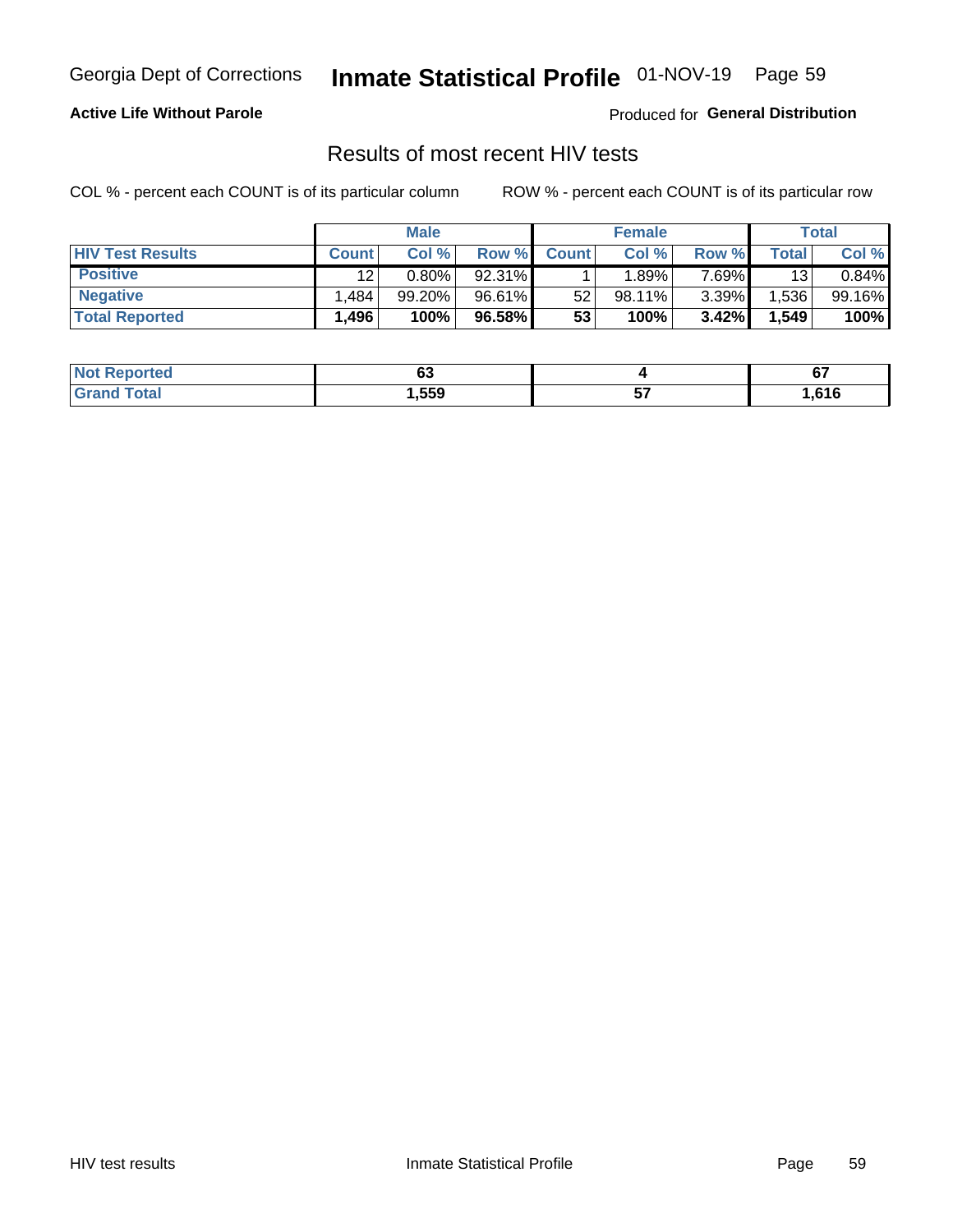Georgia Dept of Corrections **Inmate Statistical Profile** 01-NOV-19

**Active Life Without Parole**

Produced for **General Distribution**

## Results of most recent HIV tests

COL % - percent each COUNT is of its particular column    ROW % - percent each COUNT is of its particular row

| | Male | | | Female | | | Total | |
|---|---|---|---|---|---|---|---|---|
| **HIV Test Results** | **Count** | **Col %** | **Row %** | **Count** | **Col %** | **Row %** | **Total** | **Col %** |
| **Positive** | 12 | 0.80% | 92.31% | 1 | 1.89% | 7.69% | 13 | 0.84% |
| **Negative** | 1,484 | 99.20% | 96.61% | 52 | 98.11% | 3.39% | 1,536 | 99.16% |
| **Total Reported** | **1,496** | **100%** | **96.58%** | **53** | **100%** | **3.42%** | **1,549** | **100%** |

| | Male | Female | Total |
|---|---|---|---|
| **Not Reported** | **63** | **4** | **67** |
| **Grand Total** | **1,559** | **57** | **1,616** |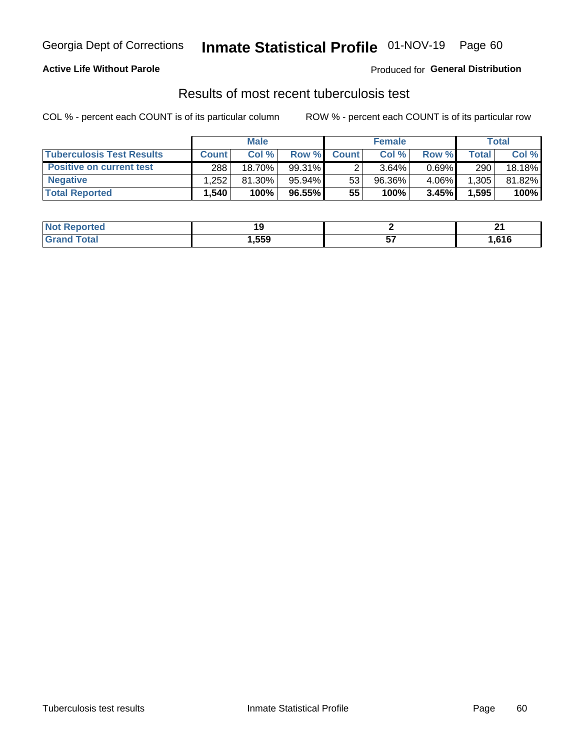Georgia Dept of Corrections **Inmate Statistical Profile** 01-NOV-19 Page 60

**Active Life Without Parole**

Produced for **General Distribution**

## Results of most recent tuberculosis test

COL % - percent each COUNT is of its particular column ROW % - percent each COUNT is of its particular row

| | Male | | | Female | | | Total | |
|---|---|---|---|---|---|---|---|---|
| **Tuberculosis Test Results** | **Count** | **Col %** | **Row %** | **Count** | **Col %** | **Row %** | **Total** | **Col %** |
| **Positive on current test** | 288 | 18.70% | 99.31% | 2 | 3.64% | 0.69% | 290 | 18.18% |
| **Negative** | 1,252 | 81.30% | 95.94% | 53 | 96.36% | 4.06% | 1,305 | 81.82% |
| **Total Reported** | **1,540** | **100%** | **96.55%** | **55** | **100%** | **3.45%** | **1,595** | **100%** |

| | Male | Female | Total |
|---|---|---|---|
| **Not Reported** | **19** | **2** | **21** |
| **Grand Total** | **1,559** | **57** | **1,616** |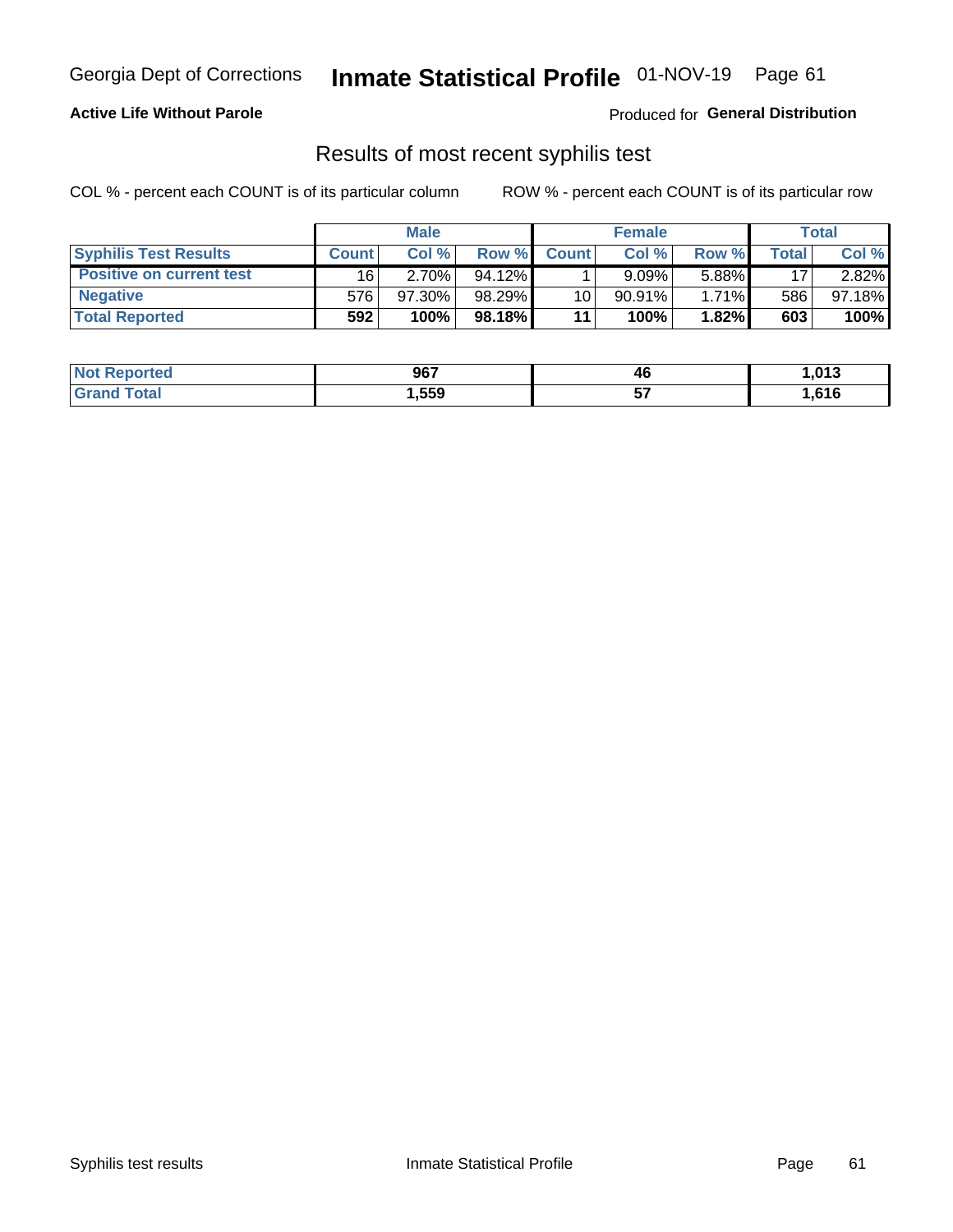Georgia Dept of Corrections **Inmate Statistical Profile** 01-NOV-19

**Active Life Without Parole**

Produced for **General Distribution**

## Results of most recent syphilis test

COL % - percent each COUNT is of its particular column ROW % - percent each COUNT is of its particular row

| | Male | | | Female | | | Total | |
|---|---|---|---|---|---|---|---|---|
| **Syphilis Test Results** | **Count** | **Col %** | **Row %** | **Count** | **Col %** | **Row %** | **Total** | **Col %** |
| **Positive on current test** | 16 | 2.70% | 94.12% | 1 | 9.09% | 5.88% | 17 | 2.82% |
| **Negative** | 576 | 97.30% | 98.29% | 10 | 90.91% | 1.71% | 586 | 97.18% |
| **Total Reported** | **592** | **100%** | **98.18%** | **11** | **100%** | **1.82%** | **603** | **100%** |

| | Male | Female | Total |
|---|---|---|---|
| **Not Reported** | **967** | **46** | **1,013** |
| **Grand Total** | **1,559** | **57** | **1,616** |

Syphilis test results Inmate Statistical Profile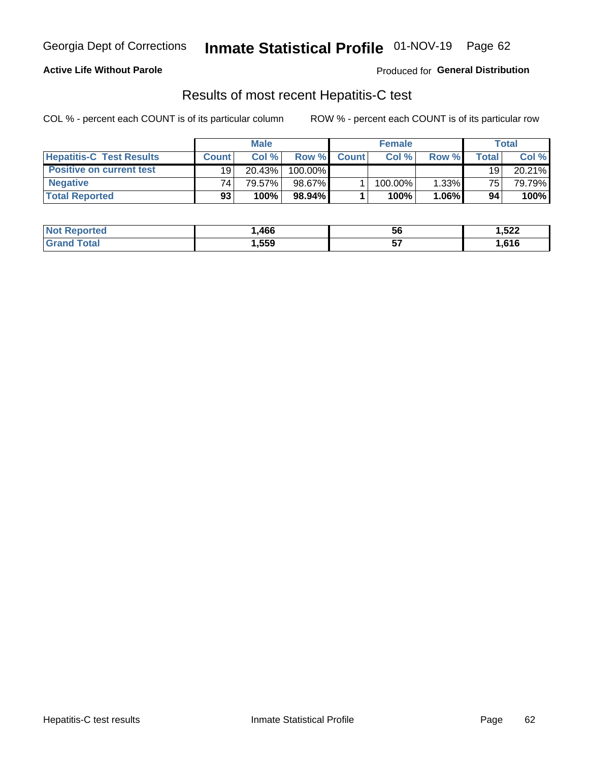Georgia Dept of Corrections **Inmate Statistical Profile** 01-NOV-19

**Active Life Without Parole**

Produced for **General Distribution**

## Results of most recent Hepatitis-C test

COL % - percent each COUNT is of its particular column

ROW % - percent each COUNT is of its particular row

| | Male | | | Female | | | Total | |
|---|---|---|---|---|---|---|---|---|
| **Hepatitis-C Test Results** | **Count** | **Col %** | **Row %** | **Count** | **Col %** | **Row %** | **Total** | **Col %** |
| **Positive on current test** | 19 | 20.43% | 100.00% | | | | 19 | 20.21% |
| **Negative** | 74 | 79.57% | 98.67% | 1 | 100.00% | 1.33% | 75 | 79.79% |
| **Total Reported** | **93** | **100%** | **98.94%** | **1** | **100%** | **1.06%** | **94** | **100%** |

| | Male | Female | Total |
|---|---|---|---|
| **Not Reported** | **1,466** | **56** | **1,522** |
| **Grand Total** | **1,559** | **57** | **1,616** |

Hepatitis-C test results

Inmate Statistical Profile